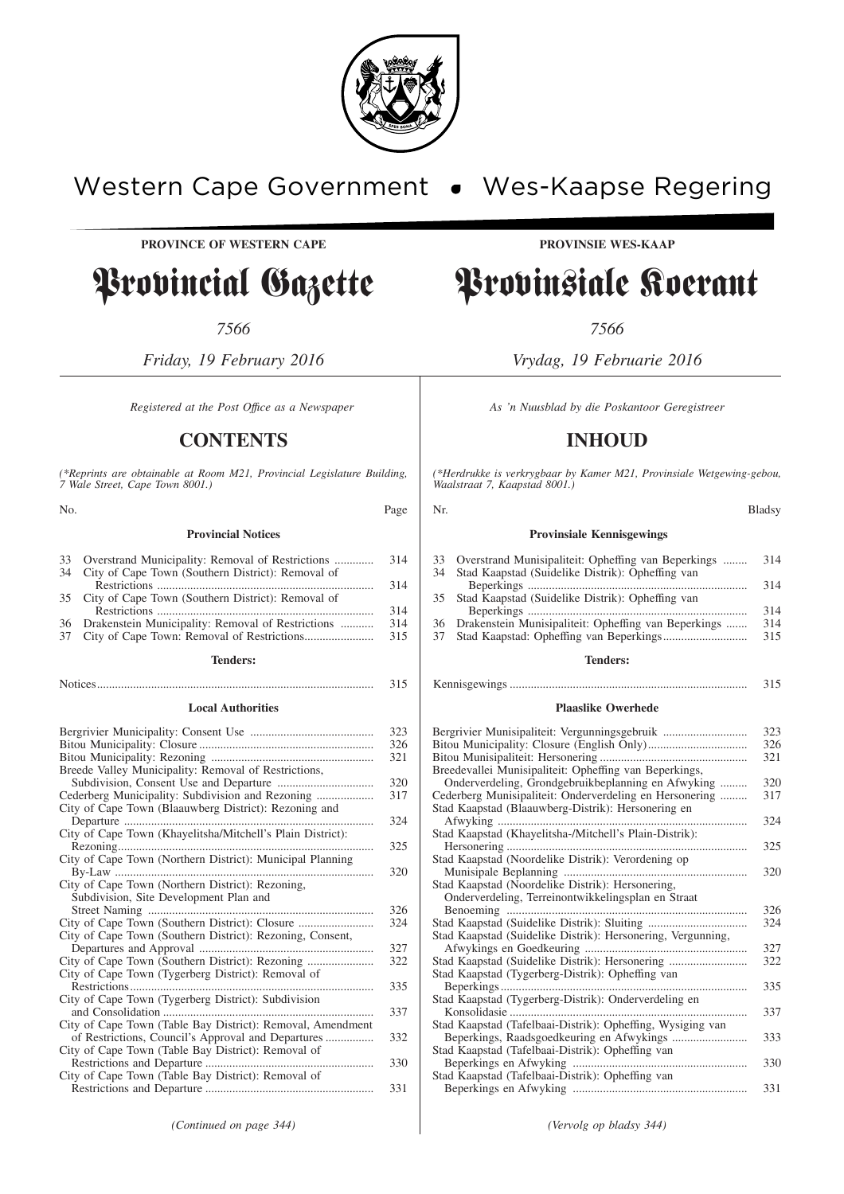Western Cape Government • Wes-Kaapse Regering

**PROVINCE OF WESTERN CAPE**

# Provincial Gazette

*7566*

*Friday, 19 February 2016*

*Registered at the Post Office as a Newspaper*

## CONTENTS

*(\*Reprints are obtainable at Room M21, Provincial Legislature Building, 7 Wale Street, Cape Town 8001.)*

| No. | | Page |
|---|---|---|
| | **Provincial Notices** | |
| 33 | Overstrand Municipality: Removal of Restrictions | 314 |
| 34 | City of Cape Town (Southern District): Removal of Restrictions | 314 |
| 35 | City of Cape Town (Southern District): Removal of Restrictions | 314 |
| 36 | Drakenstein Municipality: Removal of Restrictions | 314 |
| 37 | City of Cape Town: Removal of Restrictions | 315 |
| | **Tenders:** | |
| | Notices | 315 |
| | **Local Authorities** | |
| | Bergrivier Municipality: Consent Use | 323 |
| | Bitou Municipality: Closure | 326 |
| | Bitou Municipality: Rezoning | 321 |
| | Breede Valley Municipality: Removal of Restrictions, Subdivision, Consent Use and Departure | 320 |
| | Cederberg Municipality: Subdivision and Rezoning | 317 |
| | City of Cape Town (Blaauwberg District): Rezoning and Departure | 324 |
| | City of Cape Town (Khayelitsha/Mitchell's Plain District): Rezoning | 325 |
| | City of Cape Town (Northern District): Municipal Planning By-Law | 320 |
| | City of Cape Town (Northern District): Rezoning, Subdivision, Site Development Plan and Street Naming | 326 |
| | City of Cape Town (Southern District): Closure | 324 |
| | City of Cape Town (Southern District): Rezoning, Consent, Departures and Approval | 327 |
| | City of Cape Town (Southern District): Rezoning | 322 |
| | City of Cape Town (Tygerberg District): Removal of Restrictions | 335 |
| | City of Cape Town (Tygerberg District): Subdivision and Consolidation | 337 |
| | City of Cape Town (Table Bay District): Removal, Amendment of Restrictions, Council's Approval and Departures | 332 |
| | City of Cape Town (Table Bay District): Removal of Restrictions and Departure | 330 |
| | City of Cape Town (Table Bay District): Removal of Restrictions and Departure | 331 |

*(Continued on page 344)*

**PROVINSIE WES-KAAP**

# Provinsiale Koerant

*7566*

*Vrydag, 19 Februarie 2016*

*As 'n Nuusblad by die Poskantoor Geregistreer*

## INHOUD

*(\*Herdrukke is verkrygbaar by Kamer M21, Provinsiale Wetgewing-gebou, Waalstraat 7, Kaapstad 8001.)*

| Nr. | | Bladsy |
|---|---|---|
| | **Provinsiale Kennisgewings** | |
| 33 | Overstrand Munisipaliteit: Opheffing van Beperkings | 314 |
| 34 | Stad Kaapstad (Suidelike Distrik): Opheffing van Beperkings | 314 |
| 35 | Stad Kaapstad (Suidelike Distrik): Opheffing van Beperkings | 314 |
| 36 | Drakenstein Munisipaliteit: Opheffing van Beperkings | 314 |
| 37 | Stad Kaapstad: Opheffing van Beperkings | 315 |
| | **Tenders:** | |
| | Kennisgewings | 315 |
| | **Plaaslike Owerhede** | |
| | Bergrivier Munisipaliteit: Vergunningsgebruik | 323 |
| | Bitou Municipality: Closure (English Only) | 326 |
| | Bitou Munisipaliteit: Hersonering | 321 |
| | Breedevallei Munisipaliteit: Opheffing van Beperkings, Onderverdeling, Grondgebruikbeplanning en Afwyking | 320 |
| | Cederberg Munisipaliteit: Onderverdeling en Hersonering | 317 |
| | Stad Kaapstad (Blaauwberg-Distrik): Hersonering en Afwyking | 324 |
| | Stad Kaapstad (Khayelitsha-/Mitchell's Plain-Distrik): Hersonering | 325 |
| | Stad Kaapstad (Noordelike Distrik): Verordening op Munisipale Beplanning | 320 |
| | Stad Kaapstad (Noordelike Distrik): Hersonering, Onderverdeling, Terreinontwikkelingsplan en Straat Benoeming | 326 |
| | Stad Kaapstad (Suidelike Distrik): Sluiting | 324 |
| | Stad Kaapstad (Suidelike Distrik): Hersonering, Vergunning, Afwykings en Goedkeuring | 327 |
| | Stad Kaapstad (Suidelike Distrik): Hersonering | 322 |
| | Stad Kaapstad (Tygerberg-Distrik): Opheffing van Beperkings | 335 |
| | Stad Kaapstad (Tygerberg-Distrik): Onderverdeling en Konsolidasie | 337 |
| | Stad Kaapstad (Tafelbaai-Distrik): Opheffing, Wysiging van Beperkings, Raadsgoedkeuring en Afwykings | 333 |
| | Stad Kaapstad (Tafelbaai-Distrik): Opheffing van Beperkings en Afwyking | 330 |
| | Stad Kaapstad (Tafelbaai-Distrik): Opheffing van Beperkings en Afwyking | 331 |

*(Vervolg op bladsy 344)*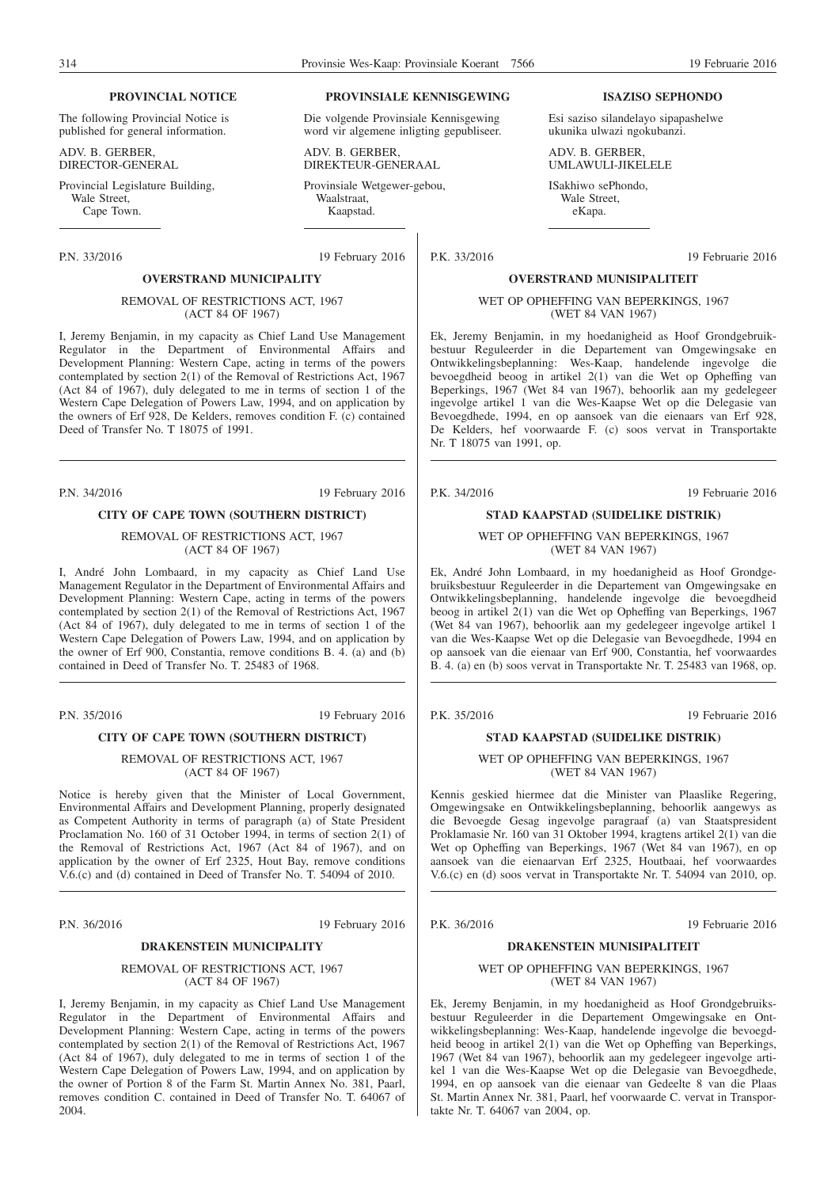**PROVINCIAL NOTICE**

The following Provincial Notice is published for general information.

ADV. B. GERBER,
DIRECTOR-GENERAL

Provincial Legislature Building,
Wale Street,
Cape Town.

**PROVINSIALE KENNISGEWING**

Die volgende Provinsiale Kennisgewing word vir algemene inligting gepubliseer.

ADV. B. GERBER,
DIREKTEUR-GENERAAL

Provinsiale Wetgewer-gebou,
Waalstraat,
Kaapstad.

**ISAZISO SEPHONDO**

Esi saziso silandelayo sipapashelwe ukunika ulwazi ngokubanzi.

ADV. B. GERBER,
UMLAWULI-JIKELELE

ISakhiwo sePhondo,
Wale Street,
eKapa.

---

P.N. 33/2016 — 19 February 2016

**OVERSTRAND MUNICIPALITY**

REMOVAL OF RESTRICTIONS ACT, 1967
(ACT 84 OF 1967)

I, Jeremy Benjamin, in my capacity as Chief Land Use Management Regulator in the Department of Environmental Affairs and Development Planning: Western Cape, acting in terms of the powers contemplated by section 2(1) of the Removal of Restrictions Act, 1967 (Act 84 of 1967), duly delegated to me in terms of section 1 of the Western Cape Delegation of Powers Law, 1994, and on application by the owners of Erf 928, De Kelders, removes condition F. (c) contained Deed of Transfer No. T 18075 of 1991.

P.K. 33/2016 — 19 Februarie 2016

**OVERSTRAND MUNISIPALITEIT**

WET OP OPHEFFING VAN BEPERKINGS, 1967
(WET 84 VAN 1967)

Ek, Jeremy Benjamin, in my hoedanigheid as Hoof Grondgebruikbestuur Reguleerder in die Departement van Omgewingsake en Ontwikkelingsbeplanning: Wes-Kaap, handelende ingevolge die bevoegdheid beoog in artikel 2(1) van die Wet op Opheffing van Beperkings, 1967 (Wet 84 van 1967), behoorlik aan my gedelegeer ingevolge artikel 1 van die Wes-Kaapse Wet op die Delegasie van Bevoegdhede, 1994, en op aansoek van die eienaars van Erf 928, De Kelders, hef voorwaarde F. (c) soos vervat in Transportakte Nr. T 18075 van 1991, op.

---

P.N. 34/2016 — 19 February 2016

**CITY OF CAPE TOWN (SOUTHERN DISTRICT)**

REMOVAL OF RESTRICTIONS ACT, 1967
(ACT 84 OF 1967)

I, André John Lombaard, in my capacity as Chief Land Use Management Regulator in the Department of Environmental Affairs and Development Planning: Western Cape, acting in terms of the powers contemplated by section 2(1) of the Removal of Restrictions Act, 1967 (Act 84 of 1967), duly delegated to me in terms of section 1 of the Western Cape Delegation of Powers Law, 1994, and on application by the owner of Erf 900, Constantia, remove conditions B. 4. (a) and (b) contained in Deed of Transfer No. T. 25483 of 1968.

P.K. 34/2016 — 19 Februarie 2016

**STAD KAAPSTAD (SUIDELIKE DISTRIK)**

WET OP OPHEFFING VAN BEPERKINGS, 1967
(WET 84 VAN 1967)

Ek, André John Lombaard, in my hoedanigheid as Hoof Grondgebruiksbestuur Reguleerder in die Departement van Omgewingsake en Ontwikkelingsbeplanning, handelende ingevolge die bevoegdheid beoog in artikel 2(1) van die Wet op Opheffing van Beperkings, 1967 (Wet 84 van 1967), behoorlik aan my gedelegeer ingevolge artikel 1 van die Wes-Kaapse Wet op die Delegasie van Bevoegdhede, 1994 en op aansoek van die eienaar van Erf 900, Constantia, hef voorwaardes B. 4. (a) en (b) soos vervat in Transportakte Nr. T. 25483 van 1968, op.

---

P.N. 35/2016 — 19 February 2016

**CITY OF CAPE TOWN (SOUTHERN DISTRICT)**

REMOVAL OF RESTRICTIONS ACT, 1967
(ACT 84 OF 1967)

Notice is hereby given that the Minister of Local Government, Environmental Affairs and Development Planning, properly designated as Competent Authority in terms of paragraph (a) of State President Proclamation No. 160 of 31 October 1994, in terms of section 2(1) of the Removal of Restrictions Act, 1967 (Act 84 of 1967), and on application by the owner of Erf 2325, Hout Bay, remove conditions V.6.(c) and (d) contained in Deed of Transfer No. T. 54094 of 2010.

P.K. 35/2016 — 19 Februarie 2016

**STAD KAAPSTAD (SUIDELIKE DISTRIK)**

WET OP OPHEFFING VAN BEPERKINGS, 1967
(WET 84 VAN 1967)

Kennis geskied hiermee dat die Minister van Plaaslike Regering, Omgewingsake en Ontwikkelingsbeplanning, behoorlik aangewys as die Bevoegde Gesag ingevolge paragraaf (a) van Staatspresident Proklamasie Nr. 160 van 31 Oktober 1994, kragtens artikel 2(1) van die Wet op Opheffing van Beperkings, 1967 (Wet 84 van 1967), en op aansoek van die eienaarvan Erf 2325, Houtbaai, hef voorwaardes V.6.(c) en (d) soos vervat in Transportakte Nr. T. 54094 van 2010, op.

---

P.N. 36/2016 — 19 February 2016

**DRAKENSTEIN MUNICIPALITY**

REMOVAL OF RESTRICTIONS ACT, 1967
(ACT 84 OF 1967)

I, Jeremy Benjamin, in my capacity as Chief Land Use Management Regulator in the Department of Environmental Affairs and Development Planning: Western Cape, acting in terms of the powers contemplated by section 2(1) of the Removal of Restrictions Act, 1967 (Act 84 of 1967), duly delegated to me in terms of section 1 of the Western Cape Delegation of Powers Law, 1994, and on application by the owner of Portion 8 of the Farm St. Martin Annex No. 381, Paarl, removes condition C. contained in Deed of Transfer No. T. 64067 of 2004.

P.K. 36/2016 — 19 Februarie 2016

**DRAKENSTEIN MUNISIPALITEIT**

WET OP OPHEFFING VAN BEPERKINGS, 1967
(WET 84 VAN 1967)

Ek, Jeremy Benjamin, in my hoedanigheid as Hoof Grondgebruiksbestuur Reguleerder in die Departement Omgewingsake en Ontwikkelingsbeplanning: Wes-Kaap, handelende ingevolge die bevoegdheid beoog in artikel 2(1) van die Wet op Opheffing van Beperkings, 1967 (Wet 84 van 1967), behoorlik aan my gedelegeer ingevolge artikel 1 van die Wes-Kaapse Wet op die Delegasie van Bevoegdhede, 1994, en op aansoek van die eienaar van Gedeelte 8 van die Plaas St. Martin Annex Nr. 381, Paarl, hef voorwaarde C. vervat in Transportakte Nr. T. 64067 van 2004, op.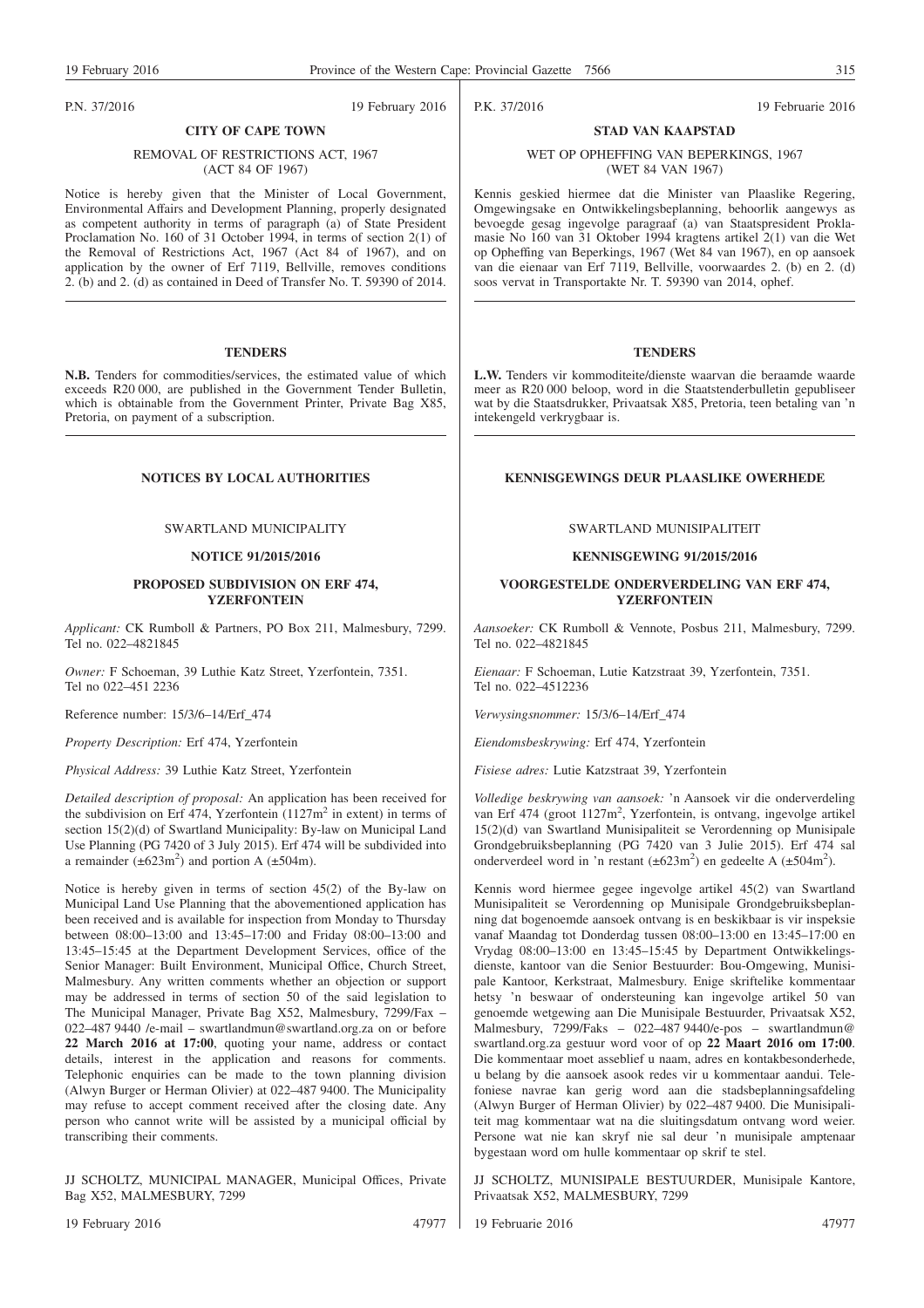P.N. 37/2016 19 February 2016

## CITY OF CAPE TOWN

REMOVAL OF RESTRICTIONS ACT, 1967
(ACT 84 OF 1967)

Notice is hereby given that the Minister of Local Government, Environmental Affairs and Development Planning, properly designated as competent authority in terms of paragraph (a) of State President Proclamation No. 160 of 31 October 1994, in terms of section 2(1) of the Removal of Restrictions Act, 1967 (Act 84 of 1967), and on application by the owner of Erf 7119, Bellville, removes conditions 2. (b) and 2. (d) as contained in Deed of Transfer No. T. 59390 of 2014.

---

P.K. 37/2016 19 Februarie 2016

## STAD VAN KAAPSTAD

WET OP OPHEFFING VAN BEPERKINGS, 1967
(WET 84 VAN 1967)

Kennis geskied hiermee dat die Minister van Plaaslike Regering, Omgewingsake en Ontwikkelingsbeplanning, behoorlik aangewys as bevoegde gesag ingevolge paragraaf (a) van Staatspresident Proklamasie No 160 van 31 Oktober 1994 kragtens artikel 2(1) van die Wet op Opheffing van Beperkings, 1967 (Wet 84 van 1967), en op aansoek van die eienaar van Erf 7119, Bellville, voorwaardes 2. (b) en 2. (d) soos vervat in Transportakte Nr. T. 59390 van 2014, ophef.

---

## TENDERS

**N.B.** Tenders for commodities/services, the estimated value of which exceeds R20 000, are published in the Government Tender Bulletin, which is obtainable from the Government Printer, Private Bag X85, Pretoria, on payment of a subscription.

---

## TENDERS

**L.W.** Tenders vir kommoditeite/dienste waarvan die beraamde waarde meer as R20 000 beloop, word in die Staatstenderbulletin gepubliseer wat by die Staatsdrukker, Privaatsak X85, Pretoria, teen betaling van 'n intekengeld verkrygbaar is.

---

## NOTICES BY LOCAL AUTHORITIES

SWARTLAND MUNICIPALITY

**NOTICE 91/2015/2016**

**PROPOSED SUBDIVISION ON ERF 474, YZERFONTEIN**

*Applicant:* CK Rumboll & Partners, PO Box 211, Malmesbury, 7299. Tel no. 022–4821845

*Owner:* F Schoeman, 39 Luthie Katz Street, Yzerfontein, 7351. Tel no 022–451 2236

Reference number: 15/3/6–14/Erf_474

*Property Description:* Erf 474, Yzerfontein

*Physical Address:* 39 Luthie Katz Street, Yzerfontein

*Detailed description of proposal:* An application has been received for the subdivision on Erf 474, Yzerfontein (1127m$^2$ in extent) in terms of section 15(2)(d) of Swartland Municipality: By-law on Municipal Land Use Planning (PG 7420 of 3 July 2015). Erf 474 will be subdivided into a remainder (±623m$^2$) and portion A (±504m).

Notice is hereby given in terms of section 45(2) of the By-law on Municipal Land Use Planning that the abovementioned application has been received and is available for inspection from Monday to Thursday between 08:00–13:00 and 13:45–17:00 and Friday 08:00–13:00 and 13:45–15:45 at the Department Development Services, office of the Senior Manager: Built Environment, Municipal Office, Church Street, Malmesbury. Any written comments whether an objection or support may be addressed in terms of section 50 of the said legislation to The Municipal Manager, Private Bag X52, Malmesbury, 7299/Fax – 022–487 9440 /e-mail – swartlandmun@swartland.org.za on or before **22 March 2016 at 17:00**, quoting your name, address or contact details, interest in the application and reasons for comments. Telephonic enquiries can be made to the town planning division (Alwyn Burger or Herman Olivier) at 022–487 9400. The Municipality may refuse to accept comment received after the closing date. Any person who cannot write will be assisted by a municipal official by transcribing their comments.

JJ SCHOLTZ, MUNICIPAL MANAGER, Municipal Offices, Private Bag X52, MALMESBURY, 7299

19 February 2016 47977

---

## KENNISGEWINGS DEUR PLAASLIKE OWERHEDE

SWARTLAND MUNISIPALITEIT

**KENNISGEWING 91/2015/2016**

**VOORGESTELDE ONDERVERDELING VAN ERF 474, YZERFONTEIN**

*Aansoeker:* CK Rumboll & Vennote, Posbus 211, Malmesbury, 7299. Tel no. 022–4821845

*Eienaar:* F Schoeman, Lutie Katzstraat 39, Yzerfontein, 7351. Tel no. 022–4512236

*Verwysingsnommer:* 15/3/6–14/Erf_474

*Eiendomsbeskrywing:* Erf 474, Yzerfontein

*Fisiese adres:* Lutie Katzstraat 39, Yzerfontein

*Volledige beskrywing van aansoek:* 'n Aansoek vir die onderverdeling van Erf 474 (groot 1127m$^2$, Yzerfontein, is ontvang, ingevolge artikel 15(2)(d) van Swartland Munisipaliteit se Verordenning op Munisipale Grondgebruiksbeplanning (PG 7420 van 3 Julie 2015). Erf 474 sal onderverdeel word in 'n restant (±623m$^2$) en gedeelte A (±504m$^2$).

Kennis word hiermee gegee ingevolge artikel 45(2) van Swartland Munisipaliteit se Verordenning op Munisipale Grondgebruiksbeplanning dat bogenoemde aansoek ontvang is en beskikbaar is vir inspeksie vanaf Maandag tot Donderdag tussen 08:00–13:00 en 13:45–17:00 en Vrydag 08:00–13:00 en 13:45–15:45 by Department Ontwikkelingsdienste, kantoor van die Senior Bestuurder: Bou-Omgewing, Munisipale Kantoor, Kerkstraat, Malmesbury. Enige skriftelike kommentaar hetsy 'n beswaar of ondersteuning kan ingevolge artikel 50 van genoemde wetgewing aan Die Munisipale Bestuurder, Privaatsak X52, Malmesbury, 7299/Faks – 022–487 9440/e-pos – swartlandmun@swartland.org.za gestuur word voor of op **22 Maart 2016 om 17:00**. Die kommentaar moet asseblief u naam, adres en kontakbesonderhede, u belang by die aansoek asook redes vir u kommentaar aandui. Telefoniese navrae kan gerig word aan die stadsbeplanningsafdeling (Alwyn Burger of Herman Olivier) by 022–487 9400. Die Munisipaliteit mag kommentaar wat na die sluitingsdatum ontvang word weier. Persone wat nie kan skryf nie sal deur 'n munisipale amptenaar bygestaan word om hulle kommentaar op skrif te stel.

JJ SCHOLTZ, MUNISIPALE BESTUURDER, Munisipale Kantore, Privaatsak X52, MALMESBURY, 7299

19 Februarie 2016 47977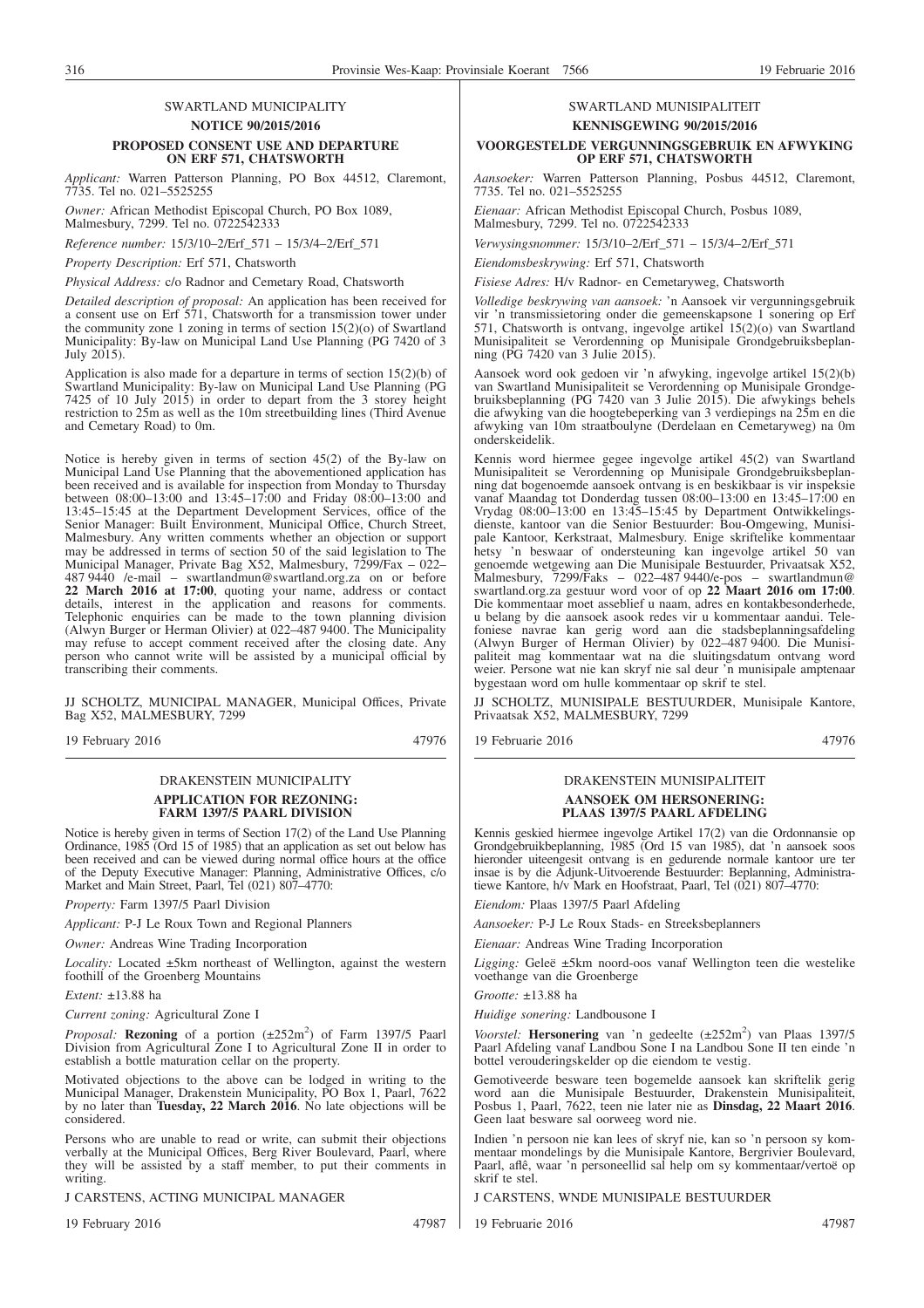## SWARTLAND MUNICIPALITY

### NOTICE 90/2015/2016

### PROPOSED CONSENT USE AND DEPARTURE ON ERF 571, CHATSWORTH

*Applicant:* Warren Patterson Planning, PO Box 44512, Claremont, 7735. Tel no. 021–5525255

*Owner:* African Methodist Episcopal Church, PO Box 1089, Malmesbury, 7299. Tel no. 0722542333

*Reference number:* 15/3/10–2/Erf_571 – 15/3/4–2/Erf_571

*Property Description:* Erf 571, Chatsworth

*Physical Address:* c/o Radnor and Cemetary Road, Chatsworth

*Detailed description of proposal:* An application has been received for a consent use on Erf 571, Chatsworth for a transmission tower under the community zone 1 zoning in terms of section 15(2)(o) of Swartland Municipality: By-law on Municipal Land Use Planning (PG 7420 of 3 July 2015).

Application is also made for a departure in terms of section 15(2)(b) of Swartland Municipality: By-law on Municipal Land Use Planning (PG 7425 of 10 July 2015) in order to depart from the 3 storey height restriction to 25m as well as the 10m streetbuilding lines (Third Avenue and Cemetary Road) to 0m.

Notice is hereby given in terms of section 45(2) of the By-law on Municipal Land Use Planning that the abovementioned application has been received and is available for inspection from Monday to Thursday between 08:00–13:00 and 13:45–17:00 and Friday 08:00–13:00 and 13:45–15:45 at the Department Development Services, office of the Senior Manager: Built Environment, Municipal Office, Church Street, Malmesbury. Any written comments whether an objection or support may be addressed in terms of section 50 of the said legislation to The Municipal Manager, Private Bag X52, Malmesbury, 7299/Fax – 022–487 9440 /e-mail – swartlandmun@swartland.org.za on or before **22 March 2016 at 17:00**, quoting your name, address or contact details, interest in the application and reasons for comments. Telephonic enquiries can be made to the town planning division (Alwyn Burger or Herman Olivier) at 022–487 9400. The Municipality may refuse to accept comment received after the closing date. Any person who cannot write will be assisted by a municipal official by transcribing their comments.

JJ SCHOLTZ, MUNICIPAL MANAGER, Municipal Offices, Private Bag X52, MALMESBURY, 7299

19 February 2016 47976

## SWARTLAND MUNISIPALITEIT

### KENNISGEWING 90/2015/2016

### VOORGESTELDE VERGUNNINGSGEBRUIK EN AFWYKING OP ERF 571, CHATSWORTH

*Aansoeker:* Warren Patterson Planning, Posbus 44512, Claremont, 7735. Tel no. 021–5525255

*Eienaar:* African Methodist Episcopal Church, Posbus 1089, Malmesbury, 7299. Tel no. 0722542333

*Verwysingsnommer:* 15/3/10–2/Erf_571 – 15/3/4–2/Erf_571

*Eiendomsbeskrywing:* Erf 571, Chatsworth

*Fisiese Adres:* H/v Radnor- en Cemetaryweg, Chatsworth

*Volledige beskrywing van aansoek:* 'n Aansoek vir vergunningsgebruik vir 'n transmissietoring onder die gemeenskapsone 1 sonering op Erf 571, Chatsworth is ontvang, ingevolge artikel 15(2)(o) van Swartland Munisipaliteit se Verordenning op Munisipale Grondgebruiksbeplanning (PG 7420 van 3 Julie 2015).

Aansoek word ook gedoen vir 'n afwyking, ingevolge artikel 15(2)(b) van Swartland Munisipaliteit se Verordenning op Munisipale Grondgebruiksbeplanning (PG 7420 van 3 Julie 2015). Die afwykings behels die afwyking van die hoogtebeperking van 3 verdiepings na 25m en die afwyking van 10m straatboulyne (Derdelaan en Cemetaryweg) na 0m onderskeidelik.

Kennis word hiermee gegee ingevolge artikel 45(2) van Swartland Munisipaliteit se Verordenning op Munisipale Grondgebruiksbeplanning dat bogenoemde aansoek ontvang is en beskikbaar is vir inspeksie vanaf Maandag tot Donderdag tussen 08:00–13:00 en 13:45–17:00 en Vrydag 08:00–13:00 en 13:45–15:45 by Department Ontwikkelingsdienste, kantoor van die Senior Bestuurder: Bou-Omgewing, Munisipale Kantoor, Kerkstraat, Malmesbury. Enige skriftelike kommentaar hetsy 'n beswaar of ondersteuning kan ingevolge artikel 50 van genoemde wetgewing aan Die Munisipale Bestuurder, Privaatsak X52, Malmesbury, 7299/Faks – 022–487 9440/e-pos – swartlandmun@swartland.org.za gestuur word voor of op **22 Maart 2016 om 17:00**. Die kommentaar moet asseblief u naam, adres en kontakbesonderhede, u belang by die aansoek asook redes vir u kommentaar aandui. Telefoniese navrae kan gerig word aan die stadsbeplanningsafdeling (Alwyn Burger of Herman Olivier) by 022–487 9400. Die Munisipaliteit mag kommentaar wat na die sluitingsdatum ontvang word weier. Persone wat nie kan skryf nie sal deur 'n munisipale amptenaar bygestaan word om hulle kommentaar op skrif te stel.

JJ SCHOLTZ, MUNISIPALE BESTUURDER, Munisipale Kantore, Privaatsak X52, MALMESBURY, 7299

19 Februarie 2016 47976

## DRAKENSTEIN MUNICIPALITY

### APPLICATION FOR REZONING: FARM 1397/5 PAARL DIVISION

Notice is hereby given in terms of Section 17(2) of the Land Use Planning Ordinance, 1985 (Ord 15 of 1985) that an application as set out below has been received and can be viewed during normal office hours at the office of the Deputy Executive Manager: Planning, Administrative Offices, c/o Market and Main Street, Paarl, Tel (021) 807–4770:

*Property:* Farm 1397/5 Paarl Division

*Applicant:* P-J Le Roux Town and Regional Planners

*Owner:* Andreas Wine Trading Incorporation

*Locality:* Located ±5km northeast of Wellington, against the western foothill of the Groenberg Mountains

*Extent:* ±13.88 ha

*Current zoning:* Agricultural Zone I

*Proposal:* **Rezoning** of a portion (±252m$^2$) of Farm 1397/5 Paarl Division from Agricultural Zone I to Agricultural Zone II in order to establish a bottle maturation cellar on the property.

Motivated objections to the above can be lodged in writing to the Municipal Manager, Drakenstein Municipality, PO Box 1, Paarl, 7622 by no later than **Tuesday, 22 March 2016**. No late objections will be considered.

Persons who are unable to read or write, can submit their objections verbally at the Municipal Offices, Berg River Boulevard, Paarl, where they will be assisted by a staff member, to put their comments in writing.

J CARSTENS, ACTING MUNICIPAL MANAGER

19 February 2016 47987

## DRAKENSTEIN MUNISIPALITEIT

### AANSOEK OM HERSONERING: PLAAS 1397/5 PAARL AFDELING

Kennis geskied hiermee ingevolge Artikel 17(2) van die Ordonnansie op Grondgebruikbeplanning, 1985 (Ord 15 van 1985), dat 'n aansoek soos hieronder uiteengesit ontvang is en gedurende normale kantoor ure ter insae is by die Adjunk-Uitvoerende Bestuurder: Beplanning, Administratiewe Kantore, h/v Mark en Hoofstraat, Paarl, Tel (021) 807–4770:

*Eiendom:* Plaas 1397/5 Paarl Afdeling

*Aansoeker:* P-J Le Roux Stads- en Streeksbeplanners

*Eienaar:* Andreas Wine Trading Incorporation

*Ligging:* Geleë ±5km noord-oos vanaf Wellington teen die westelike voethange van die Groenberge

*Grootte:* ±13.88 ha

*Huidige sonering:* Landbousone I

*Voorstel:* **Hersonering** van 'n gedeelte (±252m$^2$) van Plaas 1397/5 Paarl Afdeling vanaf Landbou Sone I na Landbou Sone II ten einde 'n bottel verouderingskelder op die eiendom te vestig.

Gemotiveerde besware teen bogemelde aansoek kan skriftelik gerig word aan die Munisipale Bestuurder, Drakenstein Munisipaliteit, Posbus 1, Paarl, 7622, teen nie later nie as **Dinsdag, 22 Maart 2016**. Geen laat besware sal oorweeg word nie.

Indien 'n persoon nie kan lees of skryf nie, kan so 'n persoon sy kommentaar mondelings by die Munisipale Kantore, Bergrivier Boulevard, Paarl, aflê, waar 'n personeellid sal help om sy kommentaar/vertoë op skrif te stel.

J CARSTENS, WNDE MUNISIPALE BESTUURDER

19 Februarie 2016 47987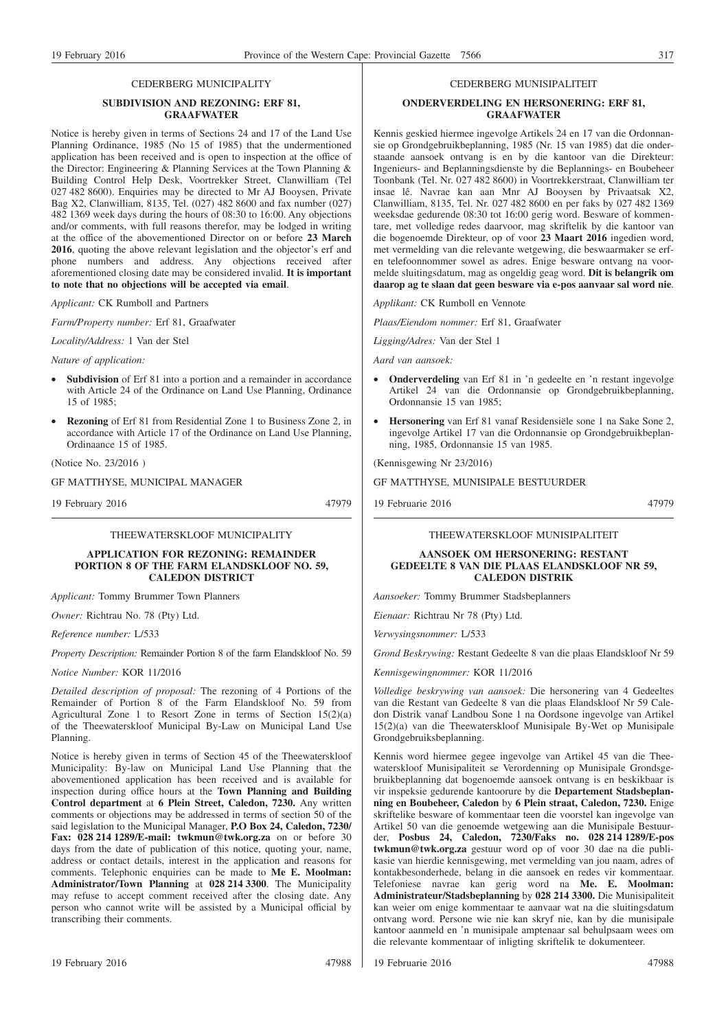CEDERBERG MUNICIPALITY

**SUBDIVISION AND REZONING: ERF 81, GRAAFWATER**

Notice is hereby given in terms of Sections 24 and 17 of the Land Use Planning Ordinance, 1985 (No 15 of 1985) that the undermentioned application has been received and is open to inspection at the office of the Director: Engineering & Planning Services at the Town Planning & Building Control Help Desk, Voortrekker Street, Clanwilliam (Tel 027 482 8600). Enquiries may be directed to Mr AJ Booysen, Private Bag X2, Clanwilliam, 8135, Tel. (027) 482 8600 and fax number (027) 482 1369 week days during the hours of 08:30 to 16:00. Any objections and/or comments, with full reasons therefor, may be lodged in writing at the office of the abovementioned Director on or before **23 March 2016**, quoting the above relevant legislation and the objector's erf and phone numbers and address. Any objections received after aforementioned closing date may be considered invalid. **It is important to note that no objections will be accepted via email**.

*Applicant:* CK Rumboll and Partners

*Farm/Property number:* Erf 81, Graafwater

*Locality/Address:* 1 Van der Stel

*Nature of application:*

- **Subdivision** of Erf 81 into a portion and a remainder in accordance with Article 24 of the Ordinance on Land Use Planning, Ordinance 15 of 1985;
- **Rezoning** of Erf 81 from Residential Zone 1 to Business Zone 2, in accordance with Article 17 of the Ordinance on Land Use Planning, Ordinaance 15 of 1985.

(Notice No. 23/2016 )

GF MATTHYSE, MUNICIPAL MANAGER

19 February 2016 47979

CEDERBERG MUNISIPALITEIT

**ONDERVERDELING EN HERSONERING: ERF 81, GRAAFWATER**

Kennis geskied hiermee ingevolge Artikels 24 en 17 van die Ordonnansie op Grondgebruikbeplanning, 1985 (Nr. 15 van 1985) dat die onderstaande aansoek ontvang is en by die kantoor van die Direkteur: Ingenieurs- and Beplanningsdienste by die Beplannings- en Boubeheer Toonbank (Tel. Nr. 027 482 8600) in Voortrekkerstraat, Clanwilliam ter insae lê. Navrae kan aan Mnr AJ Booysen by Privaatsak X2, Clanwilliam, 8135, Tel. Nr. 027 482 8600 en per faks by 027 482 1369 weeksdae gedurende 08:30 tot 16:00 gerig word. Besware of kommentare, met volledige redes daarvoor, mag skriftelik by die kantoor van die bogenoemde Direkteur, op of voor **23 Maart 2016** ingedien word, met vermelding van die relevante wetgewing, die beswaarmaker se erf- en telefoonnommer sowel as adres. Enige besware ontvang na voormelde sluitingsdatum, mag as ongeldig geag word. **Dit is belangrik om daarop ag te slaan dat geen besware via e-pos aanvaar sal word nie**.

*Applikant:* CK Rumboll en Vennote

*Plaas/Eiendom nommer:* Erf 81, Graafwater

*Ligging/Adres:* Van der Stel 1

*Aard van aansoek:*

- **Onderverdeling** van Erf 81 in 'n gedeelte en 'n restant ingevolge Artikel 24 van die Ordonnansie op Grondgebruikbeplanning, Ordonnansie 15 van 1985;
- **Hersonering** van Erf 81 vanaf Residensiële sone 1 na Sake Sone 2, ingevolge Artikel 17 van die Ordonnansie op Grondgebruikbeplanning, 1985, Ordonnansie 15 van 1985.

(Kennisgewing Nr 23/2016)

GF MATTHYSE, MUNISIPALE BESTUURDER

19 Februarie 2016 47979

THEEWATERSKLOOF MUNICIPALITY

**APPLICATION FOR REZONING: REMAINDER PORTION 8 OF THE FARM ELANDSKLOOF NO. 59, CALEDON DISTRICT**

*Applicant:* Tommy Brummer Town Planners

*Owner:* Richtrau No. 78 (Pty) Ltd.

*Reference number:* L/533

*Property Description:* Remainder Portion 8 of the farm Elandskloof No. 59

*Notice Number:* KOR 11/2016

*Detailed description of proposal:* The rezoning of 4 Portions of the Remainder of Portion 8 of the Farm Elandskloof No. 59 from Agricultural Zone 1 to Resort Zone in terms of Section 15(2)(a) of the Theewaterskloof Municipal By-Law on Municipal Land Use Planning.

Notice is hereby given in terms of Section 45 of the Theewaterskloof Municipality: By-law on Municipal Land Use Planning that the abovementioned application has been received and is available for inspection during office hours at the **Town Planning and Building Control department** at **6 Plein Street, Caledon, 7230.** Any written comments or objections may be addressed in terms of section 50 of the said legislation to the Municipal Manager, **P.O Box 24, Caledon, 7230/ Fax: 028 214 1289/E-mail: twkmun@twk.org.za** on or before 30 days from the date of publication of this notice, quoting your, name, address or contact details, interest in the application and reasons for comments. Telephonic enquiries can be made to **Me E. Moolman: Administrator/Town Planning** at **028 214 3300**. The Municipality may refuse to accept comment received after the closing date. Any person who cannot write will be assisted by a Municipal official by transcribing their comments.

19 February 2016 47988

THEEWATERSKLOOF MUNISIPALITEIT

**AANSOEK OM HERSONERING: RESTANT GEDEELTE 8 VAN DIE PLAAS ELANDSKLOOF NR 59, CALEDON DISTRIK**

*Aansoeker:* Tommy Brummer Stadsbeplanners

*Eienaar:* Richtrau Nr 78 (Pty) Ltd.

*Verwysingsnommer:* L/533

*Grond Beskrywing:* Restant Gedeelte 8 van die plaas Elandskloof Nr 59

*Kennisgewingnommer:* KOR 11/2016

*Volledige beskrywing van aansoek:* Die hersonering van 4 Gedeeltes van die Restant van Gedeelte 8 van die plaas Elandskloof Nr 59 Caledon Distrik vanaf Landbou Sone 1 na Oordsone ingevolge van Artikel 15(2)(a) van die Theewaterskloof Munisipale By-Wet op Munisipale Grondgebruiksbeplanning.

Kennis word hiermee gegee ingevolge van Artikel 45 van die Theewaterskloof Munisipaliteit se Verordenning op Munisipale Grondsgebruikbeplanning dat bogenoemde aansoek ontvang is en beskikbaar is vir inspeksie gedurende kantoorure by die **Departement Stadsbeplanning en Boubeheer, Caledon** by **6 Plein straat, Caledon, 7230.** Enige skriftelike besware of kommentare teen die voorstel kan ingevolge van Artikel 50 van die genoemde wetgewing aan die Munisipale Bestuurder, **Posbus 24, Caledon, 7230/Faks no. 028 214 1289/E-pos twkmun@twk.org.za** gestuur word op of voor 30 dae na die publikasie van hierdie kennisgewing, met vermelding van jou naam, adres of kontakbesonderhede, belang in die aansoek en redes vir kommentaar. Telefoniese navrae kan gerig word na **Me. E. Moolman: Administrateur/Stadsbeplanning** by **028 214 3300.** Die Munisipaliteit kan weier om enige kommentaar te aanvaar wat na die sluitingsdatum ontvang word. Persone wie nie kan skryf nie, kan by die munisipale kantoor aanmeld en 'n munisipale amptenaar sal behulpsaam wees om die relevante kommentaar of inligting skriftelik te dokumenteer.

19 Februarie 2016 47988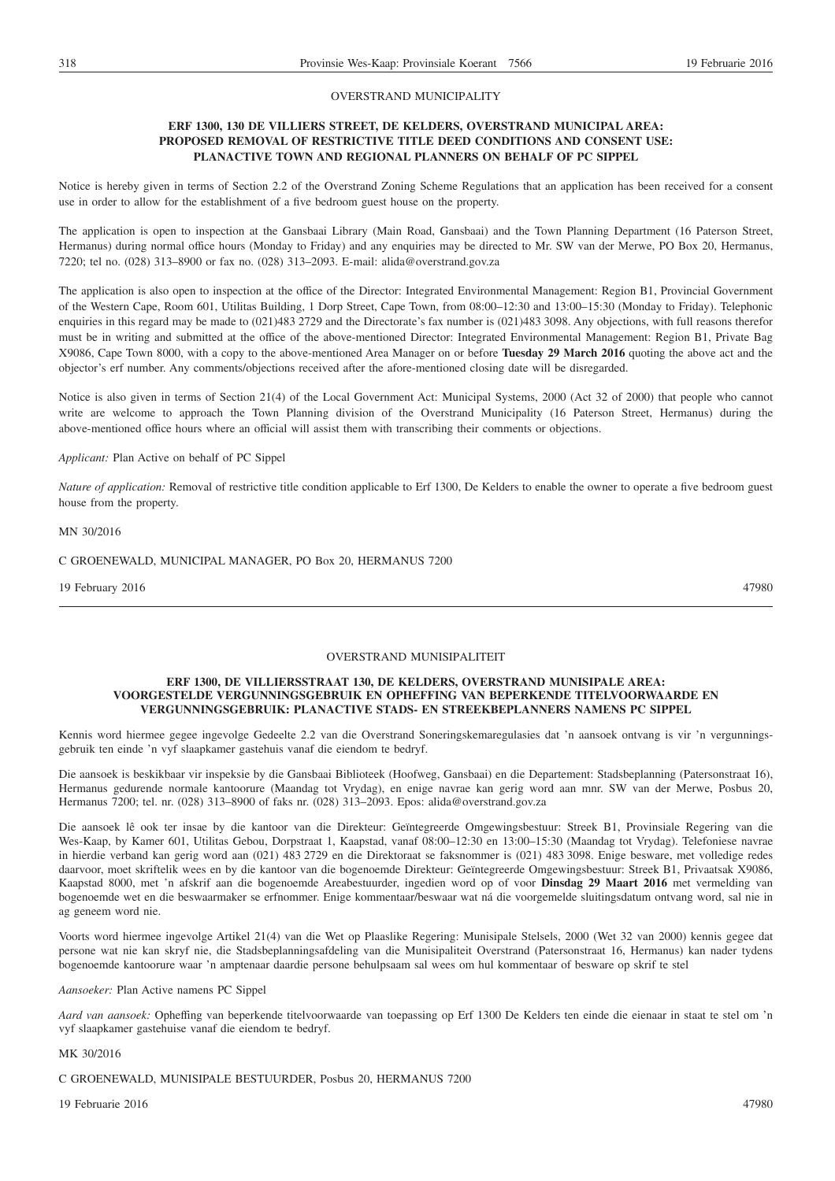OVERSTRAND MUNICIPALITY

**ERF 1300, 130 DE VILLIERS STREET, DE KELDERS, OVERSTRAND MUNICIPAL AREA: PROPOSED REMOVAL OF RESTRICTIVE TITLE DEED CONDITIONS AND CONSENT USE: PLANACTIVE TOWN AND REGIONAL PLANNERS ON BEHALF OF PC SIPPEL**

Notice is hereby given in terms of Section 2.2 of the Overstrand Zoning Scheme Regulations that an application has been received for a consent use in order to allow for the establishment of a five bedroom guest house on the property.

The application is open to inspection at the Gansbaai Library (Main Road, Gansbaai) and the Town Planning Department (16 Paterson Street, Hermanus) during normal office hours (Monday to Friday) and any enquiries may be directed to Mr. SW van der Merwe, PO Box 20, Hermanus, 7220; tel no. (028) 313–8900 or fax no. (028) 313–2093. E-mail: alida@overstrand.gov.za

The application is also open to inspection at the office of the Director: Integrated Environmental Management: Region B1, Provincial Government of the Western Cape, Room 601, Utilitas Building, 1 Dorp Street, Cape Town, from 08:00–12:30 and 13:00–15:30 (Monday to Friday). Telephonic enquiries in this regard may be made to (021)483 2729 and the Directorate's fax number is (021)483 3098. Any objections, with full reasons therefor must be in writing and submitted at the office of the above-mentioned Director: Integrated Environmental Management: Region B1, Private Bag X9086, Cape Town 8000, with a copy to the above-mentioned Area Manager on or before **Tuesday 29 March 2016** quoting the above act and the objector's erf number. Any comments/objections received after the afore-mentioned closing date will be disregarded.

Notice is also given in terms of Section 21(4) of the Local Government Act: Municipal Systems, 2000 (Act 32 of 2000) that people who cannot write are welcome to approach the Town Planning division of the Overstrand Municipality (16 Paterson Street, Hermanus) during the above-mentioned office hours where an official will assist them with transcribing their comments or objections.

*Applicant:* Plan Active on behalf of PC Sippel

*Nature of application:* Removal of restrictive title condition applicable to Erf 1300, De Kelders to enable the owner to operate a five bedroom guest house from the property.

MN 30/2016

C GROENEWALD, MUNICIPAL MANAGER, PO Box 20, HERMANUS 7200

19 February 2016 47980

---

OVERSTRAND MUNISIPALITEIT

**ERF 1300, DE VILLIERSSTRAAT 130, DE KELDERS, OVERSTRAND MUNISIPALE AREA: VOORGESTELDE VERGUNNINGSGEBRUIK EN OPHEFFING VAN BEPERKENDE TITELVOORWAARDE EN VERGUNNINGSGEBRUIK: PLANACTIVE STADS- EN STREEKBEPLANNERS NAMENS PC SIPPEL**

Kennis word hiermee gegee ingevolge Gedeelte 2.2 van die Overstrand Soneringskemaregulasies dat 'n aansoek ontvang is vir 'n vergunningsgebruik ten einde 'n vyf slaapkamer gastehuis vanaf die eiendom te bedryf.

Die aansoek is beskikbaar vir inspeksie by die Gansbaai Biblioteek (Hoofweg, Gansbaai) en die Departement: Stadsbeplanning (Patersonstraat 16), Hermanus gedurende normale kantoorure (Maandag tot Vrydag), en enige navrae kan gerig word aan mnr. SW van der Merwe, Posbus 20, Hermanus 7200; tel. nr. (028) 313–8900 of faks nr. (028) 313–2093. Epos: alida@overstrand.gov.za

Die aansoek lê ook ter insae by die kantoor van die Direkteur: Geïntegreerde Omgewingsbestuur: Streek B1, Provinsiale Regering van die Wes-Kaap, by Kamer 601, Utilitas Gebou, Dorpstraat 1, Kaapstad, vanaf 08:00–12:30 en 13:00–15:30 (Maandag tot Vrydag). Telefoniese navrae in hierdie verband kan gerig word aan (021) 483 2729 en die Direktoraat se faksnommer is (021) 483 3098. Enige besware, met volledige redes daarvoor, moet skriftelik wees en by die kantoor van die bogenoemde Direkteur: Geïntegreerde Omgewingsbestuur: Streek B1, Privaatsak X9086, Kaapstad 8000, met 'n afskrif aan die bogenoemde Areabestuurder, ingedien word op of voor **Dinsdag 29 Maart 2016** met vermelding van bogenoemde wet en die beswaarmaker se erfnommer. Enige kommentaar/beswaar wat ná die voorgemelde sluitingsdatum ontvang word, sal nie in ag geneem word nie.

Voorts word hiermee ingevolge Artikel 21(4) van die Wet op Plaaslike Regering: Munisipale Stelsels, 2000 (Wet 32 van 2000) kennis gegee dat persone wat nie kan skryf nie, die Stadsbeplanningsafdeling van die Munisipaliteit Overstrand (Patersonstraat 16, Hermanus) kan nader tydens bogenoemde kantoorure waar 'n amptenaar daardie persone behulpsaam sal wees om hul kommentaar of besware op skrif te stel

*Aansoeker:* Plan Active namens PC Sippel

*Aard van aansoek:* Opheffing van beperkende titelvoorwaarde van toepassing op Erf 1300 De Kelders ten einde die eienaar in staat te stel om 'n vyf slaapkamer gastehuise vanaf die eiendom te bedryf.

MK 30/2016

C GROENEWALD, MUNISIPALE BESTUURDER, Posbus 20, HERMANUS 7200

19 Februarie 2016 47980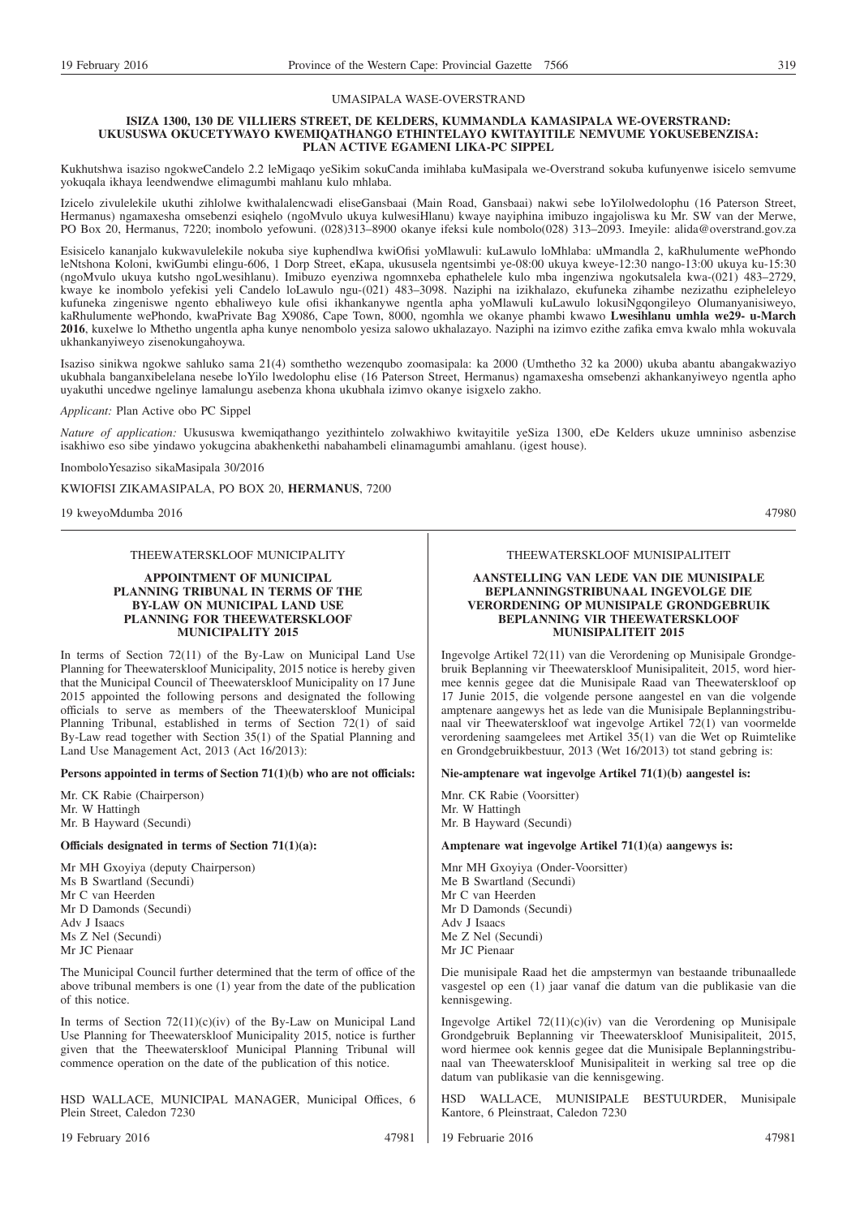UMASIPALA WASE-OVERSTRAND

**ISIZA 1300, 130 DE VILLIERS STREET, DE KELDERS, KUMMANDLA KAMASIPALA WE-OVERSTRAND: UKUSUSWA OKUCETYWAYO KWEMIQATHANGO ETHINTELAYO KWITAYITILE NEMVUME YOKUSEBENZISA: PLAN ACTIVE EGAMENI LIKA-PC SIPPEL**

Kukhutshwa isaziso ngokweCandelo 2.2 leMigaqo yeSikim sokuCanda imihlaba kuMasipala we-Overstrand sokuba kufunyenwe isicelo semvume yokuqala ikhaya leendwendwe elimagumbi mahlanu kulo mhlaba.

Izicelo zivulelekile ukuthi zihlolwe kwithalalencwadi eliseGansbaai (Main Road, Gansbaai) nakwi sebe loYilolwedolophu (16 Paterson Street, Hermanus) ngamaxesha omsebenzi esiqhelo (ngoMvulo ukuya kulwesiHlanu) kwaye nayiphina imibuzo ingajoliswa ku Mr. SW van der Merwe, PO Box 20, Hermanus, 7220; inombolo yefowuni. (028)313–8900 okanye ifeksi kule nombolo(028) 313–2093. Imeyile: alida@overstrand.gov.za

Esisicelo kananjalo kukwavulelekile nokuba siye kuphendlwa kwiOfisi yoMlawuli: kuLawulo loMhlaba: uMmandla 2, kaRhulumente wePhondo leNtshona Koloni, kwiGumbi elingu-606, 1 Dorp Street, eKapa, ukususela ngentsimbi ye-08:00 ukuya kweye-12:30 nango-13:00 ukuya ku-15:30 (ngoMvulo ukuya kutsho ngoLwesihlanu). Imibuzo eyenziwa ngomnxeba ephathelele kulo mba ingenziwa ngokutsalela kwa-(021) 483–2729, kwaye ke inombolo yefekisi yeli Candelo loLawulo ngu-(021) 483–3098. Naziphi na izikhalazo, ekufuneka zihambe nezizathu ezipheleleyo kufuneka zingeniswe ngento ebhaliweyo kule ofisi ikhankanywe ngentla apha yoMlawuli kuLawulo lokusiNgqongileyo Olumanyanisiweyo, kaRhulumente wePhondo, kwaPrivate Bag X9086, Cape Town, 8000, ngomhla we okanye phambi kwawo **Lwesihlanu umhla we29- u-March 2016**, kuxelwe lo Mthetho ungentla apha kunye nenombolo yesiza salowo ukhalazayo. Naziphi na izimvo ezithe zafika emva kwalo mhla wokuvala ukhankanyiweyo zisenokungahoywa.

Isaziso sinikwa ngokwe sahluko sama 21(4) somthetho wezenqubo zoomasipala: ka 2000 (Umthetho 32 ka 2000) ukuba abantu abangakwaziyo ukubhala banganxibelelana nesebe loYilo lwedolophu elise (16 Paterson Street, Hermanus) ngamaxesha omsebenzi akhankanyiweyo ngentla apho uyakuthi uncedwe ngelinye lamalungu asebenza khona ukubhala izimvo okanye isigxelo zakho.

*Applicant:* Plan Active obo PC Sippel

*Nature of application:* Ukususwa kwemiqathango yezithintelo zolwakhiwo kwitayitile yeSiza 1300, eDe Kelders ukuze umniniso asbenzise isakhiwo eso sibe yindawo yokugcina abakhenkethi nabahambeli elinamagumbi amahlanu. (igest house).

InomboloYesaziso sikaMasipala 30/2016

KWIOFISI ZIKAMASIPALA, PO BOX 20, **HERMANUS**, 7200

19 kweyoMdumba 2016 47980

---

THEEWATERSKLOOF MUNICIPALITY

**APPOINTMENT OF MUNICIPAL PLANNING TRIBUNAL IN TERMS OF THE BY-LAW ON MUNICIPAL LAND USE PLANNING FOR THEEWATERSKLOOF MUNICIPALITY 2015**

In terms of Section 72(11) of the By-Law on Municipal Land Use Planning for Theewaterskloof Municipality, 2015 notice is hereby given that the Municipal Council of Theewaterskloof Municipality on 17 June 2015 appointed the following persons and designated the following officials to serve as members of the Theewaterskloof Municipal Planning Tribunal, established in terms of Section 72(1) of said By-Law read together with Section 35(1) of the Spatial Planning and Land Use Management Act, 2013 (Act 16/2013):

**Persons appointed in terms of Section 71(1)(b) who are not officials:**

Mr. CK Rabie (Chairperson)
Mr. W Hattingh
Mr. B Hayward (Secundi)

**Officials designated in terms of Section 71(1)(a):**

Mr MH Gxoyiya (deputy Chairperson)
Ms B Swartland (Secundi)
Mr C van Heerden
Mr D Damonds (Secundi)
Adv J Isaacs
Ms Z Nel (Secundi)
Mr JC Pienaar

The Municipal Council further determined that the term of office of the above tribunal members is one (1) year from the date of the publication of this notice.

In terms of Section 72(11)(c)(iv) of the By-Law on Municipal Land Use Planning for Theewaterskloof Municipality 2015, notice is further given that the Theewaterskloof Municipal Planning Tribunal will commence operation on the date of the publication of this notice.

HSD WALLACE, MUNICIPAL MANAGER, Municipal Offices, 6 Plein Street, Caledon 7230

19 February 2016 47981

---

THEEWATERSKLOOF MUNISIPALITEIT

**AANSTELLING VAN LEDE VAN DIE MUNISIPALE BEPLANNINGSTRIBUNAAL INGEVOLGE DIE VERORDENING OP MUNISIPALE GRONDGEBRUIK BEPLANNING VIR THEEWATERSKLOOF MUNISIPALITEIT 2015**

Ingevolge Artikel 72(11) van die Verordening op Munisipale Grondgebruik Beplanning vir Theewaterskloof Munisipaliteit, 2015, word hiermee kennis gegee dat die Munisipale Raad van Theewaterskloof op 17 Junie 2015, die volgende persone aangestel en van die volgende amptenare aangewys het as lede van die Munisipale Beplanningstribunaal vir Theewaterskloof wat ingevolge Artikel 72(1) van voormelde verordening saamgelees met Artikel 35(1) van die Wet op Ruimtelike en Grondgebruikbestuur, 2013 (Wet 16/2013) tot stand gebring is:

**Nie-amptenare wat ingevolge Artikel 71(1)(b) aangestel is:**

Mnr. CK Rabie (Voorsitter)
Mr. W Hattingh
Mr. B Hayward (Secundi)

**Amptenare wat ingevolge Artikel 71(1)(a) aangewys is:**

Mnr MH Gxoyiya (Onder-Voorsitter)
Me B Swartland (Secundi)
Mr C van Heerden
Mr D Damonds (Secundi)
Adv J Isaacs
Me Z Nel (Secundi)
Mr JC Pienaar

Die munisipale Raad het die ampstermyn van bestaande tribunaallede vasgestel op een (1) jaar vanaf die datum van die publikasie van die kennisgewing.

Ingevolge Artikel 72(11)(c)(iv) van die Verordening op Munisipale Grondgebruik Beplanning vir Theewaterskloof Munisipaliteit, 2015, word hiermee ook kennis gegee dat die Munisipale Beplanningstribunaal van Theewaterskloof Munisipaliteit in werking sal tree op die datum van publikasie van die kennisgewing.

HSD WALLACE, MUNISIPALE BESTUURDER, Munisipale Kantore, 6 Pleinstraat, Caledon 7230

19 Februarie 2016 47981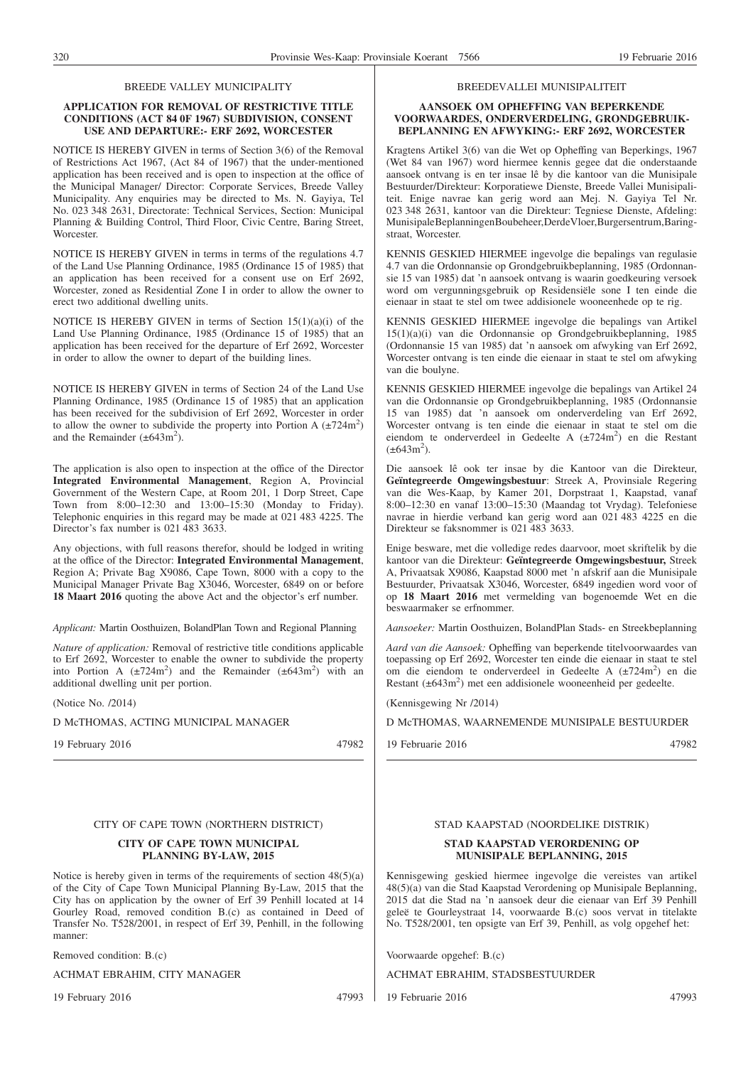BREEDE VALLEY MUNICIPALITY

**APPLICATION FOR REMOVAL OF RESTRICTIVE TITLE CONDITIONS (ACT 84 0F 1967) SUBDIVISION, CONSENT USE AND DEPARTURE:- ERF 2692, WORCESTER**

NOTICE IS HEREBY GIVEN in terms of Section 3(6) of the Removal of Restrictions Act 1967, (Act 84 of 1967) that the under-mentioned application has been received and is open to inspection at the office of the Municipal Manager/ Director: Corporate Services, Breede Valley Municipality. Any enquiries may be directed to Ms. N. Gayiya, Tel No. 023 348 2631, Directorate: Technical Services, Section: Municipal Planning & Building Control, Third Floor, Civic Centre, Baring Street, Worcester.

NOTICE IS HEREBY GIVEN in terms in terms of the regulations 4.7 of the Land Use Planning Ordinance, 1985 (Ordinance 15 of 1985) that an application has been received for a consent use on Erf 2692, Worcester, zoned as Residential Zone I in order to allow the owner to erect two additional dwelling units.

NOTICE IS HEREBY GIVEN in terms of Section 15(1)(a)(i) of the Land Use Planning Ordinance, 1985 (Ordinance 15 of 1985) that an application has been received for the departure of Erf 2692, Worcester in order to allow the owner to depart of the building lines.

NOTICE IS HEREBY GIVEN in terms of Section 24 of the Land Use Planning Ordinance, 1985 (Ordinance 15 of 1985) that an application has been received for the subdivision of Erf 2692, Worcester in order to allow the owner to subdivide the property into Portion A (±724m$^2$) and the Remainder (±643m$^2$).

The application is also open to inspection at the office of the Director **Integrated Environmental Management**, Region A, Provincial Government of the Western Cape, at Room 201, 1 Dorp Street, Cape Town from 8:00–12:30 and 13:00–15:30 (Monday to Friday). Telephonic enquiries in this regard may be made at 021 483 4225. The Director's fax number is 021 483 3633.

Any objections, with full reasons therefor, should be lodged in writing at the office of the Director: **Integrated Environmental Management**, Region A; Private Bag X9086, Cape Town, 8000 with a copy to the Municipal Manager Private Bag X3046, Worcester, 6849 on or before **18 Maart 2016** quoting the above Act and the objector's erf number.

*Applicant:* Martin Oosthuizen, BolandPlan Town and Regional Planning

*Nature of application:* Removal of restrictive title conditions applicable to Erf 2692, Worcester to enable the owner to subdivide the property into Portion A (±724m$^2$) and the Remainder (±643m$^2$) with an additional dwelling unit per portion.

(Notice No. /2014)

D McTHOMAS, ACTING MUNICIPAL MANAGER

19 February 2016 47982

BREEDEVALLEI MUNISIPALITEIT

**AANSOEK OM OPHEFFING VAN BEPERKENDE VOORWAARDES, ONDERVERDELING, GRONDGEBRUIK-BEPLANNING EN AFWYKING:- ERF 2692, WORCESTER**

Kragtens Artikel 3(6) van die Wet op Opheffing van Beperkings, 1967 (Wet 84 van 1967) word hiermee kennis gegee dat die onderstaande aansoek ontvang is en ter insae lê by die kantoor van die Munisipale Bestuurder/Direkteur: Korporatiewe Dienste, Breede Vallei Munisipaliteit. Enige navrae kan gerig word aan Mej. N. Gayiya Tel Nr. 023 348 2631, kantoor van die Direkteur: Tegniese Dienste, Afdeling: MunisipaleBeplanningenBoubeheer,DerdeVloer,Burgersentrum,Baringstraat, Worcester.

KENNIS GESKIED HIERMEE ingevolge die bepalings van regulasie 4.7 van die Ordonnansie op Grondgebruikbeplanning, 1985 (Ordonnansie 15 van 1985) dat 'n aansoek ontvang is waarin goedkeuring versoek word om vergunningsgebruik op Residensiële sone I ten einde die eienaar in staat te stel om twee addisionele wooneenhede op te rig.

KENNIS GESKIED HIERMEE ingevolge die bepalings van Artikel 15(1)(a)(i) van die Ordonnansie op Grondgebruikbeplanning, 1985 (Ordonnansie 15 van 1985) dat 'n aansoek om afwyking van Erf 2692, Worcester ontvang is ten einde die eienaar in staat te stel om afwyking van die boulyne.

KENNIS GESKIED HIERMEE ingevolge die bepalings van Artikel 24 van die Ordonnansie op Grondgebruikbeplanning, 1985 (Ordonnansie 15 van 1985) dat 'n aansoek om onderverdeling van Erf 2692, Worcester ontvang is ten einde die eienaar in staat te stel om die eiendom te onderverdeel in Gedeelte A (±724m$^2$) en die Restant (±643m$^2$).

Die aansoek lê ook ter insae by die Kantoor van die Direkteur, **Geïntegreerde Omgewingsbestuur**: Streek A, Provinsiale Regering van die Wes-Kaap, by Kamer 201, Dorpstraat 1, Kaapstad, vanaf 8:00–12:30 en vanaf 13:00–15:30 (Maandag tot Vrydag). Telefoniese navrae in hierdie verband kan gerig word aan 021 483 4225 en die Direkteur se faksnommer is 021 483 3633.

Enige besware, met die volledige redes daarvoor, moet skriftelik by die kantoor van die Direkteur: **Geïntegreerde Omgewingsbestuur,** Streek A, Privaatsak X9086, Kaapstad 8000 met 'n afskrif aan die Munisipale Bestuurder, Privaatsak X3046, Worcester, 6849 ingedien word voor of op **18 Maart 2016** met vermelding van bogenoemde Wet en die beswaarmaker se erfnommer.

*Aansoeker:* Martin Oosthuizen, BolandPlan Stads- en Streekbeplanning

*Aard van die Aansoek:* Opheffing van beperkende titelvoorwaardes van toepassing op Erf 2692, Worcester ten einde die eienaar in staat te stel om die eiendom te onderverdeel in Gedeelte A (±724m$^2$) en die Restant (±643m$^2$) met een addisionele wooneenheid per gedeelte.

(Kennisgewing Nr /2014)

D McTHOMAS, WAARNEMENDE MUNISIPALE BESTUURDER

19 Februarie 2016 47982

CITY OF CAPE TOWN (NORTHERN DISTRICT)

**CITY OF CAPE TOWN MUNICIPAL PLANNING BY-LAW, 2015**

Notice is hereby given in terms of the requirements of section 48(5)(a) of the City of Cape Town Municipal Planning By-Law, 2015 that the City has on application by the owner of Erf 39 Penhill located at 14 Gourley Road, removed condition B.(c) as contained in Deed of Transfer No. T528/2001, in respect of Erf 39, Penhill, in the following manner:

Removed condition: B.(c)

ACHMAT EBRAHIM, CITY MANAGER

19 February 2016 47993

STAD KAAPSTAD (NOORDELIKE DISTRIK)

**STAD KAAPSTAD VERORDENING OP MUNISIPALE BEPLANNING, 2015**

Kennisgewing geskied hiermee ingevolge die vereistes van artikel 48(5)(a) van die Stad Kaapstad Verordening op Munisipale Beplanning, 2015 dat die Stad na 'n aansoek deur die eienaar van Erf 39 Penhill geleë te Gourleystraat 14, voorwaarde B.(c) soos vervat in titelakte No. T528/2001, ten opsigte van Erf 39, Penhill, as volg opgehef het:

Voorwaarde opgehef: B.(c)

ACHMAT EBRAHIM, STADSBESTUURDER

19 Februarie 2016 47993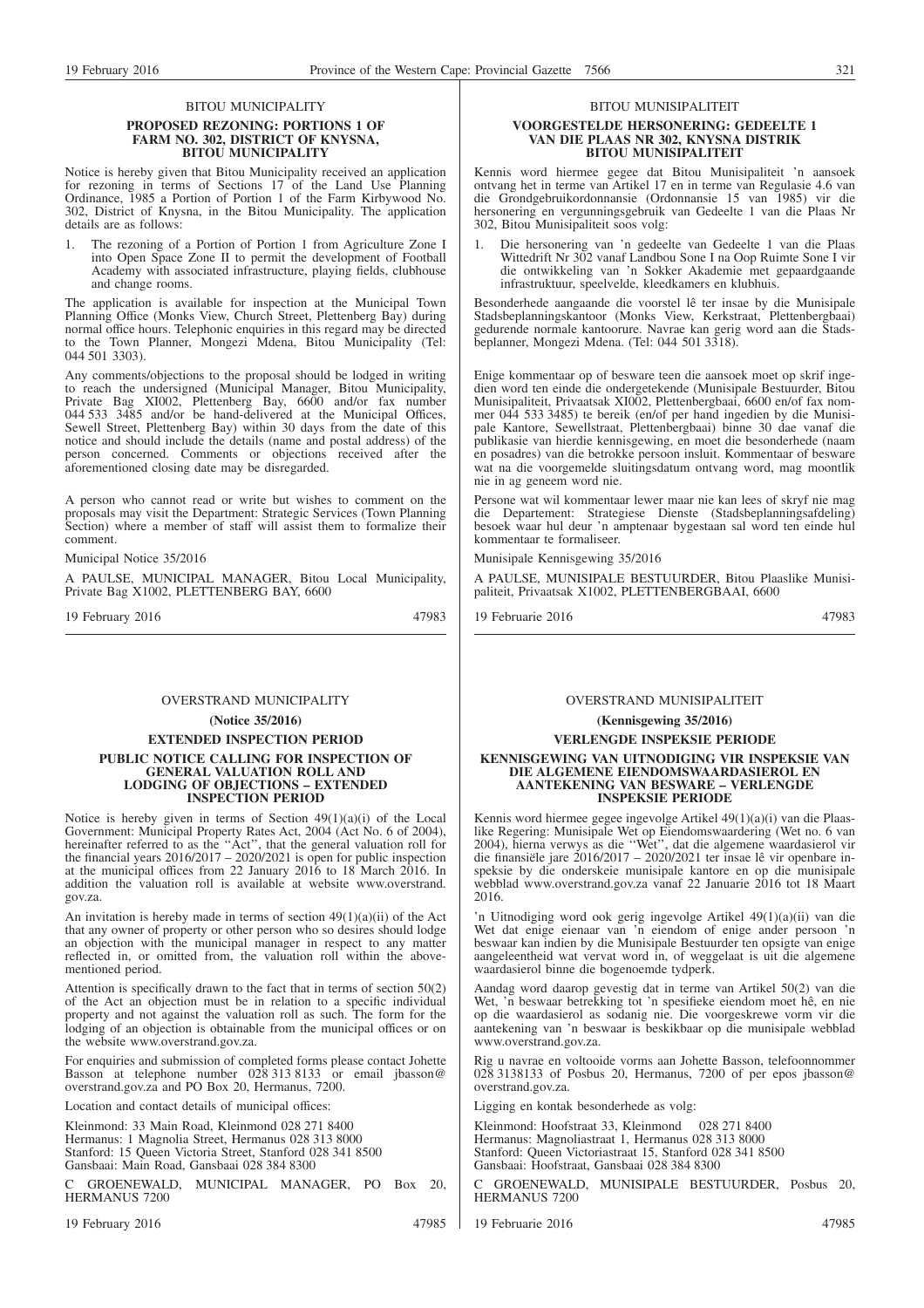BITOU MUNICIPALITY

**PROPOSED REZONING: PORTIONS 1 OF FARM NO. 302, DISTRICT OF KNYSNA, BITOU MUNICIPALITY**

Notice is hereby given that Bitou Municipality received an application for rezoning in terms of Sections 17 of the Land Use Planning Ordinance, 1985 a Portion of Portion 1 of the Farm Kirbywood No. 302, District of Knysna, in the Bitou Municipality. The application details are as follows:

1. The rezoning of a Portion of Portion 1 from Agriculture Zone I into Open Space Zone II to permit the development of Football Academy with associated infrastructure, playing fields, clubhouse and change rooms.

The application is available for inspection at the Municipal Town Planning Office (Monks View, Church Street, Plettenberg Bay) during normal office hours. Telephonic enquiries in this regard may be directed to the Town Planner, Mongezi Mdena, Bitou Municipality (Tel: 044 501 3303).

Any comments/objections to the proposal should be lodged in writing to reach the undersigned (Municipal Manager, Bitou Municipality, Private Bag XI002, Plettenberg Bay, 6600 and/or fax number 044 533 3485 and/or be hand-delivered at the Municipal Offices, Sewell Street, Plettenberg Bay) within 30 days from the date of this notice and should include the details (name and postal address) of the person concerned. Comments or objections received after the aforementioned closing date may be disregarded.

A person who cannot read or write but wishes to comment on the proposals may visit the Department: Strategic Services (Town Planning Section) where a member of staff will assist them to formalize their comment.

Municipal Notice 35/2016

A PAULSE, MUNICIPAL MANAGER, Bitou Local Municipality, Private Bag X1002, PLETTENBERG BAY, 6600

19 February 2016 47983

BITOU MUNISIPALITEIT

**VOORGESTELDE HERSONERING: GEDEELTE 1 VAN DIE PLAAS NR 302, KNYSNA DISTRIK BITOU MUNISIPALITEIT**

Kennis word hiermee gegee dat Bitou Munisipaliteit 'n aansoek ontvang het in terme van Artikel 17 en in terme van Regulasie 4.6 van die Grondgebruikordonnansie (Ordonnansie 15 van 1985) vir die hersonering en vergunningsgebruik van Gedeelte 1 van die Plaas Nr 302, Bitou Munisipaliteit soos volg:

1. Die hersonering van 'n gedeelte van Gedeelte 1 van die Plaas Wittedrift Nr 302 vanaf Landbou Sone I na Oop Ruimte Sone I vir die ontwikkeling van 'n Sokker Akademie met gepaardgaande infrastruktuur, speelvelde, kleedkamers en klubhuis.

Besonderhede aangaande die voorstel lê ter insae by die Munisipale Stadsbeplanningskantoor (Monks View, Kerkstraat, Plettenbergbaai) gedurende normale kantoorure. Navrae kan gerig word aan die Stadsbeplanner, Mongezi Mdena. (Tel: 044 501 3318).

Enige kommentaar op of besware teen die aansoek moet op skrif ingedien word ten einde die ondergetekende (Munisipale Bestuurder, Bitou Munisipaliteit, Privaatsak XI002, Plettenbergbaai, 6600 en/of fax nommer 044 533 3485) te bereik (en/of per hand ingedien by die Munisipale Kantore, Sewellstraat, Plettenbergbaai) binne 30 dae vanaf die publikasie van hierdie kennisgewing, en moet die besonderhede (naam en posadres) van die betrokke persoon insluit. Kommentaar of besware wat na die voorgemelde sluitingsdatum ontvang word, mag moontlik nie in ag geneem word nie.

Persone wat wil kommentaar lewer maar nie kan lees of skryf nie mag die Departement: Strategiese Dienste (Stadsbeplanningsafdeling) besoek waar hul deur 'n amptenaar bygestaan sal word ten einde hul kommentaar te formaliseer.

Munisipale Kennisgewing 35/2016

A PAULSE, MUNISIPALE BESTUURDER, Bitou Plaaslike Munisipaliteit, Privaatsak X1002, PLETTENBERGBAAI, 6600

19 Februarie 2016 47983

---

OVERSTRAND MUNICIPALITY

**(Notice 35/2016)**

**EXTENDED INSPECTION PERIOD**

**PUBLIC NOTICE CALLING FOR INSPECTION OF GENERAL VALUATION ROLL AND LODGING OF OBJECTIONS – EXTENDED INSPECTION PERIOD**

Notice is hereby given in terms of Section 49(1)(a)(i) of the Local Government: Municipal Property Rates Act, 2004 (Act No. 6 of 2004), hereinafter referred to as the "Act", that the general valuation roll for the financial years 2016/2017 – 2020/2021 is open for public inspection at the municipal offices from 22 January 2016 to 18 March 2016. In addition the valuation roll is available at website www.overstrand.gov.za.

An invitation is hereby made in terms of section 49(1)(a)(ii) of the Act that any owner of property or other person who so desires should lodge an objection with the municipal manager in respect to any matter reflected in, or omitted from, the valuation roll within the above-mentioned period.

Attention is specifically drawn to the fact that in terms of section 50(2) of the Act an objection must be in relation to a specific individual property and not against the valuation roll as such. The form for the lodging of an objection is obtainable from the municipal offices or on the website www.overstrand.gov.za.

For enquiries and submission of completed forms please contact Johette Basson at telephone number 028 313 8133 or email jbasson@overstrand.gov.za and PO Box 20, Hermanus, 7200.

Location and contact details of municipal offices:

Kleinmond: 33 Main Road, Kleinmond 028 271 8400
Hermanus: 1 Magnolia Street, Hermanus 028 313 8000
Stanford: 15 Queen Victoria Street, Stanford 028 341 8500
Gansbaai: Main Road, Gansbaai 028 384 8300

C GROENEWALD, MUNICIPAL MANAGER, PO Box 20, HERMANUS 7200

19 February 2016 47985

OVERSTRAND MUNISIPALITEIT

**(Kennisgewing 35/2016)**

**VERLENGDE INSPEKSIE PERIODE**

**KENNISGEWING VAN UITNODIGING VIR INSPEKSIE VAN DIE ALGEMENE EIENDOMSWAARDASIEROL EN AANTEKENING VAN BESWARE – VERLENGDE INSPEKSIE PERIODE**

Kennis word hiermee gegee ingevolge Artikel 49(1)(a)(i) van die Plaaslike Regering: Munisipale Wet op Eiendomswaardering (Wet no. 6 van 2004), hierna verwys as die "Wet", dat die algemene waardasierol vir die finansiële jare 2016/2017 – 2020/2021 ter insae lê vir openbare inspeksie by die onderskeie munisipale kantore en op die munisipale webblad www.overstrand.gov.za vanaf 22 Januarie 2016 tot 18 Maart 2016.

'n Uitnodiging word ook gerig ingevolge Artikel 49(1)(a)(ii) van die Wet dat enige eienaar van 'n eiendom of enige ander persoon 'n beswaar kan indien by die Munisipale Bestuurder ten opsigte van enige aangeleentheid wat vervat word in, of weggelaat is uit die algemene waardasierol binne die bogenoemde tydperk.

Aandag word daarop gevestig dat in terme van Artikel 50(2) van die Wet, 'n beswaar betrekking tot 'n spesifieke eiendom moet hê, en nie op die waardasierol as sodanig nie. Die voorgeskrewe vorm vir die aantekening van 'n beswaar is beskikbaar op die munisipale webblad www.overstrand.gov.za.

Rig u navrae en voltooide vorms aan Johette Basson, telefoonnommer 028 3138133 of Posbus 20, Hermanus, 7200 of per epos jbasson@overstrand.gov.za.

Ligging en kontak besonderhede as volg:

Kleinmond: Hoofstraat 33, Kleinmond 028 271 8400
Hermanus: Magnoliastraat 1, Hermanus 028 313 8000
Stanford: Queen Victoriastraat 15, Stanford 028 341 8500
Gansbaai: Hoofstraat, Gansbaai 028 384 8300

C GROENEWALD, MUNISIPALE BESTUURDER, Posbus 20, HERMANUS 7200

19 Februarie 2016 47985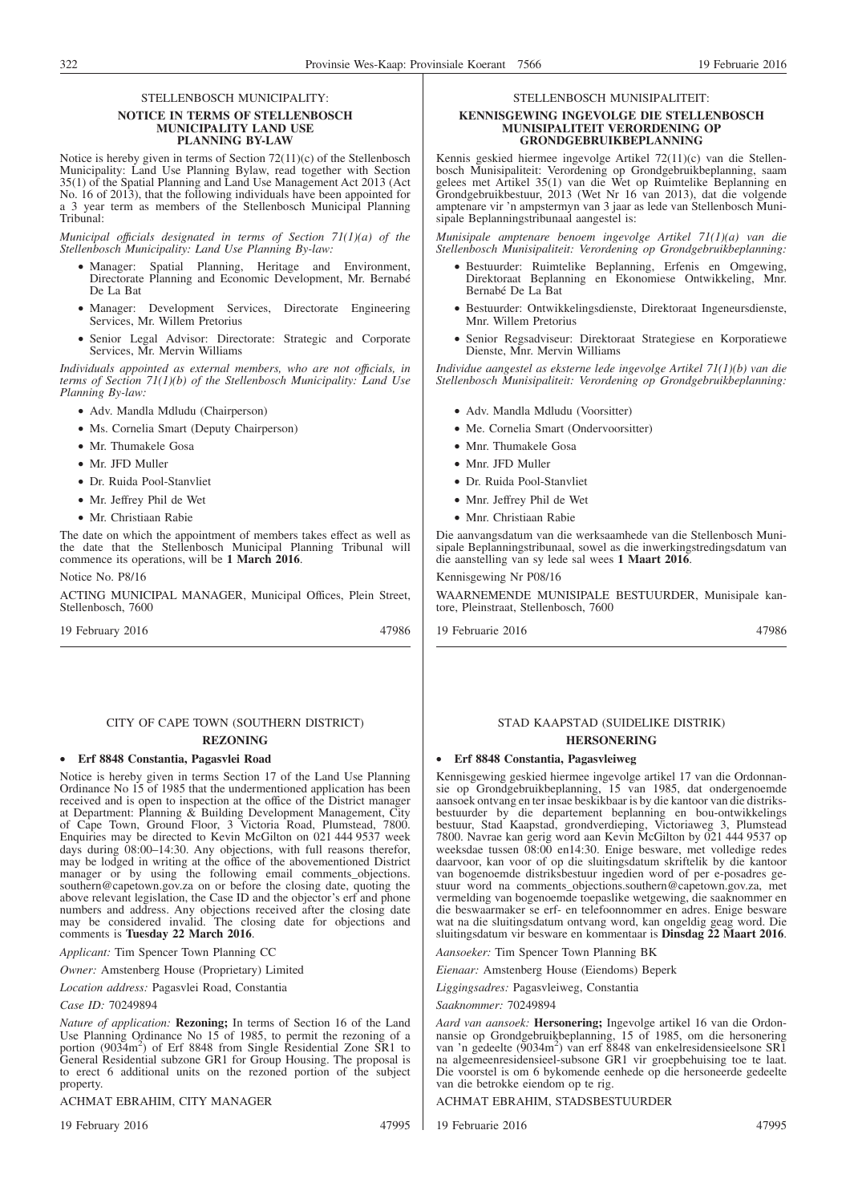STELLENBOSCH MUNICIPALITY:

**NOTICE IN TERMS OF STELLENBOSCH MUNICIPALITY LAND USE PLANNING BY-LAW**

Notice is hereby given in terms of Section 72(11)(c) of the Stellenbosch Municipality: Land Use Planning Bylaw, read together with Section 35(1) of the Spatial Planning and Land Use Management Act 2013 (Act No. 16 of 2013), that the following individuals have been appointed for a 3 year term as members of the Stellenbosch Municipal Planning Tribunal:

*Municipal officials designated in terms of Section 71(1)(a) of the Stellenbosch Municipality: Land Use Planning By-law:*

- Manager: Spatial Planning, Heritage and Environment, Directorate Planning and Economic Development, Mr. Bernabé De La Bat
- Manager: Development Services, Directorate Engineering Services, Mr. Willem Pretorius
- Senior Legal Advisor: Directorate: Strategic and Corporate Services, Mr. Mervin Williams

*Individuals appointed as external members, who are not officials, in terms of Section 71(1)(b) of the Stellenbosch Municipality: Land Use Planning By-law:*

- Adv. Mandla Mdludu (Chairperson)
- Ms. Cornelia Smart (Deputy Chairperson)
- Mr. Thumakele Gosa
- Mr. JFD Muller
- Dr. Ruida Pool-Stanvliet
- Mr. Jeffrey Phil de Wet
- Mr. Christiaan Rabie

The date on which the appointment of members takes effect as well as the date that the Stellenbosch Municipal Planning Tribunal will commence its operations, will be **1 March 2016**.

Notice No. P8/16

ACTING MUNICIPAL MANAGER, Municipal Offices, Plein Street, Stellenbosch, 7600

19 February 2016 47986

STELLENBOSCH MUNISIPALITEIT:

**KENNISGEWING INGEVOLGE DIE STELLENBOSCH MUNISIPALITEIT VERORDENING OP GRONDGEBRUIKBEPLANNING**

Kennis geskied hiermee ingevolge Artikel 72(11)(c) van die Stellenbosch Munisipaliteit: Verordening op Grondgebruikbeplanning, saam gelees met Artikel 35(1) van die Wet op Ruimtelike Beplanning en Grondgebruikbestuur, 2013 (Wet Nr 16 van 2013), dat die volgende amptenare vir 'n ampstermyn van 3 jaar as lede van Stellenbosch Munisipale Beplanningstribunaal aangestel is:

*Munisipale amptenare benoem ingevolge Artikel 71(1)(a) van die Stellenbosch Munisipaliteit: Verordening op Grondgebruikbeplanning:*

- Bestuurder: Ruimtelike Beplanning, Erfenis en Omgewing, Direktoraat Beplanning en Ekonomiese Ontwikkeling, Mnr. Bernabé De La Bat
- Bestuurder: Ontwikkelingsdienste, Direktoraat Ingeneursdienste, Mnr. Willem Pretorius
- Senior Regsadviseur: Direktoraat Strategiese en Korporatiewe Dienste, Mnr. Mervin Williams

*Individue aangestel as eksterne lede ingevolge Artikel 71(1)(b) van die Stellenbosch Munisipaliteit: Verordening op Grondgebruikbeplanning:*

- Adv. Mandla Mdludu (Voorsitter)
- Me. Cornelia Smart (Ondervoorsitter)
- Mnr. Thumakele Gosa
- Mnr. JFD Muller
- Dr. Ruida Pool-Stanvliet
- Mnr. Jeffrey Phil de Wet
- Mnr. Christiaan Rabie

Die aanvangsdatum van die werksaamhede van die Stellenbosch Munisipale Beplanningstribunaal, sowel as die inwerkingstredingsdatum van die aanstelling van sy lede sal wees **1 Maart 2016**.

Kennisgewing Nr P08/16

WAARNEMENDE MUNISIPALE BESTUURDER, Munisipale kantore, Pleinstraat, Stellenbosch, 7600

19 Februarie 2016 47986

CITY OF CAPE TOWN (SOUTHERN DISTRICT)

**REZONING**

- **Erf 8848 Constantia, Pagasvlei Road**

Notice is hereby given in terms Section 17 of the Land Use Planning Ordinance No 15 of 1985 that the undermentioned application has been received and is open to inspection at the office of the District manager at Department: Planning & Building Development Management, City of Cape Town, Ground Floor, 3 Victoria Road, Plumstead, 7800. Enquiries may be directed to Kevin McGilton on 021 444 9537 week days during 08:00–14:30. Any objections, with full reasons therefor, may be lodged in writing at the office of the abovementioned District manager or by using the following email comments_objections.southern@capetown.gov.za on or before the closing date, quoting the above relevant legislation, the Case ID and the objector's erf and phone numbers and address. Any objections received after the closing date may be considered invalid. The closing date for objections and comments is **Tuesday 22 March 2016**.

*Applicant:* Tim Spencer Town Planning CC

*Owner:* Amstenberg House (Proprietary) Limited

*Location address:* Pagasvlei Road, Constantia

*Case ID:* 70249894

*Nature of application:* **Rezoning;** In terms of Section 16 of the Land Use Planning Ordinance No 15 of 1985, to permit the rezoning of a portion (9034m$^2$) of Erf 8848 from Single Residential Zone SR1 to General Residential subzone GR1 for Group Housing. The proposal is to erect 6 additional units on the rezoned portion of the subject property.

ACHMAT EBRAHIM, CITY MANAGER

19 February 2016 47995

STAD KAAPSTAD (SUIDELIKE DISTRIK)

**HERSONERING**

- **Erf 8848 Constantia, Pagasvleiweg**

Kennisgewing geskied hiermee ingevolge artikel 17 van die Ordonnansie op Grondgebruikbeplanning, 15 van 1985, dat ondergenoemde aansoek ontvang en ter insae beskikbaar is by die kantoor van die distriksbestuurder by die departement beplanning en bou-ontwikkelings bestuur, Stad Kaapstad, grondverdieping, Victoriaweg 3, Plumstead 7800. Navrae kan gerig word aan Kevin McGilton by 021 444 9537 op weeksdae tussen 08:00 en14:30. Enige besware, met volledige redes daarvoor, kan voor of op die sluitingsdatum skriftelik by die kantoor van bogenoemde distriksbestuur ingedien word of per e-posadres gestuur word na comments_objections.southern@capetown.gov.za, met vermelding van bogenoemde toepaslike wetgewing, die saaknommer en die beswaarmaker se erf- en telefoonnommer en adres. Enige besware wat na die sluitingsdatum ontvang word, kan ongeldig geag word. Die sluitingsdatum vir besware en kommentaar is **Dinsdag 22 Maart 2016**.

*Aansoeker:* Tim Spencer Town Planning BK

*Eienaar:* Amstenberg House (Eiendoms) Beperk

*Liggingsadres:* Pagasvleiweg, Constantia

*Saaknommer:* 70249894

*Aard van aansoek:* **Hersonering;** Ingevolge artikel 16 van die Ordonnansie op Grondgebruikbeplanning, 15 of 1985, om die hersonering van 'n gedeelte (9034m$^2$) van erf 8848 van enkelresidensieelsone SR1 na algemeenresidensieel-subsone GR1 vir groepbehuising toe te laat. Die voorstel is om 6 bykomende eenhede op die hersoneerde gedeelte van die betrokke eiendom op te rig.

ACHMAT EBRAHIM, STADSBESTUURDER

19 Februarie 2016 47995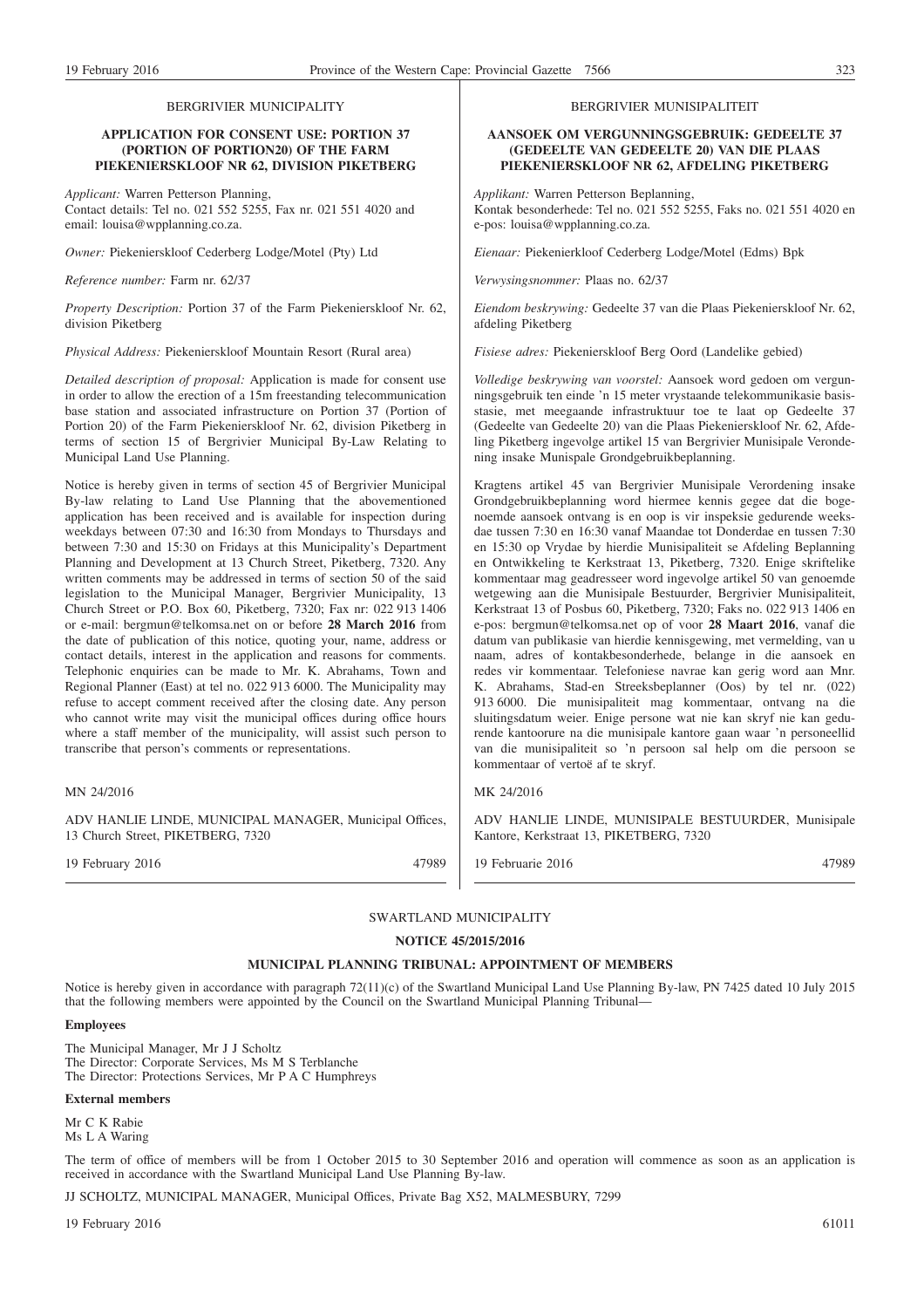BERGRIVIER MUNICIPALITY

**APPLICATION FOR CONSENT USE: PORTION 37 (PORTION OF PORTION20) OF THE FARM PIEKENIERSKLOOF NR 62, DIVISION PIKETBERG**

*Applicant:* Warren Petterson Planning,
Contact details: Tel no. 021 552 5255, Fax nr. 021 551 4020 and email: louisa@wpplanning.co.za.

*Owner:* Piekenierskloof Cederberg Lodge/Motel (Pty) Ltd

*Reference number:* Farm nr. 62/37

*Property Description:* Portion 37 of the Farm Piekenierskloof Nr. 62, division Piketberg

*Physical Address:* Piekenierskloof Mountain Resort (Rural area)

*Detailed description of proposal:* Application is made for consent use in order to allow the erection of a 15m freestanding telecommunication base station and associated infrastructure on Portion 37 (Portion of Portion 20) of the Farm Piekenierskloof Nr. 62, division Piketberg in terms of section 15 of Bergrivier Municipal By-Law Relating to Municipal Land Use Planning.

Notice is hereby given in terms of section 45 of Bergrivier Municipal By-law relating to Land Use Planning that the abovementioned application has been received and is available for inspection during weekdays between 07:30 and 16:30 from Mondays to Thursdays and between 7:30 and 15:30 on Fridays at this Municipality's Department Planning and Development at 13 Church Street, Piketberg, 7320. Any written comments may be addressed in terms of section 50 of the said legislation to the Municipal Manager, Bergrivier Municipality, 13 Church Street or P.O. Box 60, Piketberg, 7320; Fax nr: 022 913 1406 or e-mail: bergmun@telkomsa.net on or before **28 March 2016** from the date of publication of this notice, quoting your, name, address or contact details, interest in the application and reasons for comments. Telephonic enquiries can be made to Mr. K. Abrahams, Town and Regional Planner (East) at tel no. 022 913 6000. The Municipality may refuse to accept comment received after the closing date. Any person who cannot write may visit the municipal offices during office hours where a staff member of the municipality, will assist such person to transcribe that person's comments or representations.

MN 24/2016

ADV HANLIE LINDE, MUNICIPAL MANAGER, Municipal Offices, 13 Church Street, PIKETBERG, 7320

19 February 2016 47989

BERGRIVIER MUNISIPALITEIT

**AANSOEK OM VERGUNNINGSGEBRUIK: GEDEELTE 37 (GEDEELTE VAN GEDEELTE 20) VAN DIE PLAAS PIEKENIERSKLOOF NR 62, AFDELING PIKETBERG**

*Applikant:* Warren Petterson Beplanning,
Kontak besonderhede: Tel no. 021 552 5255, Faks no. 021 551 4020 en e-pos: louisa@wpplanning.co.za.

*Eienaar:* Piekenierkloof Cederberg Lodge/Motel (Edms) Bpk

*Verwysingsnommer:* Plaas no. 62/37

*Eiendom beskrywing:* Gedeelte 37 van die Plaas Piekenierskloof Nr. 62, afdeling Piketberg

*Fisiese adres:* Piekenierskloof Berg Oord (Landelike gebied)

*Volledige beskrywing van voorstel:* Aansoek word gedoen om vergunningsgebruik ten einde 'n 15 meter vrystaande telekommunikasie basisstasie, met meegaande infrastruktuur toe te laat op Gedeelte 37 (Gedeelte van Gedeelte 20) van die Plaas Piekenierskloof Nr. 62, Afdeling Piketberg ingevolge artikel 15 van Bergrivier Munisipale Verordening insake Munisipale Grondgebruikbeplanning.

Kragtens artikel 45 van Bergrivier Munisipale Verordening insake Grondgebruikbeplanning word hiermee kennis gegee dat die bogenoemde aansoek ontvang is en oop is vir inspeksie gedurende weeksdae tussen 7:30 en 16:30 vanaf Maandae tot Donderdae en tussen 7:30 en 15:30 op Vrydae by hierdie Munisipaliteit se Afdeling Beplanning en Ontwikkeling te Kerkstraat 13, Piketberg, 7320. Enige skriftelike kommentaar mag geadresseer word ingevolge artikel 50 van genoemde wetgewing aan die Munisipale Bestuurder, Bergrivier Munisipaliteit, Kerkstraat 13 of Posbus 60, Piketberg, 7320; Faks no. 022 913 1406 en e-pos: bergmun@telkomsa.net op of voor **28 Maart 2016**, vanaf die datum van publikasie van hierdie kennisgewing, met vermelding, van u naam, adres of kontakbesonderhede, belange in die aansoek en redes vir kommentaar. Telefoniese navrae kan gerig word aan Mnr. K. Abrahams, Stad-en Streeksbeplanner (Oos) by tel nr. (022) 913 6000. Die munisipaliteit mag kommentaar, ontvang na die sluitingsdatum weier. Enige persone wat nie kan skryf nie kan gedurende kantoorure na die munisipale kantore gaan waar 'n personeellid van die munisipaliteit so 'n persoon sal help om die persoon se kommentaar of vertoë af te skryf.

MK 24/2016

ADV HANLIE LINDE, MUNISIPALE BESTUURDER, Munisipale Kantore, Kerkstraat 13, PIKETBERG, 7320

19 Februarie 2016 47989

SWARTLAND MUNICIPALITY

**NOTICE 45/2015/2016**

**MUNICIPAL PLANNING TRIBUNAL: APPOINTMENT OF MEMBERS**

Notice is hereby given in accordance with paragraph 72(11)(c) of the Swartland Municipal Land Use Planning By-law, PN 7425 dated 10 July 2015 that the following members were appointed by the Council on the Swartland Municipal Planning Tribunal—

**Employees**

The Municipal Manager, Mr J J Scholtz
The Director: Corporate Services, Ms M S Terblanche
The Director: Protections Services, Mr P A C Humphreys

**External members**

Mr C K Rabie
Ms L A Waring

The term of office of members will be from 1 October 2015 to 30 September 2016 and operation will commence as soon as an application is received in accordance with the Swartland Municipal Land Use Planning By-law.

JJ SCHOLTZ, MUNICIPAL MANAGER, Municipal Offices, Private Bag X52, MALMESBURY, 7299

19 February 2016 61011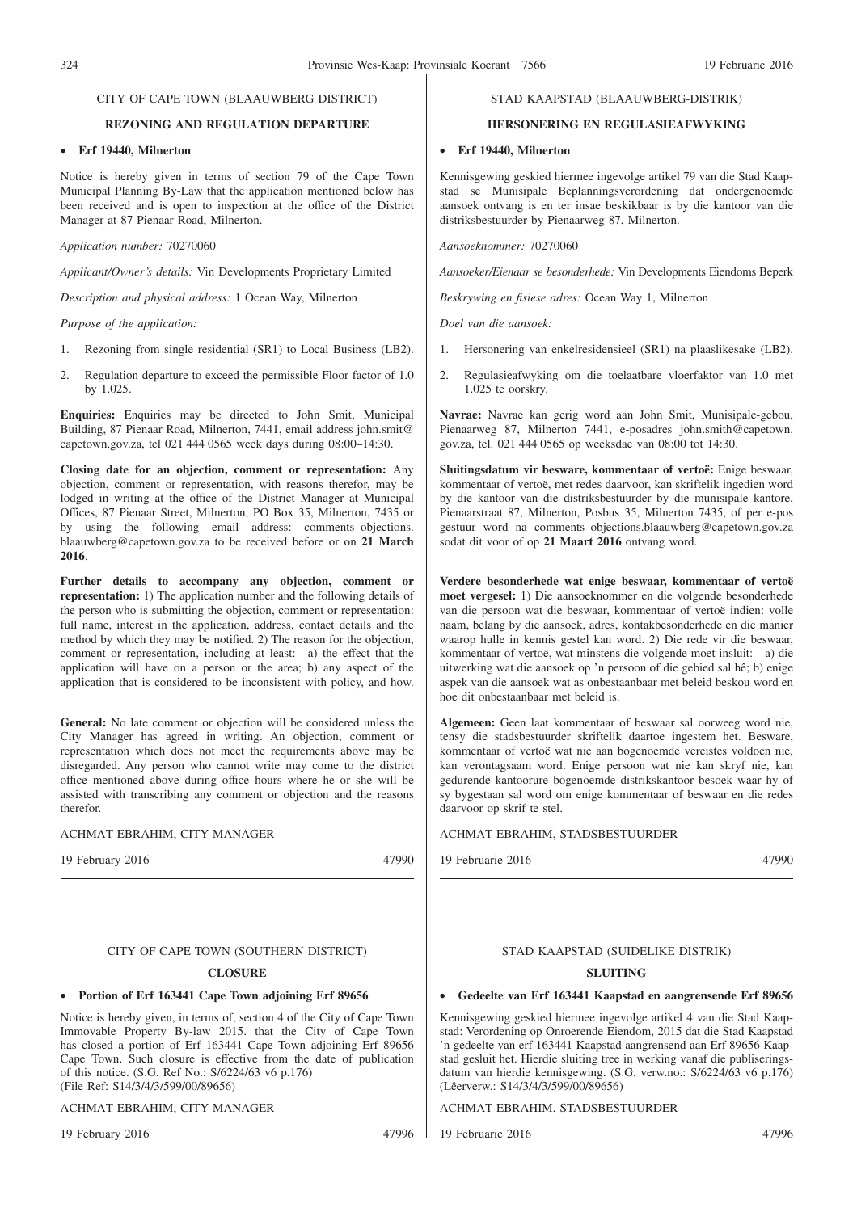CITY OF CAPE TOWN (BLAAUWBERG DISTRICT)

**REZONING AND REGULATION DEPARTURE**

- **Erf 19440, Milnerton**

Notice is hereby given in terms of section 79 of the Cape Town Municipal Planning By-Law that the application mentioned below has been received and is open to inspection at the office of the District Manager at 87 Pienaar Road, Milnerton.

*Application number:* 70270060

*Applicant/Owner's details:* Vin Developments Proprietary Limited

*Description and physical address:* 1 Ocean Way, Milnerton

*Purpose of the application:*

1. Rezoning from single residential (SR1) to Local Business (LB2).
2. Regulation departure to exceed the permissible Floor factor of 1.0 by 1.025.

**Enquiries:** Enquiries may be directed to John Smit, Municipal Building, 87 Pienaar Road, Milnerton, 7441, email address john.smit@capetown.gov.za, tel 021 444 0565 week days during 08:00–14:30.

**Closing date for an objection, comment or representation:** Any objection, comment or representation, with reasons therefor, may be lodged in writing at the office of the District Manager at Municipal Offices, 87 Pienaar Street, Milnerton, PO Box 35, Milnerton, 7435 or by using the following email address: comments_objections.blaauwberg@capetown.gov.za to be received before or on **21 March 2016**.

**Further details to accompany any objection, comment or representation:** 1) The application number and the following details of the person who is submitting the objection, comment or representation: full name, interest in the application, address, contact details and the method by which they may be notified. 2) The reason for the objection, comment or representation, including at least:—a) the effect that the application will have on a person or the area; b) any aspect of the application that is considered to be inconsistent with policy, and how.

**General:** No late comment or objection will be considered unless the City Manager has agreed in writing. An objection, comment or representation which does not meet the requirements above may be disregarded. Any person who cannot write may come to the district office mentioned above during office hours where he or she will be assisted with transcribing any comment or objection and the reasons therefor.

ACHMAT EBRAHIM, CITY MANAGER

19 February 2016 47990

---

STAD KAAPSTAD (BLAAUWBERG-DISTRIK)

**HERSONERING EN REGULASIEAFWYKING**

- **Erf 19440, Milnerton**

Kennisgewing geskied hiermee ingevolge artikel 79 van die Stad Kaapstad se Munisipale Beplanningsverordening dat ondergenoemde aansoek ontvang is en ter insae beskikbaar is by die kantoor van die distriksbestuurder by Pienaarweg 87, Milnerton.

*Aansoeknommer:* 70270060

*Aansoeker/Eienaar se besonderhede:* Vin Developments Eiendoms Beperk

*Beskrywing en fisiese adres:* Ocean Way 1, Milnerton

*Doel van die aansoek:*

1. Hersonering van enkelresidensieel (SR1) na plaaslikesake (LB2).
2. Regulasieafwyking om die toelaatbare vloerfaktor van 1.0 met 1.025 te oorskry.

**Navrae:** Navrae kan gerig word aan John Smit, Munisipale-gebou, Pienaarweg 87, Milnerton 7441, e-posadres john.smith@capetown.gov.za, tel. 021 444 0565 op weeksdae van 08:00 tot 14:30.

**Sluitingsdatum vir besware, kommentaar of vertoë:** Enige beswaar, kommentaar of vertoë, met redes daarvoor, kan skriftelik ingedien word by die kantoor van die distriksbestuurder by die munisipale kantore, Pienaarstraat 87, Milnerton, Posbus 35, Milnerton 7435, of per e-pos gestuur word na comments_objections.blaauwberg@capetown.gov.za sodat dit voor of op **21 Maart 2016** ontvang word.

**Verdere besonderhede wat enige beswaar, kommentaar of vertoë moet vergesel:** 1) Die aansoeknommer en die volgende besonderhede van die persoon wat die beswaar, kommentaar of vertoë indien: volle naam, belang by die aansoek, adres, kontakbesonderhede en die manier waarop hulle in kennis gestel kan word. 2) Die rede vir die beswaar, kommentaar of vertoë, wat minstens die volgende moet insluit:—a) die uitwerking wat die aansoek op 'n persoon of die gebied sal hê; b) enige aspek van die aansoek wat as onbestaanbaar met beleid beskou word en hoe dit onbestaanbaar met beleid is.

**Algemeen:** Geen laat kommentaar of beswaar sal oorweeg word nie, tensy die stadsbestuurder skriftelik daartoe ingestem het. Besware, kommentaar of vertoë wat nie aan bogenoemde vereistes voldoen nie, kan verontagsaam word. Enige persoon wat nie kan skryf nie, kan gedurende kantoorure bogenoemde distrikskantoor besoek waar hy of sy bygestaan sal word om enige kommentaar of beswaar en die redes daarvoor op skrif te stel.

ACHMAT EBRAHIM, STADSBESTUURDER

19 Februarie 2016 47990

---

CITY OF CAPE TOWN (SOUTHERN DISTRICT)

**CLOSURE**

- **Portion of Erf 163441 Cape Town adjoining Erf 89656**

Notice is hereby given, in terms of, section 4 of the City of Cape Town Immovable Property By-law 2015. that the City of Cape Town has closed a portion of Erf 163441 Cape Town adjoining Erf 89656 Cape Town. Such closure is effective from the date of publication of this notice. (S.G. Ref No.: S/6224/63 v6 p.176)
(File Ref: S14/3/4/3/599/00/89656)

ACHMAT EBRAHIM, CITY MANAGER

19 February 2016 47996

---

STAD KAAPSTAD (SUIDELIKE DISTRIK)

**SLUITING**

- **Gedeelte van Erf 163441 Kaapstad en aangrensende Erf 89656**

Kennisgewing geskied hiermee ingevolge artikel 4 van die Stad Kaapstad: Verordening op Onroerende Eiendom, 2015 dat die Stad Kaapstad 'n gedeelte van erf 163441 Kaapstad aangrensend aan Erf 89656 Kaapstad gesluit het. Hierdie sluiting tree in werking vanaf die publiseringsdatum van hierdie kennisgewing. (S.G. verw.no.: S/6224/63 v6 p.176)
(Lêerverw.: S14/3/4/3/599/00/89656)

ACHMAT EBRAHIM, STADSBESTUURDER

19 Februarie 2016 47996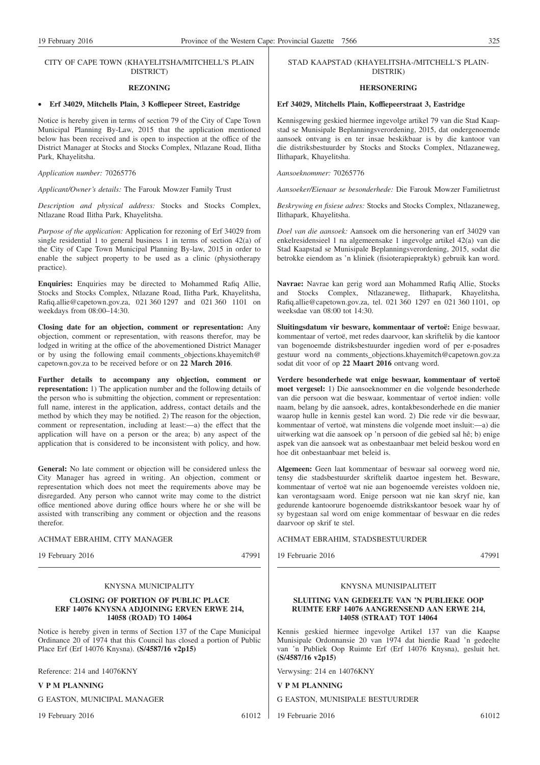CITY OF CAPE TOWN (KHAYELITSHA/MITCHELL'S PLAIN DISTRICT)

**REZONING**

- **Erf 34029, Mitchells Plain, 3 Koffiepeer Street, Eastridge**

Notice is hereby given in terms of section 79 of the City of Cape Town Municipal Planning By-Law, 2015 that the application mentioned below has been received and is open to inspection at the office of the District Manager at Stocks and Stocks Complex, Ntlazane Road, Ilitha Park, Khayelitsha.

*Application number:* 70265776

*Applicant/Owner's details:* The Farouk Mowzer Family Trust

*Description and physical address:* Stocks and Stocks Complex, Ntlazane Road Ilitha Park, Khayelitsha.

*Purpose of the application:* Application for rezoning of Erf 34029 from single residential 1 to general business 1 in terms of section 42(a) of the City of Cape Town Municipal Planning By-law, 2015 in order to enable the subject property to be used as a clinic (physiotherapy practice).

**Enquiries:** Enquiries may be directed to Mohammed Rafiq Allie, Stocks and Stocks Complex, Ntlazane Road, Ilitha Park, Khayelitsha, Rafiq.allie@capetown.gov.za, 021 360 1297 and 021 360 1101 on weekdays from 08:00–14:30.

**Closing date for an objection, comment or representation:** Any objection, comment or representation, with reasons therefor, may be lodged in writing at the office of the abovementioned District Manager or by using the following email comments_objections.khayemitch@capetown.gov.za to be received before or on **22 March 2016**.

**Further details to accompany any objection, comment or representation:** 1) The application number and the following details of the person who is submitting the objection, comment or representation: full name, interest in the application, address, contact details and the method by which they may be notified. 2) The reason for the objection, comment or representation, including at least:—a) the effect that the application will have on a person or the area; b) any aspect of the application that is considered to be inconsistent with policy, and how.

**General:** No late comment or objection will be considered unless the City Manager has agreed in writing. An objection, comment or representation which does not meet the requirements above may be disregarded. Any person who cannot write may come to the district office mentioned above during office hours where he or she will be assisted with transcribing any comment or objection and the reasons therefor.

ACHMAT EBRAHIM, CITY MANAGER

19 February 2016 47991

STAD KAAPSTAD (KHAYELITSHA-/MITCHELL'S PLAIN-DISTRIK)

**HERSONERING**

**Erf 34029, Mitchells Plain, Koffiepeerstraat 3, Eastridge**

Kennisgewing geskied hiermee ingevolge artikel 79 van die Stad Kaapstad se Munisipale Beplanningsverordening, 2015, dat ondergenoemde aansoek ontvang is en ter insae beskikbaar is by die kantoor van die distriksbestuurder by Stocks and Stocks Complex, Ntlazaneweg, Ilithapark, Khayelitsha.

*Aansoeknommer:* 70265776

*Aansoeker/Eienaar se besonderhede:* Die Farouk Mowzer Familietrust

*Beskrywing en fisiese adres:* Stocks and Stocks Complex, Ntlazaneweg, Ilithapark, Khayelitsha.

*Doel van die aansoek:* Aansoek om die hersonering van erf 34029 van enkelresidensieel 1 na algemeensake 1 ingevolge artikel 42(a) van die Stad Kaapstad se Munisipale Beplanningsverordening, 2015, sodat die betrokke eiendom as 'n kliniek (fisioterapiepraktyk) gebruik kan word.

**Navrae:** Navrae kan gerig word aan Mohammed Rafiq Allie, Stocks and Stocks Complex, Ntlazaneweg, Ilithapark, Khayelitsha, Rafiq.allie@capetown.gov.za, tel. 021 360 1297 en 021 360 1101, op weeksdae van 08:00 tot 14:30.

**Sluitingsdatum vir besware, kommentaar of vertoë:** Enige beswaar, kommentaar of vertoë, met redes daarvoor, kan skriftelik by die kantoor van bogenoemde distriksbestuurder ingedien word of per e-posadres gestuur word na comments_objections.khayemitch@capetown.gov.za sodat dit voor of op **22 Maart 2016** ontvang word.

**Verdere besonderhede wat enige beswaar, kommentaar of vertoë moet vergesel:** 1) Die aansoeknommer en die volgende besonderhede van die persoon wat die beswaar, kommentaar of vertoë indien: volle naam, belang by die aansoek, adres, kontakbesonderhede en die manier waarop hulle in kennis gestel kan word. 2) Die rede vir die beswaar, kommentaar of vertoë, wat minstens die volgende moet insluit:—a) die uitwerking wat die aansoek op 'n persoon of die gebied sal hê; b) enige aspek van die aansoek wat as onbestaanbaar met beleid beskou word en hoe dit onbestaanbaar met beleid is.

**Algemeen:** Geen laat kommentaar of beswaar sal oorweeg word nie, tensy die stadsbestuurder skriftelik daartoe ingestem het. Besware, kommentaar of vertoë wat nie aan bogenoemde vereistes voldoen nie, kan verontagsaam word. Enige persoon wat nie kan skryf nie, kan gedurende kantoorure bogenoemde distrikskantoor besoek waar hy of sy bygestaan sal word om enige kommentaar of beswaar en die redes daarvoor op skrif te stel.

ACHMAT EBRAHIM, STADSBESTUURDER

19 Februarie 2016 47991

KNYSNA MUNICIPALITY

**CLOSING OF PORTION OF PUBLIC PLACE ERF 14076 KNYSNA ADJOINING ERVEN ERWE 214, 14058 (ROAD) TO 14064**

Notice is hereby given in terms of Section 137 of the Cape Municipal Ordinance 20 of 1974 that this Council has closed a portion of Public Place Erf (Erf 14076 Knysna). **(S/4587/16 v2p15)**

Reference: 214 and 14076KNY

**V P M PLANNING**

G EASTON, MUNICIPAL MANAGER

19 February 2016 61012

KNYSNA MUNISIPALITEIT

**SLUITING VAN GEDEELTE VAN 'N PUBLIEKE OOP RUIMTE ERF 14076 AANGRENSEND AAN ERWE 214, 14058 (STRAAT) TOT 14064**

Kennis geskied hiermee ingevolge Artikel 137 van die Kaapse Munisipale Ordonnansie 20 van 1974 dat hierdie Raad 'n gedeelte van 'n Publiek Oop Ruimte Erf (Erf 14076 Knysna), gesluit het. **(S/4587/16 v2p15)**

Verwysing: 214 en 14076KNY

**V P M PLANNING**

G EASTON, MUNISIPALE BESTUURDER

19 Februarie 2016 61012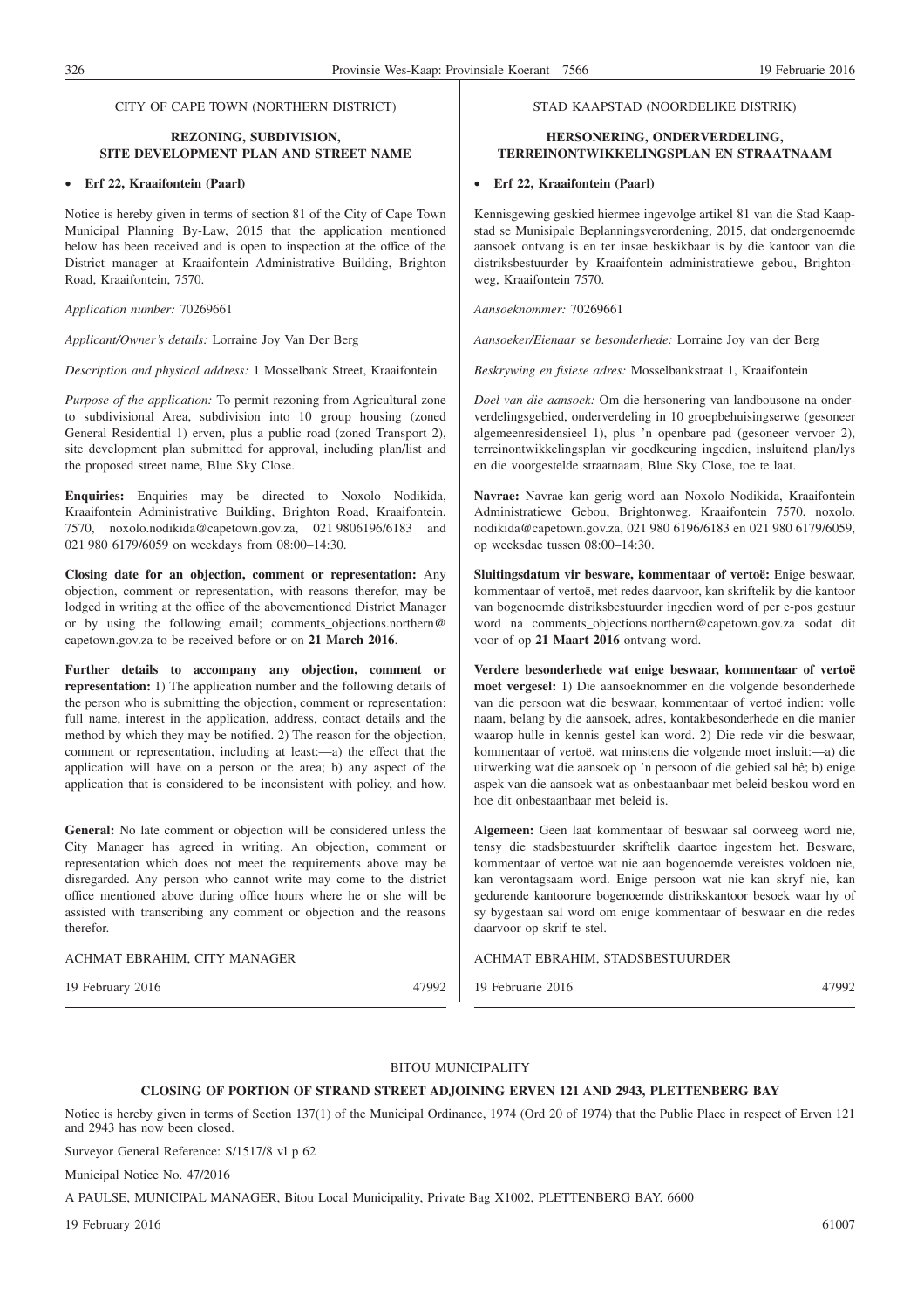CITY OF CAPE TOWN (NORTHERN DISTRICT)

## REZONING, SUBDIVISION, SITE DEVELOPMENT PLAN AND STREET NAME

- **Erf 22, Kraaifontein (Paarl)**

Notice is hereby given in terms of section 81 of the City of Cape Town Municipal Planning By-Law, 2015 that the application mentioned below has been received and is open to inspection at the office of the District manager at Kraaifontein Administrative Building, Brighton Road, Kraaifontein, 7570.

*Application number:* 70269661

*Applicant/Owner's details:* Lorraine Joy Van Der Berg

*Description and physical address:* 1 Mosselbank Street, Kraaifontein

*Purpose of the application:* To permit rezoning from Agricultural zone to subdivisional Area, subdivision into 10 group housing (zoned General Residential 1) erven, plus a public road (zoned Transport 2), site development plan submitted for approval, including plan/list and the proposed street name, Blue Sky Close.

**Enquiries:** Enquiries may be directed to Noxolo Nodikida, Kraaifontein Administrative Building, Brighton Road, Kraaifontein, 7570, noxolo.nodikida@capetown.gov.za, 021 9806196/6183 and 021 980 6179/6059 on weekdays from 08:00–14:30.

**Closing date for an objection, comment or representation:** Any objection, comment or representation, with reasons therefor, may be lodged in writing at the office of the abovementioned District Manager or by using the following email; comments_objections.northern@capetown.gov.za to be received before or on **21 March 2016**.

**Further details to accompany any objection, comment or representation:** 1) The application number and the following details of the person who is submitting the objection, comment or representation: full name, interest in the application, address, contact details and the method by which they may be notified. 2) The reason for the objection, comment or representation, including at least:—a) the effect that the application will have on a person or the area; b) any aspect of the application that is considered to be inconsistent with policy, and how.

**General:** No late comment or objection will be considered unless the City Manager has agreed in writing. An objection, comment or representation which does not meet the requirements above may be disregarded. Any person who cannot write may come to the district office mentioned above during office hours where he or she will be assisted with transcribing any comment or objection and the reasons therefor.

ACHMAT EBRAHIM, CITY MANAGER

19 February 2016 47992

---

STAD KAAPSTAD (NOORDELIKE DISTRIK)

## HERSONERING, ONDERVERDELING, TERREINONTWIKKELINGSPLAN EN STRAATNAAM

- **Erf 22, Kraaifontein (Paarl)**

Kennisgewing geskied hiermee ingevolge artikel 81 van die Stad Kaapstad se Munisipale Beplanningsverordening, 2015, dat ondergenoemde aansoek ontvang is en ter insae beskikbaar is by die kantoor van die distriksbestuurder by Kraaifontein administratiewe gebou, Brightonweg, Kraaifontein 7570.

*Aansoeknommer:* 70269661

*Aansoeker/Eienaar se besonderhede:* Lorraine Joy van der Berg

*Beskrywing en fisiese adres:* Mosselbankstraat 1, Kraaifontein

*Doel van die aansoek:* Om die hersonering van landbousone na onderverdelingsgebied, onderverdeling in 10 groepbehuisingserwe (gesoneer algemeenresidensieel 1), plus 'n openbare pad (gesoneer vervoer 2), terreinontwikkelingsplan vir goedkeuring ingedien, insluitend plan/lys en die voorgestelde straatnaam, Blue Sky Close, toe te laat.

**Navrae:** Navrae kan gerig word aan Noxolo Nodikida, Kraaifontein Administratiewe Gebou, Brightonweg, Kraaifontein 7570, noxolo.nodikida@capetown.gov.za, 021 980 6196/6183 en 021 980 6179/6059, op weeksdae tussen 08:00–14:30.

**Sluitingsdatum vir besware, kommentaar of vertoë:** Enige beswaar, kommentaar of vertoë, met redes daarvoor, kan skriftelik by die kantoor van bogenoemde distriksbestuurder ingedien word of per e-pos gestuur word na comments_objections.northern@capetown.gov.za sodat dit voor of op **21 Maart 2016** ontvang word.

**Verdere besonderhede wat enige beswaar, kommentaar of vertoë moet vergesel:** 1) Die aansoeknommer en die volgende besonderhede van die persoon wat die beswaar, kommentaar of vertoë indien: volle naam, belang by die aansoek, adres, kontakbesonderhede en die manier waarop hulle in kennis gestel kan word. 2) Die rede vir die beswaar, kommentaar of vertoë, wat minstens die volgende moet insluit:—a) die uitwerking wat die aansoek op 'n persoon of die gebied sal hê; b) enige aspek van die aansoek wat as onbestaanbaar met beleid beskou word en hoe dit onbestaanbaar met beleid is.

**Algemeen:** Geen laat kommentaar of beswaar sal oorweeg word nie, tensy die stadsbestuurder skriftelik daartoe ingestem het. Besware, kommentaar of vertoë wat nie aan bogenoemde vereistes voldoen nie, kan verontagsaam word. Enige persoon wat nie kan skryf nie, kan gedurende kantoorure bogenoemde distrikskantoor besoek waar hy of sy bygestaan sal word om enige kommentaar of beswaar en die redes daarvoor op skrif te stel.

ACHMAT EBRAHIM, STADSBESTUURDER

19 Februarie 2016 47992

---

BITOU MUNICIPALITY

## CLOSING OF PORTION OF STRAND STREET ADJOINING ERVEN 121 AND 2943, PLETTENBERG BAY

Notice is hereby given in terms of Section 137(1) of the Municipal Ordinance, 1974 (Ord 20 of 1974) that the Public Place in respect of Erven 121 and 2943 has now been closed.

Surveyor General Reference: S/1517/8 vl p 62

Municipal Notice No. 47/2016

A PAULSE, MUNICIPAL MANAGER, Bitou Local Municipality, Private Bag X1002, PLETTENBERG BAY, 6600

19 February 2016 61007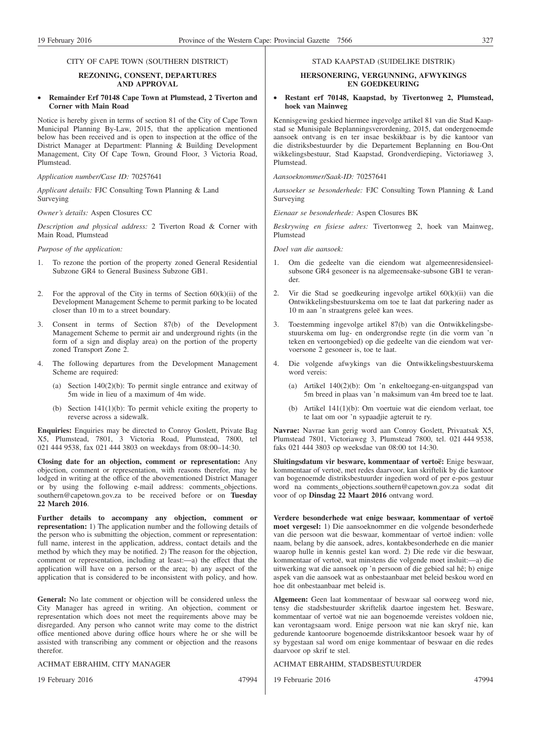CITY OF CAPE TOWN (SOUTHERN DISTRICT)

**REZONING, CONSENT, DEPARTURES AND APPROVAL**

- **Remainder Erf 70148 Cape Town at Plumstead, 2 Tiverton and Corner with Main Road**

Notice is hereby given in terms of section 81 of the City of Cape Town Municipal Planning By-Law, 2015, that the application mentioned below has been received and is open to inspection at the office of the District Manager at Department: Planning & Building Development Management, City Of Cape Town, Ground Floor, 3 Victoria Road, Plumstead.

*Application number/Case ID:* 70257641

*Applicant details:* FJC Consulting Town Planning & Land Surveying

*Owner's details:* Aspen Closures CC

*Description and physical address:* 2 Tiverton Road & Corner with Main Road, Plumstead

*Purpose of the application:*

1. To rezone the portion of the property zoned General Residential Subzone GR4 to General Business Subzone GB1.
2. For the approval of the City in terms of Section 60(k)(ii) of the Development Management Scheme to permit parking to be located closer than 10 m to a street boundary.
3. Consent in terms of Section 87(b) of the Development Management Scheme to permit air and underground rights (in the form of a sign and display area) on the portion of the property zoned Transport Zone 2.
4. The following departures from the Development Management Scheme are required:
   (a) Section 140(2)(b): To permit single entrance and exitway of 5m wide in lieu of a maximum of 4m wide.
   (b) Section 141(1)(b): To permit vehicle exiting the property to reverse across a sidewalk.

**Enquiries:** Enquiries may be directed to Conroy Goslett, Private Bag X5, Plumstead, 7801, 3 Victoria Road, Plumstead, 7800, tel 021 444 9538, fax 021 444 3803 on weekdays from 08:00–14:30.

**Closing date for an objection, comment or representation:** Any objection, comment or representation, with reasons therefor, may be lodged in writing at the office of the abovementioned District Manager or by using the following e-mail address: comments_objections.southern@capetown.gov.za to be received before or on **Tuesday 22 March 2016**.

**Further details to accompany any objection, comment or representation:** 1) The application number and the following details of the person who is submitting the objection, comment or representation: full name, interest in the application, address, contact details and the method by which they may be notified. 2) The reason for the objection, comment or representation, including at least:—a) the effect that the application will have on a person or the area; b) any aspect of the application that is considered to be inconsistent with policy, and how.

**General:** No late comment or objection will be considered unless the City Manager has agreed in writing. An objection, comment or representation which does not meet the requirements above may be disregarded. Any person who cannot write may come to the district office mentioned above during office hours where he or she will be assisted with transcribing any comment or objection and the reasons therefor.

ACHMAT EBRAHIM, CITY MANAGER

19 February 2016 47994

STAD KAAPSTAD (SUIDELIKE DISTRIK)

**HERSONERING, VERGUNNING, AFWYKINGS EN GOEDKEURING**

- **Restant erf 70148, Kaapstad, by Tivertonweg 2, Plumstead, hoek van Mainweg**

Kennisgewing geskied hiermee ingevolge artikel 81 van die Stad Kaapstad se Munisipale Beplanningsverordening, 2015, dat ondergenoemde aansoek ontvang is en ter insae beskikbaar is by die kantoor van die distriksbestuurder by die Departement Beplanning en Bou-Ontwikkelingsbestuur, Stad Kaapstad, Grondverdieping, Victoriaweg 3, Plumstead.

*Aansoeknommer/Saak-ID:* 70257641

*Aansoeker se besonderhede:* FJC Consulting Town Planning & Land Surveying

*Eienaar se besonderhede:* Aspen Closures BK

*Beskrywing en fisiese adres:* Tivertonweg 2, hoek van Mainweg, Plumstead

*Doel van die aansoek:*

1. Om die gedeelte van die eiendom wat algemeenresidensieel-subsone GR4 gesoneer is na algemeensake-subsone GB1 te verander.
2. Vir die Stad se goedkeuring ingevolge artikel 60(k)(ii) van die Ontwikkelingsbestuurskema om toe te laat dat parkering nader as 10 m aan 'n straatgrens geleë kan wees.
3. Toestemming ingevolge artikel 87(b) van die Ontwikkelingsbestuurskema om lug- en ondergrondse regte (in die vorm van 'n teken en vertoongebied) op die gedeelte van die eiendom wat vervoersone 2 gesoneer is, toe te laat.
4. Die volgende afwykings van die Ontwikkelingsbestuurskema word vereis:
   (a) Artikel 140(2)(b): Om 'n enkeltoegang-en-uitgangspad van 5m breed in plaas van 'n maksimum van 4m breed toe te laat.
   (b) Artikel 141(1)(b): Om voertuie wat die eiendom verlaat, toe te laat om oor 'n sypaadjie agteruit te ry.

**Navrae:** Navrae kan gerig word aan Conroy Goslett, Privaatsak X5, Plumstead 7801, Victoriaweg 3, Plumstead 7800, tel. 021 444 9538, faks 021 444 3803 op weeksdae van 08:00 tot 14:30.

**Sluitingsdatum vir besware, kommentaar of vertoë:** Enige beswaar, kommentaar of vertoë, met redes daarvoor, kan skriftelik by die kantoor van bogenoemde distriksbestuurder ingedien word of per e-pos gestuur word na comments_objections.southern@capetown.gov.za sodat dit voor of op **Dinsdag 22 Maart 2016** ontvang word.

**Verdere besonderhede wat enige beswaar, kommentaar of vertoë moet vergesel:** 1) Die aansoeknommer en die volgende besonderhede van die persoon wat die beswaar, kommentaar of vertoë indien: volle naam, belang by die aansoek, adres, kontakbesonderhede en die manier waarop hulle in kennis gestel kan word. 2) Die rede vir die beswaar, kommentaar of vertoë, wat minstens die volgende moet insluit:—a) die uitwerking wat die aansoek op 'n persoon of die gebied sal hê; b) enige aspek van die aansoek wat as onbestaanbaar met beleid beskou word en hoe dit onbestaanbaar met beleid is.

**Algemeen:** Geen laat kommentaar of beswaar sal oorweeg word nie, tensy die stadsbestuurder skriftelik daartoe ingestem het. Besware, kommentaar of vertoë wat nie aan bogenoemde vereistes voldoen nie, kan verontagsaam word. Enige persoon wat nie kan skryf nie, kan gedurende kantoorure bogenoemde distrikskantoor besoek waar hy of sy bygestaan sal word om enige kommentaar of beswaar en die redes daarvoor op skrif te stel.

ACHMAT EBRAHIM, STADSBESTUURDER

19 Februarie 2016 47994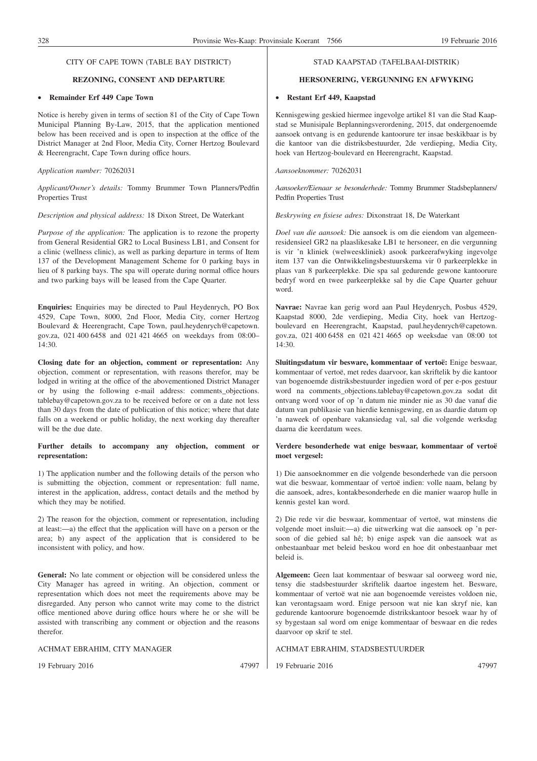CITY OF CAPE TOWN (TABLE BAY DISTRICT)

**REZONING, CONSENT AND DEPARTURE**

- **Remainder Erf 449 Cape Town**

Notice is hereby given in terms of section 81 of the City of Cape Town Municipal Planning By-Law, 2015, that the application mentioned below has been received and is open to inspection at the office of the District Manager at 2nd Floor, Media City, Corner Hertzog Boulevard & Heerengracht, Cape Town during office hours.

*Application number:* 70262031

*Applicant/Owner's details:* Tommy Brummer Town Planners/Pedfin Properties Trust

*Description and physical address:* 18 Dixon Street, De Waterkant

*Purpose of the application:* The application is to rezone the property from General Residential GR2 to Local Business LB1, and Consent for a clinic (wellness clinic), as well as parking departure in terms of Item 137 of the Development Management Scheme for 0 parking bays in lieu of 8 parking bays. The spa will operate during normal office hours and two parking bays will be leased from the Cape Quarter.

**Enquiries:** Enquiries may be directed to Paul Heydenrych, PO Box 4529, Cape Town, 8000, 2nd Floor, Media City, corner Hertzog Boulevard & Heerengracht, Cape Town, paul.heydenrych@capetown.gov.za, 021 400 6458 and 021 421 4665 on weekdays from 08:00–14:30.

**Closing date for an objection, comment or representation:** Any objection, comment or representation, with reasons therefor, may be lodged in writing at the office of the abovementioned District Manager or by using the following e-mail address: comments_objections.tablebay@capetown.gov.za to be received before or on a date not less than 30 days from the date of publication of this notice; where that date falls on a weekend or public holiday, the next working day thereafter will be the due date.

**Further details to accompany any objection, comment or representation:**

1) The application number and the following details of the person who is submitting the objection, comment or representation: full name, interest in the application, address, contact details and the method by which they may be notified.

2) The reason for the objection, comment or representation, including at least:—a) the effect that the application will have on a person or the area; b) any aspect of the application that is considered to be inconsistent with policy, and how.

**General:** No late comment or objection will be considered unless the City Manager has agreed in writing. An objection, comment or representation which does not meet the requirements above may be disregarded. Any person who cannot write may come to the district office mentioned above during office hours where he or she will be assisted with transcribing any comment or objection and the reasons therefor.

ACHMAT EBRAHIM, CITY MANAGER

19 February 2016 47997

STAD KAAPSTAD (TAFELBAAI-DISTRIK)

**HERSONERING, VERGUNNING EN AFWYKING**

- **Restant Erf 449, Kaapstad**

Kennisgewing geskied hiermee ingevolge artikel 81 van die Stad Kaapstad se Munisipale Beplanningsverordening, 2015, dat ondergenoemde aansoek ontvang is en gedurende kantoorure ter insae beskikbaar is by die kantoor van die distriksbestuurder, 2de verdieping, Media City, hoek van Hertzog-boulevard en Heerengracht, Kaapstad.

*Aansoeknommer:* 70262031

*Aansoeker/Eienaar se besonderhede:* Tommy Brummer Stadsbeplanners/Pedfin Properties Trust

*Beskrywing en fisiese adres:* Dixonstraat 18, De Waterkant

*Doel van die aansoek:* Die aansoek is om die eiendom van algemeenresidensieel GR2 na plaaslikesake LB1 te hersoneer, en die vergunning is vir 'n kliniek (welweeskliniek) asook parkeerafwyking ingevolge item 137 van die Ontwikkelingsbestuurskema vir 0 parkeerplekke in plaas van 8 parkeerplekke. Die spa sal gedurende gewone kantoorure bedryf word en twee parkeerplekke sal by die Cape Quarter gehuur word.

**Navrae:** Navrae kan gerig word aan Paul Heydenrych, Posbus 4529, Kaapstad 8000, 2de verdieping, Media City, hoek van Hertzog-boulevard en Heerengracht, Kaapstad, paul.heydenrych@capetown.gov.za, 021 400 6458 en 021 421 4665 op weeksdae van 08:00 tot 14:30.

**Sluitingsdatum vir besware, kommentaar of vertoë:** Enige beswaar, kommentaar of vertoë, met redes daarvoor, kan skriftelik by die kantoor van bogenoemde distriksbestuurder ingedien word of per e-pos gestuur word na comments_objections.tablebay@capetown.gov.za sodat dit ontvang word voor of op 'n datum nie minder nie as 30 dae vanaf die datum van publikasie van hierdie kennisgewing, en as daardie datum op 'n naweek of openbare vakansiedag val, sal die volgende werksdag daarna die keerdatum wees.

**Verdere besonderhede wat enige beswaar, kommentaar of vertoë moet vergesel:**

1) Die aansoeknommer en die volgende besonderhede van die persoon wat die beswaar, kommentaar of vertoë indien: volle naam, belang by die aansoek, adres, kontakbesonderhede en die manier waarop hulle in kennis gestel kan word.

2) Die rede vir die beswaar, kommentaar of vertoë, wat minstens die volgende moet insluit:—a) die uitwerking wat die aansoek op 'n persoon of die gebied sal hê; b) enige aspek van die aansoek wat as onbestaanbaar met beleid beskou word en hoe dit onbestaanbaar met beleid is.

**Algemeen:** Geen laat kommentaar of beswaar sal oorweeg word nie, tensy die stadsbestuurder skriftelik daartoe ingestem het. Besware, kommentaar of vertoë wat nie aan bogenoemde vereistes voldoen nie, kan verontagsaam word. Enige persoon wat nie kan skryf nie, kan gedurende kantoorure bogenoemde distrikskantoor besoek waar hy of sy bygestaan sal word om enige kommentaar of beswaar en die redes daarvoor op skrif te stel.

ACHMAT EBRAHIM, STADSBESTUURDER

19 Februarie 2016 47997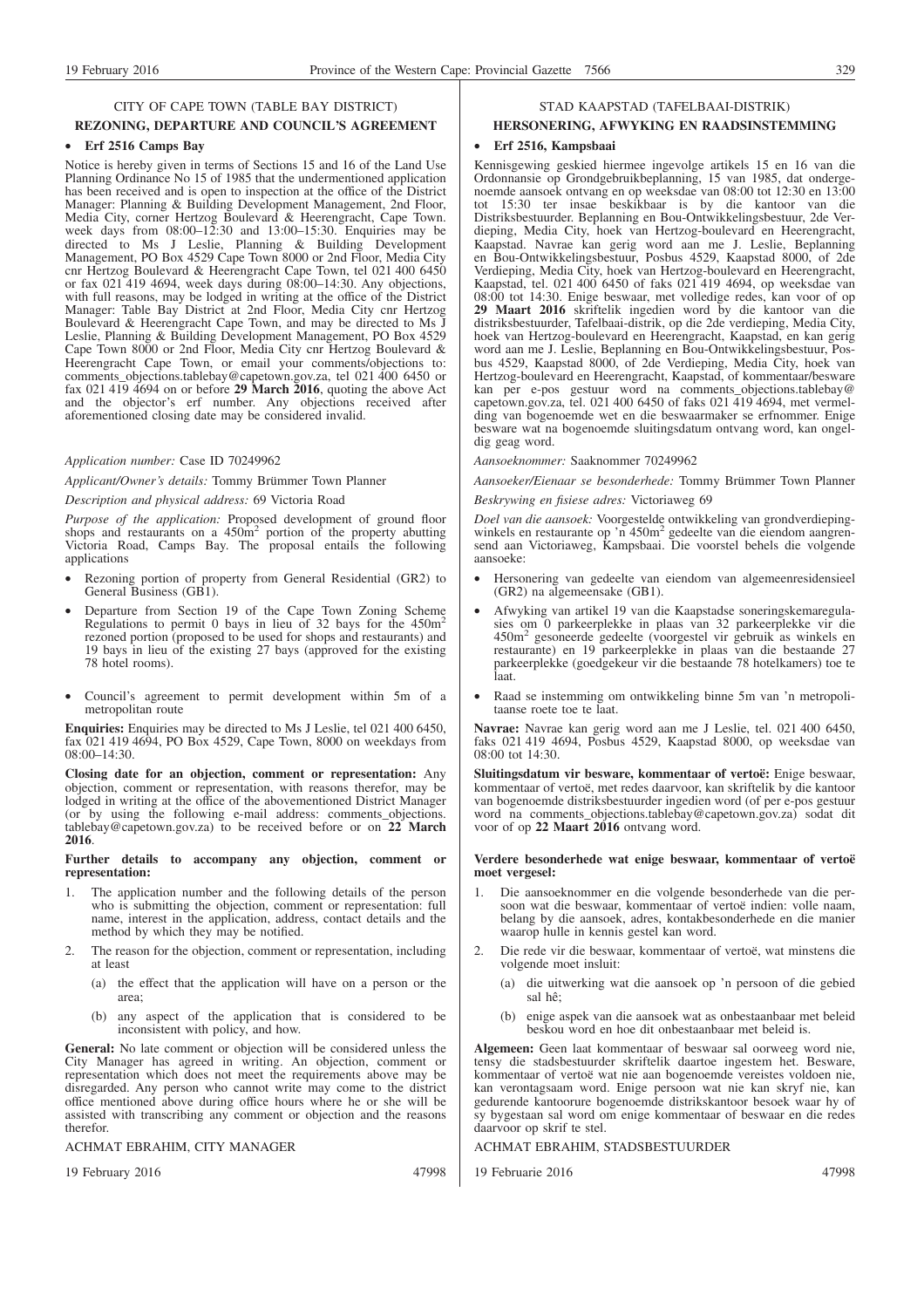CITY OF CAPE TOWN (TABLE BAY DISTRICT)

## REZONING, DEPARTURE AND COUNCIL'S AGREEMENT

- **Erf 2516 Camps Bay**

Notice is hereby given in terms of Sections 15 and 16 of the Land Use Planning Ordinance No 15 of 1985 that the undermentioned application has been received and is open to inspection at the office of the District Manager: Planning & Building Development Management, 2nd Floor, Media City, corner Hertzog Boulevard & Heerengracht, Cape Town. week days from 08:00–12:30 and 13:00–15:30. Enquiries may be directed to Ms J Leslie, Planning & Building Development Management, PO Box 4529 Cape Town 8000 or 2nd Floor, Media City cnr Hertzog Boulevard & Heerengracht Cape Town, tel 021 400 6450 or fax 021 419 4694, week days during 08:00–14:30. Any objections, with full reasons, may be lodged in writing at the office of the District Manager: Table Bay District at 2nd Floor, Media City cnr Hertzog Boulevard & Heerengracht Cape Town, and may be directed to Ms J Leslie, Planning & Building Development Management, PO Box 4529 Cape Town 8000 or 2nd Floor, Media City cnr Hertzog Boulevard & Heerengracht Cape Town, or email your comments/objections to: comments_objections.tablebay@capetown.gov.za, tel 021 400 6450 or fax 021 419 4694 on or before **29 March 2016**, quoting the above Act and the objector's erf number. Any objections received after aforementioned closing date may be considered invalid.

*Application number:* Case ID 70249962

*Applicant/Owner's details:* Tommy Brümmer Town Planner

*Description and physical address:* 69 Victoria Road

*Purpose of the application:* Proposed development of ground floor shops and restaurants on a 450m$^2$ portion of the property abutting Victoria Road, Camps Bay. The proposal entails the following applications

- Rezoning portion of property from General Residential (GR2) to General Business (GB1).
- Departure from Section 19 of the Cape Town Zoning Scheme Regulations to permit 0 bays in lieu of 32 bays for the 450m$^2$ rezoned portion (proposed to be used for shops and restaurants) and 19 bays in lieu of the existing 27 bays (approved for the existing 78 hotel rooms).
- Council's agreement to permit development within 5m of a metropolitan route

**Enquiries:** Enquiries may be directed to Ms J Leslie, tel 021 400 6450, fax 021 419 4694, PO Box 4529, Cape Town, 8000 on weekdays from 08:00–14:30.

**Closing date for an objection, comment or representation:** Any objection, comment or representation, with reasons therefor, may be lodged in writing at the office of the abovementioned District Manager (or by using the following e-mail address: comments_objections.tablebay@capetown.gov.za) to be received before or on **22 March 2016**.

**Further details to accompany any objection, comment or representation:**

1. The application number and the following details of the person who is submitting the objection, comment or representation: full name, interest in the application, address, contact details and the method by which they may be notified.
2. The reason for the objection, comment or representation, including at least
   (a) the effect that the application will have on a person or the area;
   (b) any aspect of the application that is considered to be inconsistent with policy, and how.

**General:** No late comment or objection will be considered unless the City Manager has agreed in writing. An objection, comment or representation which does not meet the requirements above may be disregarded. Any person who cannot write may come to the district office mentioned above during office hours where he or she will be assisted with transcribing any comment or objection and the reasons therefor.

ACHMAT EBRAHIM, CITY MANAGER

19 February 2016 47998

STAD KAAPSTAD (TAFELBAAI-DISTRIK)

## HERSONERING, AFWYKING EN RAADSINSTEMMING

- **Erf 2516, Kampsbaai**

Kennisgewing geskied hiermee ingevolge artikels 15 en 16 van die Ordonnansie op Grondgebruikbeplanning, 15 van 1985, dat ondergenoemde aansoek ontvang en op weeksdae van 08:00 tot 12:30 en 13:00 tot 15:30 ter insae beskikbaar is by die kantoor van die Distriksbestuurder. Beplanning en Bou-Ontwikkelingsbestuur, 2de Verdieping, Media City, hoek van Hertzog-boulevard en Heerengracht, Kaapstad. Navrae kan gerig word aan me J. Leslie, Beplanning en Bou-Ontwikkelingsbestuur, Posbus 4529, Kaapstad 8000, of 2de Verdieping, Media City, hoek van Hertzog-boulevard en Heerengracht, Kaapstad, tel. 021 400 6450 of faks 021 419 4694, op weeksdae van 08:00 tot 14:30. Enige besware, met volledige redes, kan voor of op **29 Maart 2016** skriftelik ingedien word by die kantoor van die distriksbestuurder, Tafelbaai-distrik, op die 2de verdieping, Media City, hoek van Hertzog-boulevard en Heerengracht, Kaapstad, en kan gerig word aan me J. Leslie, Beplanning en Bou-Ontwikkelingsbestuur, Posbus 4529, Kaapstad 8000, of 2de Verdieping, Media City, hoek van Hertzog-boulevard en Heerengracht, Kaapstad, of kommentaar/besware kan per e-pos gestuur word na comments_objections.tablebay@capetown.gov.za, tel. 021 400 6450 of faks 021 419 4694, met vermelding van bogenoemde wet en die beswaarmaker se erfnommer. Enige besware wat na bogenoemde sluitingsdatum ontvang word, kan ongeldig geag word.

*Aansoeknommer:* Saaknommer 70249962

*Aansoeker/Eienaar se besonderhede:* Tommy Brümmer Town Planner

*Beskrywing en fisiese adres:* Victoriaweg 69

*Doel van die aansoek:* Voorgestelde ontwikkeling van grondverdiepingwinkels en restaurante op 'n 450m$^2$ gedeelte van die eiendom aangrensend aan Victoriaweg, Kampsbaai. Die voorstel behels die volgende aansoeke:

- Hersonering van gedeelte van eiendom van algemeenresidensieel (GR2) na algemeensake (GB1).
- Afwyking van artikel 19 van die Kaapstadse soneringskemaregulasies om 0 parkeerplekke in plaas van 32 parkeerplekke vir die 450m$^2$ gesoneerde gedeelte (voorgestel vir gebruik as winkels en restaurante) en 19 parkeerplekke in plaas van die bestaande 27 parkeerplekke (goedgekeur vir die bestaande 78 hotelkamers) toe te laat.
- Raad se instemming om ontwikkeling binne 5m van 'n metropolitaanse roete toe te laat.

**Navrae:** Navrae kan gerig word aan me J Leslie, tel. 021 400 6450, faks 021 419 4694, Posbus 4529, Kaapstad 8000, op weeksdae van 08:00 tot 14:30.

**Sluitingsdatum vir besware, kommentaar of vertoë:** Enige beswaar, kommentaar of vertoë, met redes daarvoor, kan skriftelik by die kantoor van bogenoemde distriksbestuurder ingedien word (of per e-pos gestuur word na comments_objections.tablebay@capetown.gov.za) sodat dit voor of op **22 Maart 2016** ontvang word.

**Verdere besonderhede wat enige beswaar, kommentaar of vertoë moet vergesel:**

1. Die aansoeknommer en die volgende besonderhede van die persoon wat die beswaar, kommentaar of vertoë indien: volle naam, belang by die aansoek, adres, kontakbesonderhede en die manier waarop hulle in kennis gestel kan word.
2. Die rede vir die beswaar, kommentaar of vertoë, wat minstens die volgende moet insluit:
   (a) die uitwerking wat die aansoek op 'n persoon of die gebied sal hê;
   (b) enige aspek van die aansoek wat as onbestaanbaar met beleid beskou word en hoe dit onbestaanbaar met beleid is.

**Algemeen:** Geen laat kommentaar of beswaar sal oorweeg word nie, tensy die stadsbestuurder skriftelik daartoe ingestem het. Besware, kommentaar of vertoë wat nie aan bogenoemde vereistes voldoen nie, kan verontagsaam word. Enige persoon wat nie kan skryf nie, kan gedurende kantoorure bogenoemde distrikskantoor besoek waar hy of sy bygestaan sal word om enige kommentaar of beswaar en die redes daarvoor op skrif te stel.

ACHMAT EBRAHIM, STADSBESTUURDER

19 Februarie 2016 47998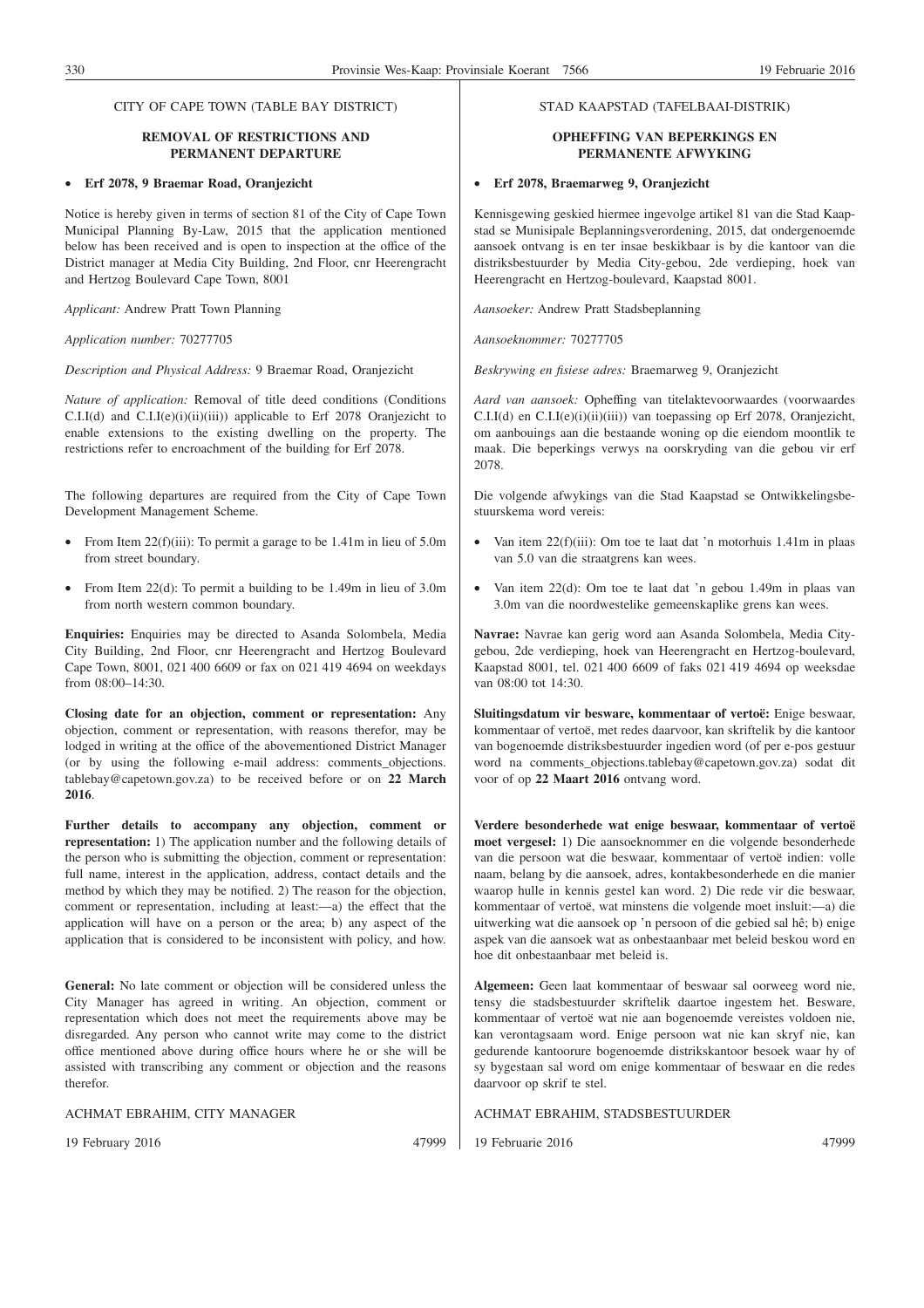CITY OF CAPE TOWN (TABLE BAY DISTRICT)

**REMOVAL OF RESTRICTIONS AND PERMANENT DEPARTURE**

- **Erf 2078, 9 Braemar Road, Oranjezicht**

Notice is hereby given in terms of section 81 of the City of Cape Town Municipal Planning By-Law, 2015 that the application mentioned below has been received and is open to inspection at the office of the District manager at Media City Building, 2nd Floor, cnr Heerengracht and Hertzog Boulevard Cape Town, 8001

*Applicant:* Andrew Pratt Town Planning

*Application number:* 70277705

*Description and Physical Address:* 9 Braemar Road, Oranjezicht

*Nature of application:* Removal of title deed conditions (Conditions C.I.I(d) and C.I.I(e)(i)(ii)(iii)) applicable to Erf 2078 Oranjezicht to enable extensions to the existing dwelling on the property. The restrictions refer to encroachment of the building for Erf 2078.

The following departures are required from the City of Cape Town Development Management Scheme.

- From Item 22(f)(iii): To permit a garage to be 1.41m in lieu of 5.0m from street boundary.
- From Item 22(d): To permit a building to be 1.49m in lieu of 3.0m from north western common boundary.

**Enquiries:** Enquiries may be directed to Asanda Solombela, Media City Building, 2nd Floor, cnr Heerengracht and Hertzog Boulevard Cape Town, 8001, 021 400 6609 or fax on 021 419 4694 on weekdays from 08:00–14:30.

**Closing date for an objection, comment or representation:** Any objection, comment or representation, with reasons therefor, may be lodged in writing at the office of the abovementioned District Manager (or by using the following e-mail address: comments_objections.tablebay@capetown.gov.za) to be received before or on **22 March 2016**.

**Further details to accompany any objection, comment or representation:** 1) The application number and the following details of the person who is submitting the objection, comment or representation: full name, interest in the application, address, contact details and the method by which they may be notified. 2) The reason for the objection, comment or representation, including at least:—a) the effect that the application will have on a person or the area; b) any aspect of the application that is considered to be inconsistent with policy, and how.

**General:** No late comment or objection will be considered unless the City Manager has agreed in writing. An objection, comment or representation which does not meet the requirements above may be disregarded. Any person who cannot write may come to the district office mentioned above during office hours where he or she will be assisted with transcribing any comment or objection and the reasons therefor.

ACHMAT EBRAHIM, CITY MANAGER

19 February 2016 47999

STAD KAAPSTAD (TAFELBAAI-DISTRIK)

**OPHEFFING VAN BEPERKINGS EN PERMANENTE AFWYKING**

- **Erf 2078, Braemarweg 9, Oranjezicht**

Kennisgewing geskied hiermee ingevolge artikel 81 van die Stad Kaapstad se Munisipale Beplanningsverordening, 2015, dat ondergenoemde aansoek ontvang is en ter insae beskikbaar is by die kantoor van die distriksbestuurder by Media City-gebou, 2de verdieping, hoek van Heerengracht en Hertzog-boulevard, Kaapstad 8001.

*Aansoeker:* Andrew Pratt Stadsbeplanning

*Aansoeknommer:* 70277705

*Beskrywing en fisiese adres:* Braemarweg 9, Oranjezicht

*Aard van aansoek:* Opheffing van titelaktevoorwaardes (voorwaardes C.I.I(d) en C.I.I(e)(i)(ii)(iii)) van toepassing op Erf 2078, Oranjezicht, om aanbouings aan die bestaande woning op die eiendom moontlik te maak. Die beperkings verwys na oorskryding van die gebou vir erf 2078.

Die volgende afwykings van die Stad Kaapstad se Ontwikkelingsbestuurskema word vereis:

- Van item 22(f)(iii): Om toe te laat dat 'n motorhuis 1.41m in plaas van 5.0 van die straatgrens kan wees.
- Van item 22(d): Om toe te laat dat 'n gebou 1.49m in plaas van 3.0m van die noordwestelike gemeenskaplike grens kan wees.

**Navrae:** Navrae kan gerig word aan Asanda Solombela, Media City-gebou, 2de verdieping, hoek van Heerengracht en Hertzog-boulevard, Kaapstad 8001, tel. 021 400 6609 of faks 021 419 4694 op weeksdae van 08:00 tot 14:30.

**Sluitingsdatum vir besware, kommentaar of vertoë:** Enige beswaar, kommentaar of vertoë, met redes daarvoor, kan skriftelik by die kantoor van bogenoemde distriksbestuurder ingedien word (of per e-pos gestuur word na comments_objections.tablebay@capetown.gov.za) sodat dit voor of op **22 Maart 2016** ontvang word.

**Verdere besonderhede wat enige beswaar, kommentaar of vertoë moet vergesel:** 1) Die aansoeknommer en die volgende besonderhede van die persoon wat die beswaar, kommentaar of vertoë indien: volle naam, belang by die aansoek, adres, kontakbesonderhede en die manier waarop hulle in kennis gestel kan word. 2) Die rede vir die beswaar, kommentaar of vertoë, wat minstens die volgende moet insluit:—a) die uitwerking wat die aansoek op 'n persoon of die gebied sal hê; b) enige aspek van die aansoek wat as onbestaanbaar met beleid beskou word en hoe dit onbestaanbaar met beleid is.

**Algemeen:** Geen laat kommentaar of beswaar sal oorweeg word nie, tensy die stadsbestuurder skriftelik daartoe ingestem het. Besware, kommentaar of vertoë wat nie aan bogenoemde vereistes voldoen nie, kan verontagsaam word. Enige persoon wat nie kan skryf nie, kan gedurende kantoorure bogenoemde distrikskantoor besoek waar hy of sy bygestaan sal word om enige kommentaar of beswaar en die redes daarvoor op skrif te stel.

ACHMAT EBRAHIM, STADSBESTUURDER

19 Februarie 2016 47999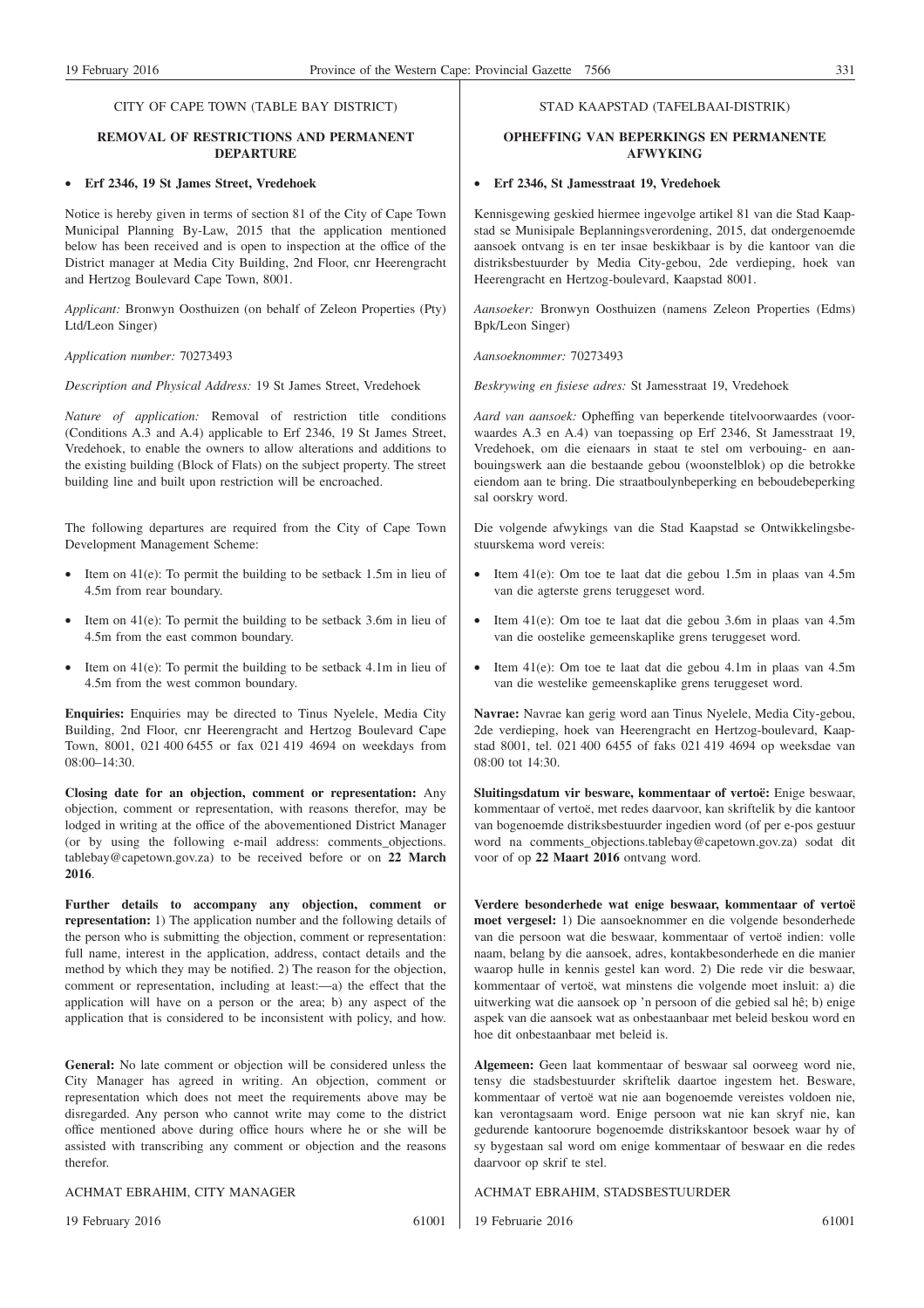CITY OF CAPE TOWN (TABLE BAY DISTRICT)

## REMOVAL OF RESTRICTIONS AND PERMANENT DEPARTURE

- **Erf 2346, 19 St James Street, Vredehoek**

Notice is hereby given in terms of section 81 of the City of Cape Town Municipal Planning By-Law, 2015 that the application mentioned below has been received and is open to inspection at the office of the District manager at Media City Building, 2nd Floor, cnr Heerengracht and Hertzog Boulevard Cape Town, 8001.

*Applicant:* Bronwyn Oosthuizen (on behalf of Zeleon Properties (Pty) Ltd/Leon Singer)

*Application number:* 70273493

*Description and Physical Address:* 19 St James Street, Vredehoek

*Nature of application:* Removal of restriction title conditions (Conditions A.3 and A.4) applicable to Erf 2346, 19 St James Street, Vredehoek, to enable the owners to allow alterations and additions to the existing building (Block of Flats) on the subject property. The street building line and built upon restriction will be encroached.

The following departures are required from the City of Cape Town Development Management Scheme:

- Item on 41(e): To permit the building to be setback 1.5m in lieu of 4.5m from rear boundary.
- Item on 41(e): To permit the building to be setback 3.6m in lieu of 4.5m from the east common boundary.
- Item on 41(e): To permit the building to be setback 4.1m in lieu of 4.5m from the west common boundary.

**Enquiries:** Enquiries may be directed to Tinus Nyelele, Media City Building, 2nd Floor, cnr Heerengracht and Hertzog Boulevard Cape Town, 8001, 021 400 6455 or fax 021 419 4694 on weekdays from 08:00–14:30.

**Closing date for an objection, comment or representation:** Any objection, comment or representation, with reasons therefor, may be lodged in writing at the office of the abovementioned District Manager (or by using the following e-mail address: comments_objections.tablebay@capetown.gov.za) to be received before or on **22 March 2016**.

**Further details to accompany any objection, comment or representation:** 1) The application number and the following details of the person who is submitting the objection, comment or representation: full name, interest in the application, address, contact details and the method by which they may be notified. 2) The reason for the objection, comment or representation, including at least:—a) the effect that the application will have on a person or the area; b) any aspect of the application that is considered to be inconsistent with policy, and how.

**General:** No late comment or objection will be considered unless the City Manager has agreed in writing. An objection, comment or representation which does not meet the requirements above may be disregarded. Any person who cannot write may come to the district office mentioned above during office hours where he or she will be assisted with transcribing any comment or objection and the reasons therefor.

ACHMAT EBRAHIM, CITY MANAGER

19 February 2016 61001

STAD KAAPSTAD (TAFELBAAI-DISTRIK)

## OPHEFFING VAN BEPERKINGS EN PERMANENTE AFWYKING

- **Erf 2346, St Jamesstraat 19, Vredehoek**

Kennisgewing geskied hiermee ingevolge artikel 81 van die Stad Kaapstad se Munisipale Beplanningsverordening, 2015, dat ondergenoemde aansoek ontvang is en ter insae beskikbaar is by die kantoor van die distriksbestuurder by Media City-gebou, 2de verdieping, hoek van Heerengracht en Hertzog-boulevard, Kaapstad 8001.

*Aansoeker:* Bronwyn Oosthuizen (namens Zeleon Properties (Edms) Bpk/Leon Singer)

*Aansoeknommer:* 70273493

*Beskrywing en fisiese adres:* St Jamesstraat 19, Vredehoek

*Aard van aansoek:* Opheffing van beperkende titelvoorwaardes (voorwaardes A.3 en A.4) van toepassing op Erf 2346, St Jamesstraat 19, Vredehoek, om die eienaars in staat te stel om verbouing- en aanbouingswerk aan die bestaande gebou (woonstelblok) op die betrokke eiendom aan te bring. Die straatboulynbeperking en beboudebeperking sal oorskry word.

Die volgende afwykings van die Stad Kaapstad se Ontwikkelingsbestuurskema word vereis:

- Item 41(e): Om toe te laat dat die gebou 1.5m in plaas van 4.5m van die agterste grens teruggeset word.
- Item 41(e): Om toe te laat dat die gebou 3.6m in plaas van 4.5m van die oostelike gemeenskaplike grens teruggeset word.
- Item 41(e): Om toe te laat dat die gebou 4.1m in plaas van 4.5m van die westelike gemeenskaplike grens teruggeset word.

**Navrae:** Navrae kan gerig word aan Tinus Nyelele, Media City-gebou, 2de verdieping, hoek van Heerengracht en Hertzog-boulevard, Kaapstad 8001, tel. 021 400 6455 of faks 021 419 4694 op weeksdae van 08:00 tot 14:30.

**Sluitingsdatum vir besware, kommentaar of vertoë:** Enige beswaar, kommentaar of vertoë, met redes daarvoor, kan skriftelik by die kantoor van bogenoemde distriksbestuurder ingedien word (of per e-pos gestuur word na comments_objections.tablebay@capetown.gov.za) sodat dit voor of op **22 Maart 2016** ontvang word.

**Verdere besonderhede wat enige beswaar, kommentaar of vertoë moet vergesel:** 1) Die aansoeknommer en die volgende besonderhede van die persoon wat die beswaar, kommentaar of vertoë indien: volle naam, belang by die aansoek, adres, kontakbesonderhede en die manier waarop hulle in kennis gestel kan word. 2) Die rede vir die beswaar, kommentaar of vertoë, wat minstens die volgende moet insluit: a) die uitwerking wat die aansoek op 'n persoon of die gebied sal hê; b) enige aspek van die aansoek wat as onbestaanbaar met beleid beskou word en hoe dit onbestaanbaar met beleid is.

**Algemeen:** Geen laat kommentaar of beswaar sal oorweeg word nie, tensy die stadsbestuurder skriftelik daartoe ingestem het. Besware, kommentaar of vertoë wat nie aan bogenoemde vereistes voldoen nie, kan verontagsaam word. Enige persoon wat nie kan skryf nie, kan gedurende kantoorure bogenoemde distrikskantoor besoek waar hy of sy bygestaan sal word om enige kommentaar of beswaar en die redes daarvoor op skrif te stel.

ACHMAT EBRAHIM, STADSBESTUURDER

19 Februarie 2016 61001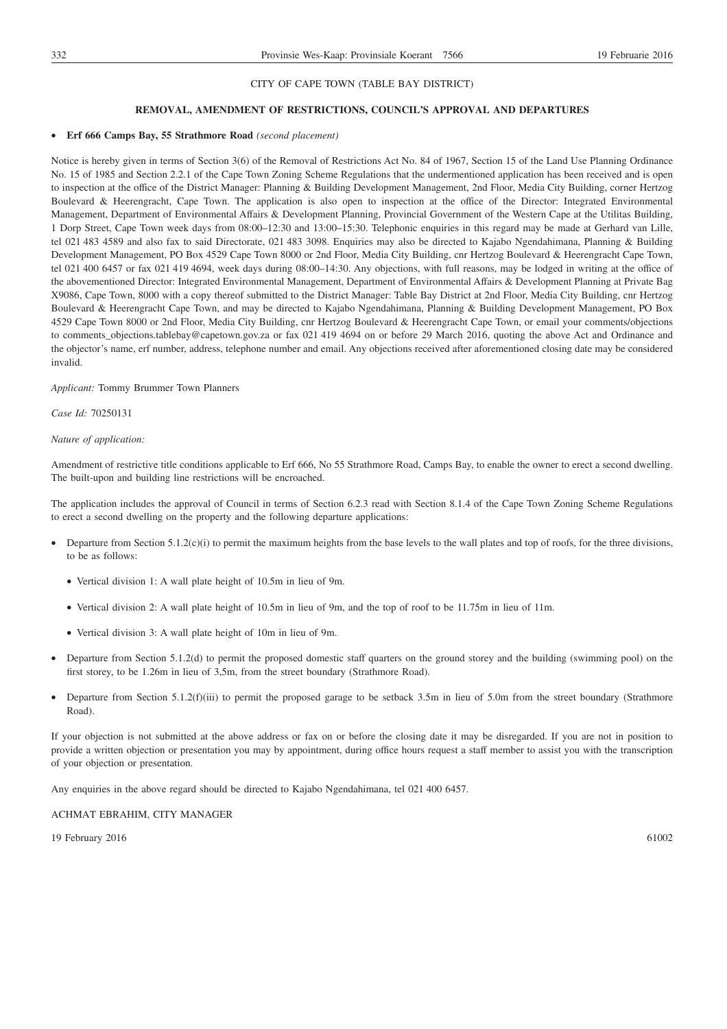CITY OF CAPE TOWN (TABLE BAY DISTRICT)

## REMOVAL, AMENDMENT OF RESTRICTIONS, COUNCIL'S APPROVAL AND DEPARTURES

- **Erf 666 Camps Bay, 55 Strathmore Road** *(second placement)*

Notice is hereby given in terms of Section 3(6) of the Removal of Restrictions Act No. 84 of 1967, Section 15 of the Land Use Planning Ordinance No. 15 of 1985 and Section 2.2.1 of the Cape Town Zoning Scheme Regulations that the undermentioned application has been received and is open to inspection at the office of the District Manager: Planning & Building Development Management, 2nd Floor, Media City Building, corner Hertzog Boulevard & Heerengracht, Cape Town. The application is also open to inspection at the office of the Director: Integrated Environmental Management, Department of Environmental Affairs & Development Planning, Provincial Government of the Western Cape at the Utilitas Building, 1 Dorp Street, Cape Town week days from 08:00–12:30 and 13:00–15:30. Telephonic enquiries in this regard may be made at Gerhard van Lille, tel 021 483 4589 and also fax to said Directorate, 021 483 3098. Enquiries may also be directed to Kajabo Ngendahimana, Planning & Building Development Management, PO Box 4529 Cape Town 8000 or 2nd Floor, Media City Building, cnr Hertzog Boulevard & Heerengracht Cape Town, tel 021 400 6457 or fax 021 419 4694, week days during 08:00–14:30. Any objections, with full reasons, may be lodged in writing at the office of the abovementioned Director: Integrated Environmental Management, Department of Environmental Affairs & Development Planning at Private Bag X9086, Cape Town, 8000 with a copy thereof submitted to the District Manager: Table Bay District at 2nd Floor, Media City Building, cnr Hertzog Boulevard & Heerengracht Cape Town, and may be directed to Kajabo Ngendahimana, Planning & Building Development Management, PO Box 4529 Cape Town 8000 or 2nd Floor, Media City Building, cnr Hertzog Boulevard & Heerengracht Cape Town, or email your comments/objections to comments_objections.tablebay@capetown.gov.za or fax 021 419 4694 on or before 29 March 2016, quoting the above Act and Ordinance and the objector's name, erf number, address, telephone number and email. Any objections received after aforementioned closing date may be considered invalid.

*Applicant:* Tommy Brummer Town Planners

*Case Id:* 70250131

*Nature of application:*

Amendment of restrictive title conditions applicable to Erf 666, No 55 Strathmore Road, Camps Bay, to enable the owner to erect a second dwelling. The built-upon and building line restrictions will be encroached.

The application includes the approval of Council in terms of Section 6.2.3 read with Section 8.1.4 of the Cape Town Zoning Scheme Regulations to erect a second dwelling on the property and the following departure applications:

- Departure from Section 5.1.2(c)(i) to permit the maximum heights from the base levels to the wall plates and top of roofs, for the three divisions, to be as follows:
  - Vertical division 1: A wall plate height of 10.5m in lieu of 9m.
  - Vertical division 2: A wall plate height of 10.5m in lieu of 9m, and the top of roof to be 11.75m in lieu of 11m.
  - Vertical division 3: A wall plate height of 10m in lieu of 9m.
- Departure from Section 5.1.2(d) to permit the proposed domestic staff quarters on the ground storey and the building (swimming pool) on the first storey, to be 1.26m in lieu of 3,5m, from the street boundary (Strathmore Road).
- Departure from Section 5.1.2(f)(iii) to permit the proposed garage to be setback 3.5m in lieu of 5.0m from the street boundary (Strathmore Road).

If your objection is not submitted at the above address or fax on or before the closing date it may be disregarded. If you are not in position to provide a written objection or presentation you may by appointment, during office hours request a staff member to assist you with the transcription of your objection or presentation.

Any enquiries in the above regard should be directed to Kajabo Ngendahimana, tel 021 400 6457.

ACHMAT EBRAHIM, CITY MANAGER

19 February 2016 61002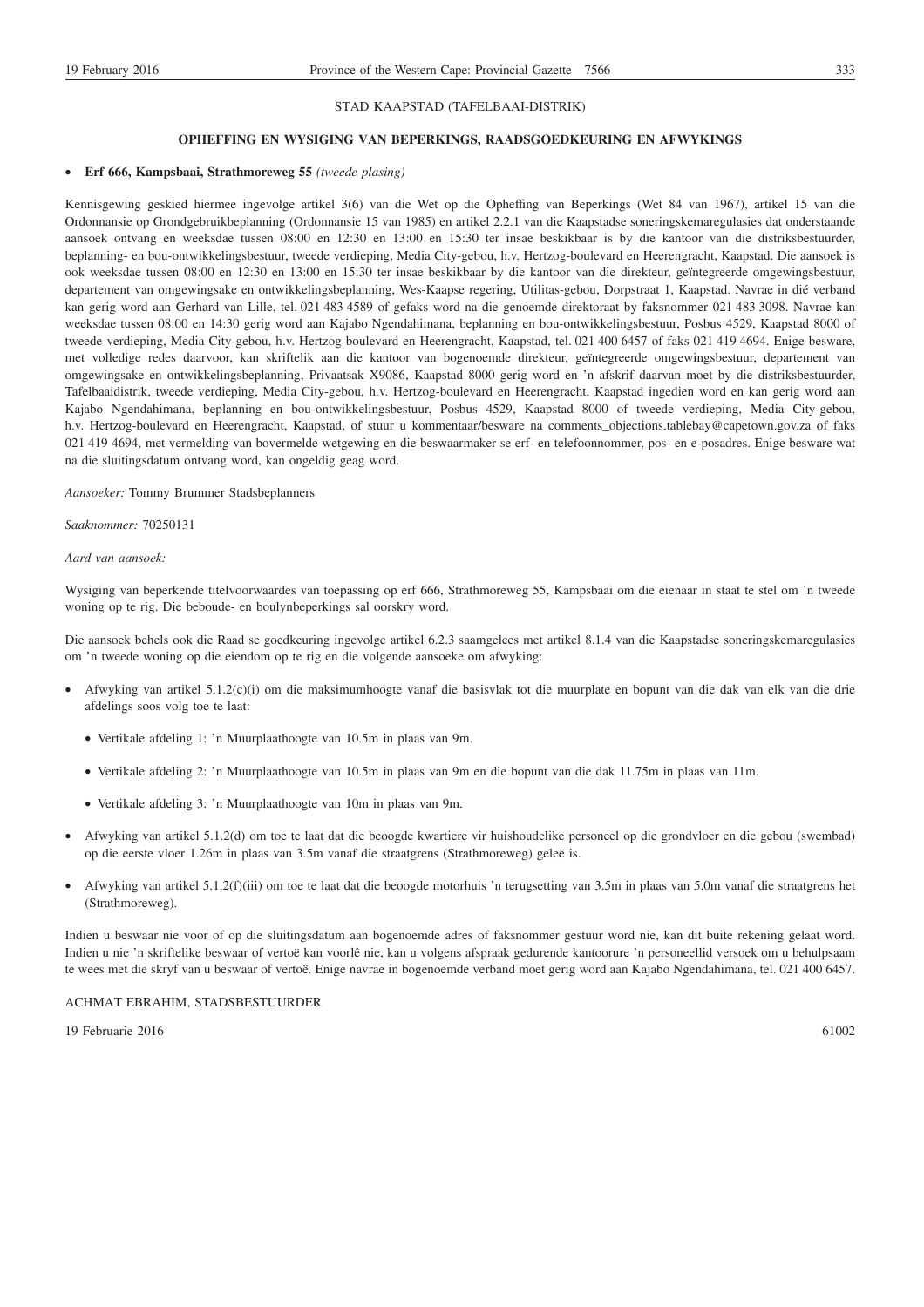STAD KAAPSTAD (TAFELBAAI-DISTRIK)

## OPHEFFING EN WYSIGING VAN BEPERKINGS, RAADSGOEDKEURING EN AFWYKINGS

- **Erf 666, Kampsbaai, Strathmoreweg 55** *(tweede plasing)*

Kennisgewing geskied hiermee ingevolge artikel 3(6) van die Wet op die Opheffing van Beperkings (Wet 84 van 1967), artikel 15 van die Ordonnansie op Grondgebruikbeplanning (Ordonnansie 15 van 1985) en artikel 2.2.1 van die Kaapstadse soneringskemaregulasies dat onderstaande aansoek ontvang en weeksdae tussen 08:00 en 12:30 en 13:00 en 15:30 ter insae beskikbaar is by die kantoor van die distriksbestuurder, beplanning- en bou-ontwikkelingsbestuur, tweede verdieping, Media City-gebou, h.v. Hertzog-boulevard en Heerengracht, Kaapstad. Die aansoek is ook weeksdae tussen 08:00 en 12:30 en 13:00 en 15:30 ter insae beskikbaar by die kantoor van die direkteur, geïntegreerde omgewingsbestuur, departement van omgewingsake en ontwikkelingsbeplanning, Wes-Kaapse regering, Utilitas-gebou, Dorpstraat 1, Kaapstad. Navrae in dié verband kan gerig word aan Gerhard van Lille, tel. 021 483 4589 of gefaks word na die genoemde direktoraat by faksnommer 021 483 3098. Navrae kan weeksdae tussen 08:00 en 14:30 gerig word aan Kajabo Ngendahimana, beplanning en bou-ontwikkelingsbestuur, Posbus 4529, Kaapstad 8000 of tweede verdieping, Media City-gebou, h.v. Hertzog-boulevard en Heerengracht, Kaapstad, tel. 021 400 6457 of faks 021 419 4694. Enige besware, met volledige redes daarvoor, kan skriftelik aan die kantoor van bogenoemde direkteur, geïntegreerde omgewingsbestuur, departement van omgewingsake en ontwikkelingsbeplanning, Privaatsak X9086, Kaapstad 8000 gerig word en 'n afskrif daarvan moet by die distriksbestuurder, Tafelbaaidistrik, tweede verdieping, Media City-gebou, h.v. Hertzog-boulevard en Heerengracht, Kaapstad ingedien word en kan gerig word aan Kajabo Ngendahimana, beplanning en bou-ontwikkelingsbestuur, Posbus 4529, Kaapstad 8000 of tweede verdieping, Media City-gebou, h.v. Hertzog-boulevard en Heerengracht, Kaapstad, of stuur u kommentaar/besware na comments_objections.tablebay@capetown.gov.za of faks 021 419 4694, met vermelding van bovermelde wetgewing en die beswaarmaker se erf- en telefoonnommer, pos- en e-posadres. Enige besware wat na die sluitingsdatum ontvang word, kan ongeldig geag word.

*Aansoeker:* Tommy Brummer Stadsbeplanners

*Saaknommer:* 70250131

*Aard van aansoek:*

Wysiging van beperkende titelvoorwaardes van toepassing op erf 666, Strathmoreweg 55, Kampsbaai om die eienaar in staat te stel om 'n tweede woning op te rig. Die beboude- en boulynbeperkings sal oorskry word.

Die aansoek behels ook die Raad se goedkeuring ingevolge artikel 6.2.3 saamgelees met artikel 8.1.4 van die Kaapstadse soneringskemaregulasies om 'n tweede woning op die eiendom op te rig en die volgende aansoeke om afwyking:

- Afwyking van artikel 5.1.2(c)(i) om die maksimumhoogte vanaf die basisvlak tot die muurplate en bopunt van die dak van elk van die drie afdelings soos volg toe te laat:
  - Vertikale afdeling 1: 'n Muurplaathoogte van 10.5m in plaas van 9m.
  - Vertikale afdeling 2: 'n Muurplaathoogte van 10.5m in plaas van 9m en die bopunt van die dak 11.75m in plaas van 11m.
  - Vertikale afdeling 3: 'n Muurplaathoogte van 10m in plaas van 9m.
- Afwyking van artikel 5.1.2(d) om toe te laat dat die beoogde kwartiere vir huishoudelike personeel op die grondvloer en die gebou (swembad) op die eerste vloer 1.26m in plaas van 3.5m vanaf die straatgrens (Strathmoreweg) geleë is.
- Afwyking van artikel 5.1.2(f)(iii) om toe te laat dat die beoogde motorhuis 'n terugsetting van 3.5m in plaas van 5.0m vanaf die straatgrens het (Strathmoreweg).

Indien u beswaar nie voor of op die sluitingsdatum aan bogenoemde adres of faksnommer gestuur word nie, kan dit buite rekening gelaat word. Indien u nie 'n skriftelike beswaar of vertoë kan voorlê nie, kan u volgens afspraak gedurende kantoorure 'n personeellid versoek om u behulpsaam te wees met die skryf van u beswaar of vertoë. Enige navrae in bogenoemde verband moet gerig word aan Kajabo Ngendahimana, tel. 021 400 6457.

ACHMAT EBRAHIM, STADSBESTUURDER

19 Februarie 2016 61002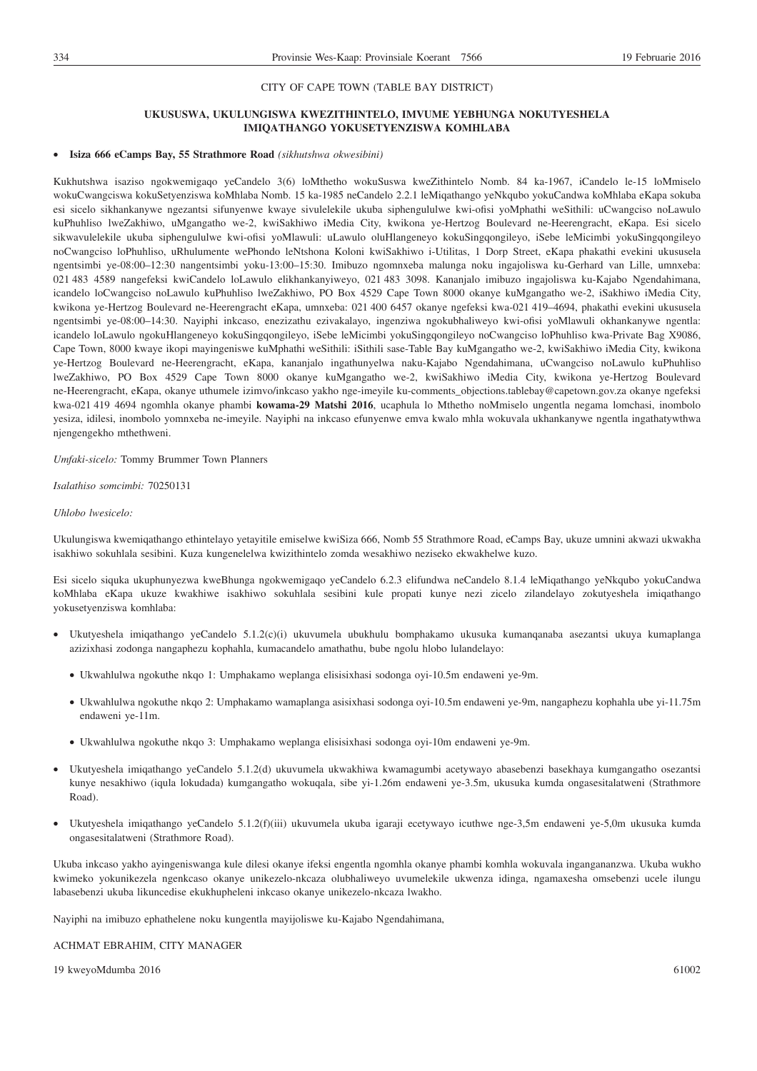CITY OF CAPE TOWN (TABLE BAY DISTRICT)

## UKUSUSWA, UKULUNGISWA KWEZITHINTELO, IMVUME YEBHUNGA NOKUTYESHELA IMIQATHANGO YOKUSETYENZISWA KOMHLABA

- **Isiza 666 eCamps Bay, 55 Strathmore Road** *(sikhutshwa okwesibini)*

Kukhutshwa isaziso ngokwemigaqo yeCandelo 3(6) loMthetho wokuSuswa kweZithintelo Nomb. 84 ka-1967, iCandelo le-15 loMmiselo wokuCwangciswa kokuSetyenziswa koMhlaba Nomb. 15 ka-1985 neCandelo 2.2.1 leMiqathango yeNkqubo yokuCandwa koMhlaba eKapa sokuba esi sicelo sikhankanywe ngezantsi sifunyenwe kwaye sivulelekile ukuba siphengululwe kwi-ofisi yoMphathi weSithili: uCwangciso noLawulo kuPhuhliso lweZakhiwo, uMgangatho we-2, kwiSakhiwo iMedia City, kwikona ye-Hertzog Boulevard ne-Heerengracht, eKapa. Esi sicelo sikwavulelekile ukuba siphengululwe kwi-ofisi yoMlawuli: uLawulo oluHlangeneyo kokuSingqongileyo, iSebe leMicimbi yokuSingqongileyo noCwangciso loPhuhliso, uRhulumente wePhondo leNtshona Koloni kwiSakhiwo i-Utilitas, 1 Dorp Street, eKapa phakathi evekini ukususela ngentsimbi ye-08:00–12:30 nangentsimbi yoku-13:00–15:30. Imibuzo ngomnxeba malunga noku ingajoliswa ku-Gerhard van Lille, umnxeba: 021 483 4589 nangefeksi kwiCandelo loLawulo elikhankanyiweyo, 021 483 3098. Kananjalo imibuzo ingajoliswa ku-Kajabo Ngendahimana, icandelo loCwangciso noLawulo kuPhuhliso lweZakhiwo, PO Box 4529 Cape Town 8000 okanye kuMgangatho we-2, iSakhiwo iMedia City, kwikona ye-Hertzog Boulevard ne-Heerengracht eKapa, umnxeba: 021 400 6457 okanye ngefeksi kwa-021 419–4694, phakathi evekini ukususela ngentsimbi ye-08:00–14:30. Nayiphi inkcaso, enezizathu ezivakalayo, ingenziwa ngokubhaliweyo kwi-ofisi yoMlawuli okhankanywe ngentla: icandelo loLawulo ngokuHlangeneyo kokuSingqongileyo, iSebe leMicimbi yokuSingqongileyo noCwangciso loPhuhliso kwa-Private Bag X9086, Cape Town, 8000 kwaye ikopi mayingeniswe kuMphathi weSithili: iSithili sase-Table Bay kuMgangatho we-2, kwiSakhiwo iMedia City, kwikona ye-Hertzog Boulevard ne-Heerengracht, eKapa, kananjalo ingathunyelwa naku-Kajabo Ngendahimana, uCwangciso noLawulo kuPhuhliso lweZakhiwo, PO Box 4529 Cape Town 8000 okanye kuMgangatho we-2, kwiSakhiwo iMedia City, kwikona ye-Hertzog Boulevard ne-Heerengracht, eKapa, okanye uthumele izimvo/inkcaso yakho nge-imeyile ku-comments_objections.tablebay@capetown.gov.za okanye ngefeksi kwa-021 419 4694 ngomhla okanye phambi **kowama-29 Matshi 2016**, ucaphula lo Mthetho noMmiselo ungentla negama lomchasi, inombolo yesiza, idilesi, inombolo yomnxeba ne-imeyile. Nayiphi na inkcaso efunyenwe emva kwalo mhla wokuvala ukhankanywe ngentla ingathatywthwa njengengekho mthethweni.

*Umfaki-sicelo:* Tommy Brummer Town Planners

*Isalathiso somcimbi:* 70250131

*Uhlobo lwesicelo:*

Ukulungiswa kwemiqathango ethintelayo yetayitile emiselwe kwiSiza 666, Nomb 55 Strathmore Road, eCamps Bay, ukuze umnini akwazi ukwakha isakhiwo sokuhlala sesibini. Kuza kungenelelwa kwizithintelo zomda wesakhiwo neziseko ekwakhelwe kuzo.

Esi sicelo siquka ukuphunyezwa kweBhunga ngokwemigaqo yeCandelo 6.2.3 elifundwa neCandelo 8.1.4 leMiqathango yeNkqubo yokuCandwa koMhlaba eKapa ukuze kwakhiwe isakhiwo sokuhlala sesibini kule propati kunye nezi zicelo zilandelayo zokutyeshela imiqathango yokusetyenziswa komhlaba:

- Ukutyeshela imiqathango yeCandelo 5.1.2(c)(i) ukuvumela ubukhulu bomphakamo ukusuka kumanqanaba asezantsi ukuya kumaplanga azizixhasi zodonga nangaphezu kophahla, kumacandelo amathathu, bube ngolu hlobo lulandelayo:
  - Ukwahlulwa ngokuthe nkqo 1: Umphakamo weplanga elisisixhasi sodonga oyi-10.5m endaweni ye-9m.
  - Ukwahlulwa ngokuthe nkqo 2: Umphakamo wamaplanga asisixhasi sodonga oyi-10.5m endaweni ye-9m, nangaphezu kophahla ube yi-11.75m endaweni ye-11m.
  - Ukwahlulwa ngokuthe nkqo 3: Umphakamo weplanga elisisixhasi sodonga oyi-10m endaweni ye-9m.
- Ukutyeshela imiqathango yeCandelo 5.1.2(d) ukuvumela ukwakhiwa kwamagumbi acetywayo abasebenzi basekhaya kumgangatho osezantsi kunye nesakhiwo (iqula lokudada) kumgangatho wokuqala, sibe yi-1.26m endaweni ye-3.5m, ukusuka kumda ongasesitalatweni (Strathmore Road).
- Ukutyeshela imiqathango yeCandelo 5.1.2(f)(iii) ukuvumela ukuba igaraji ecetywayo icuthwe nge-3,5m endaweni ye-5,0m ukusuka kumda ongasesitalatweni (Strathmore Road).

Ukuba inkcaso yakho ayingeniswanga kule dilesi okanye ifeksi engentla ngomhla okanye phambi komhla wokuvala ingangananzwa. Ukuba wukho kwimeko yokunikezela ngenkcaso okanye unikezelo-nkcaza olubhaliweyo uvumelekile ukwenza idinga, ngamaxesha omsebenzi ucele ilungu labasebenzi ukuba likuncedise ekukhupheleni inkcaso okanye unikezelo-nkcaza lwakho.

Nayiphi na imibuzo ephathelene noku kungentla mayijoliswe ku-Kajabo Ngendahimana,

ACHMAT EBRAHIM, CITY MANAGER

19 kweyoMdumba 2016

61002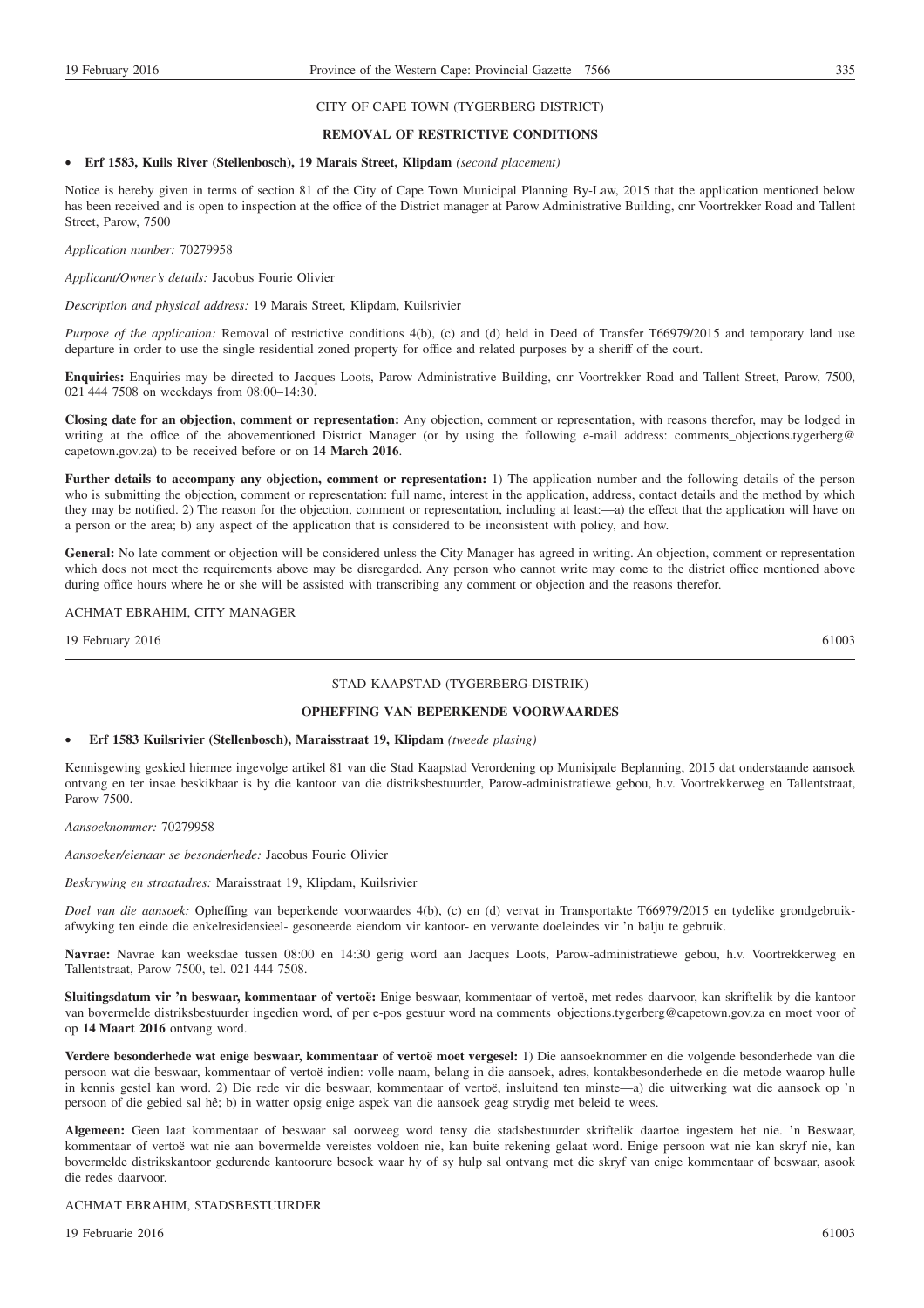CITY OF CAPE TOWN (TYGERBERG DISTRICT)

## REMOVAL OF RESTRICTIVE CONDITIONS

- **Erf 1583, Kuils River (Stellenbosch), 19 Marais Street, Klipdam** *(second placement)*

Notice is hereby given in terms of section 81 of the City of Cape Town Municipal Planning By-Law, 2015 that the application mentioned below has been received and is open to inspection at the office of the District manager at Parow Administrative Building, cnr Voortrekker Road and Tallent Street, Parow, 7500

*Application number:* 70279958

*Applicant/Owner's details:* Jacobus Fourie Olivier

*Description and physical address:* 19 Marais Street, Klipdam, Kuilsrivier

*Purpose of the application:* Removal of restrictive conditions 4(b), (c) and (d) held in Deed of Transfer T66979/2015 and temporary land use departure in order to use the single residential zoned property for office and related purposes by a sheriff of the court.

**Enquiries:** Enquiries may be directed to Jacques Loots, Parow Administrative Building, cnr Voortrekker Road and Tallent Street, Parow, 7500, 021 444 7508 on weekdays from 08:00–14:30.

**Closing date for an objection, comment or representation:** Any objection, comment or representation, with reasons therefor, may be lodged in writing at the office of the abovementioned District Manager (or by using the following e-mail address: comments_objections.tygerberg@capetown.gov.za) to be received before or on **14 March 2016**.

**Further details to accompany any objection, comment or representation:** 1) The application number and the following details of the person who is submitting the objection, comment or representation: full name, interest in the application, address, contact details and the method by which they may be notified. 2) The reason for the objection, comment or representation, including at least:—a) the effect that the application will have on a person or the area; b) any aspect of the application that is considered to be inconsistent with policy, and how.

**General:** No late comment or objection will be considered unless the City Manager has agreed in writing. An objection, comment or representation which does not meet the requirements above may be disregarded. Any person who cannot write may come to the district office mentioned above during office hours where he or she will be assisted with transcribing any comment or objection and the reasons therefor.

ACHMAT EBRAHIM, CITY MANAGER

19 February 2016 61003

---

STAD KAAPSTAD (TYGERBERG-DISTRIK)

## OPHEFFING VAN BEPERKENDE VOORWAARDES

- **Erf 1583 Kuilsrivier (Stellenbosch), Maraisstraat 19, Klipdam** *(tweede plasing)*

Kennisgewing geskied hiermee ingevolge artikel 81 van die Stad Kaapstad Verordening op Munisipale Beplanning, 2015 dat onderstaande aansoek ontvang en ter insae beskikbaar is by die kantoor van die distriksbestuurder, Parow-administratiewe gebou, h.v. Voortrekkerweg en Tallentstraat, Parow 7500.

*Aansoeknommer:* 70279958

*Aansoeker/eienaar se besonderhede:* Jacobus Fourie Olivier

*Beskrywing en straatadres:* Maraisstraat 19, Klipdam, Kuilsrivier

*Doel van die aansoek:* Opheffing van beperkende voorwaardes 4(b), (c) en (d) vervat in Transportakte T66979/2015 en tydelike grondgebruikafwyking ten einde die enkelresidensieel- gesoneerde eiendom vir kantoor- en verwante doeleindes vir 'n balju te gebruik.

**Navrae:** Navrae kan weeksdae tussen 08:00 en 14:30 gerig word aan Jacques Loots, Parow-administratiewe gebou, h.v. Voortrekkerweg en Tallentstraat, Parow 7500, tel. 021 444 7508.

**Sluitingsdatum vir 'n beswaar, kommentaar of vertoë:** Enige beswaar, kommentaar of vertoë, met redes daarvoor, kan skriftelik by die kantoor van bovermelde distriksbestuurder ingedien word, of per e-pos gestuur word na comments_objections.tygerberg@capetown.gov.za en moet voor of op **14 Maart 2016** ontvang word.

**Verdere besonderhede wat enige beswaar, kommentaar of vertoë moet vergesel:** 1) Die aansoeknommer en die volgende besonderhede van die persoon wat die beswaar, kommentaar of vertoë indien: volle naam, belang in die aansoek, adres, kontakbesonderhede en die metode waarop hulle in kennis gestel kan word. 2) Die rede vir die beswaar, kommentaar of vertoë, insluitend ten minste—a) die uitwerking wat die aansoek op 'n persoon of die gebied sal hê; b) in watter opsig enige aspek van die aansoek geag strydig met beleid te wees.

**Algemeen:** Geen laat kommentaar of beswaar sal oorweeg word tensy die stadsbestuurder skriftelik daartoe ingestem het nie. 'n Beswaar, kommentaar of vertoë wat nie aan bovermelde vereistes voldoen nie, kan buite rekening gelaat word. Enige persoon wat nie kan skryf nie, kan bovermelde distrikskantoor gedurende kantoorure besoek waar hy of sy hulp sal ontvang met die skryf van enige kommentaar of beswaar, asook die redes daarvoor.

ACHMAT EBRAHIM, STADSBESTUURDER

19 Februarie 2016 61003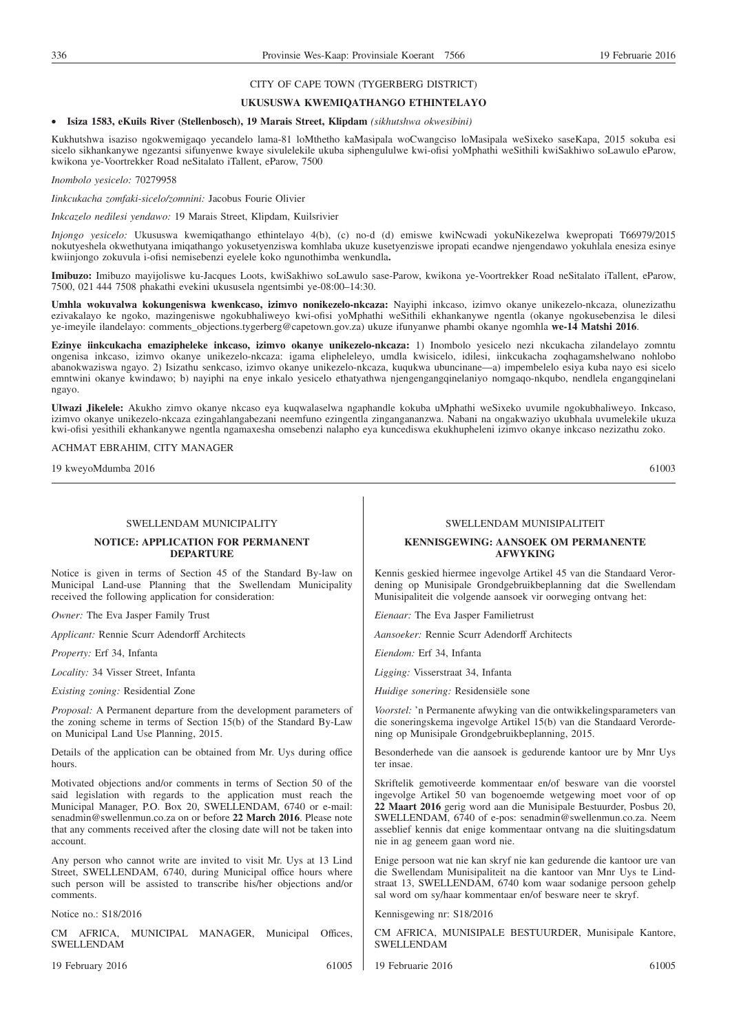CITY OF CAPE TOWN (TYGERBERG DISTRICT)

**UKUSUSWA KWEMIQATHANGO ETHINTELAYO**

- **Isiza 1583, eKuils River (Stellenbosch), 19 Marais Street, Klipdam** *(sikhutshwa okwesibini)*

Kukhutshwa isaziso ngokwemigaqo yecandelo lama-81 loMthetho kaMasipala woCwangciso loMasipala weSixeko saseKapa, 2015 sokuba esi sicelo sikhankanywe ngezantsi sifunyenwe kwaye sivulelekile ukuba siphengululwe kwi-ofisi yoMphathi weSithili kwiSakhiwo soLawulo eParow, kwikona ye-Voortrekker Road neSitalato iTallent, eParow, 7500

*Inombolo yesicelo:* 70279958

*Iinkcukacha zomfaki-sicelo/zomnini:* Jacobus Fourie Olivier

*Inkcazelo nedilesi yendawo:* 19 Marais Street, Klipdam, Kuilsrivier

*Injongo yesicelo:* Ukususwa kwemiqathango ethintelayo 4(b), (c) no-d (d) emiswe kwiNcwadi yokuNikezelwa kwepropati T66979/2015 nokutyeshela okwethutyana imiqathango yokusetyenziswa komhlaba ukuze kusetyenziswe ipropati ecandwe njengendawo yokuhlala enesiza esinye kwiinjongo zokuvula i-ofisi nemisebenzi eyelele koko ngunothimba wenkundla**.**

**Imibuzo:** Imibuzo mayijoliswe ku-Jacques Loots, kwiSakhiwo soLawulo sase-Parow, kwikona ye-Voortrekker Road neSitalato iTallent, eParow, 7500, 021 444 7508 phakathi evekini ukususela ngentsimbi ye-08:00–14:30.

**Umhla wokuvalwa kokungeniswa kwenkcaso, izimvo nonikezelo-nkcaza:** Nayiphi inkcaso, izimvo okanye unikezelo-nkcaza, olunezizathu ezivakalayo ke ngoko, mazingeniswe ngokubhaliweyo kwi-ofisi yoMphathi weSithili ekhankanywe ngentla (okanye ngokusebenzisa le dilesi ye-imeyile ilandelayo: comments_objections.tygerberg@capetown.gov.za) ukuze ifunyanwe phambi okanye ngomhla **we-14 Matshi 2016**.

**Ezinye iinkcukacha emazipheleke inkcaso, izimvo okanye unikezelo-nkcaza:** 1) Inombolo yesicelo nezi nkcukacha zilandelayo zomntu ongenisa inkcaso, izimvo okanye unikezelo-nkcaza: igama elipheleleyo, umdla kwisicelo, idilesi, iinkcukacha zoqhagamshelwano nohlobo abanokwaziswa ngayo. 2) Isizathu senkcaso, izimvo okanye unikezelo-nkcaza, kuqukwa ubuncinane—a) impembelelo esiya kuba nayo esi sicelo emntwini okanye kwindawo; b) nayiphi na enye inkalo yesicelo ethatyathwa njengengangqinelaniyo nomgaqo-nkqubo, nendlela engangqinelani ngayo.

**Ulwazi Jikelele:** Akukho zimvo okanye nkcaso eya kuqwalaselwa ngaphandle kokuba uMphathi weSixeko uvumile ngokubhaliweyo. Inkcaso, izimvo okanye unikezelo-nkcaza ezingahlangabezani neemfuno ezingentla zinganganangwa. Nabani na ongakwaziyo ukubhala uvumelekile ukuza kwi-ofisi yesithili ekhankanywe ngentla ngamaxesha omsebenzi nalapho eya kuncediswa ekukhupheleni izimvo okanye inkcaso nezizathu zoko.

ACHMAT EBRAHIM, CITY MANAGER

19 kweyoMdumba 2016 61003

---

SWELLENDAM MUNICIPALITY

**NOTICE: APPLICATION FOR PERMANENT DEPARTURE**

Notice is given in terms of Section 45 of the Standard By-law on Municipal Land-use Planning that the Swellendam Municipality received the following application for consideration:

*Owner:* The Eva Jasper Family Trust

*Applicant:* Rennie Scurr Adendorff Architects

*Property:* Erf 34, Infanta

*Locality:* 34 Visser Street, Infanta

*Existing zoning:* Residential Zone

*Proposal:* A Permanent departure from the development parameters of the zoning scheme in terms of Section 15(b) of the Standard By-Law on Municipal Land Use Planning, 2015.

Details of the application can be obtained from Mr. Uys during office hours.

Motivated objections and/or comments in terms of Section 50 of the said legislation with regards to the application must reach the Municipal Manager, P.O. Box 20, SWELLENDAM, 6740 or e-mail: senadmin@swellenmun.co.za on or before **22 March 2016**. Please note that any comments received after the closing date will not be taken into account.

Any person who cannot write are invited to visit Mr. Uys at 13 Lind Street, SWELLENDAM, 6740, during Municipal office hours where such person will be assisted to transcribe his/her objections and/or comments.

Notice no.: S18/2016

CM AFRICA, MUNICIPAL MANAGER, Municipal Offices, SWELLENDAM

19 February 2016 61005

---

SWELLENDAM MUNISIPALITEIT

**KENNISGEWING: AANSOEK OM PERMANENTE AFWYKING**

Kennis geskied hiermee ingevolge Artikel 45 van die Standaard Verordening op Munisipale Grondgebruikbeplanning dat die Swellendam Munisipaliteit die volgende aansoek vir oorweging ontvang het:

*Eienaar:* The Eva Jasper Familietrust

*Aansoeker:* Rennie Scurr Adendorff Architects

*Eiendom:* Erf 34, Infanta

*Ligging:* Visserstraat 34, Infanta

*Huidige sonering:* Residensiële sone

*Voorstel:* 'n Permanente afwyking van die ontwikkelingsparameters van die soneringskema ingevolge Artikel 15(b) van die Standaard Verordening op Munisipale Grondgebruikbeplanning, 2015.

Besonderhede van die aansoek is gedurende kantoor ure by Mnr Uys ter insae.

Skriftelik gemotiveerde kommentaar en/of besware van die voorstel ingevolge Artikel 50 van bogenoemde wetgewing moet voor of op **22 Maart 2016** gerig word aan die Munisipale Bestuurder, Posbus 20, SWELLENDAM, 6740 of e-pos: senadmin@swellenmun.co.za. Neem asseblief kennis dat enige kommentaar ontvang na die sluitingsdatum nie in ag geneem gaan word nie.

Enige persoon wat nie kan skryf nie kan gedurende die kantoor ure van die Swellendam Munisipaliteit na die kantoor van Mnr Uys te Lindstraat 13, SWELLENDAM, 6740 kom waar sodanige persoon gehelp sal word om sy/haar kommentaar en/of besware neer te skryf.

Kennisgewing nr: S18/2016

CM AFRICA, MUNISIPALE BESTUURDER, Munisipale Kantore, SWELLENDAM

19 Februarie 2016 61005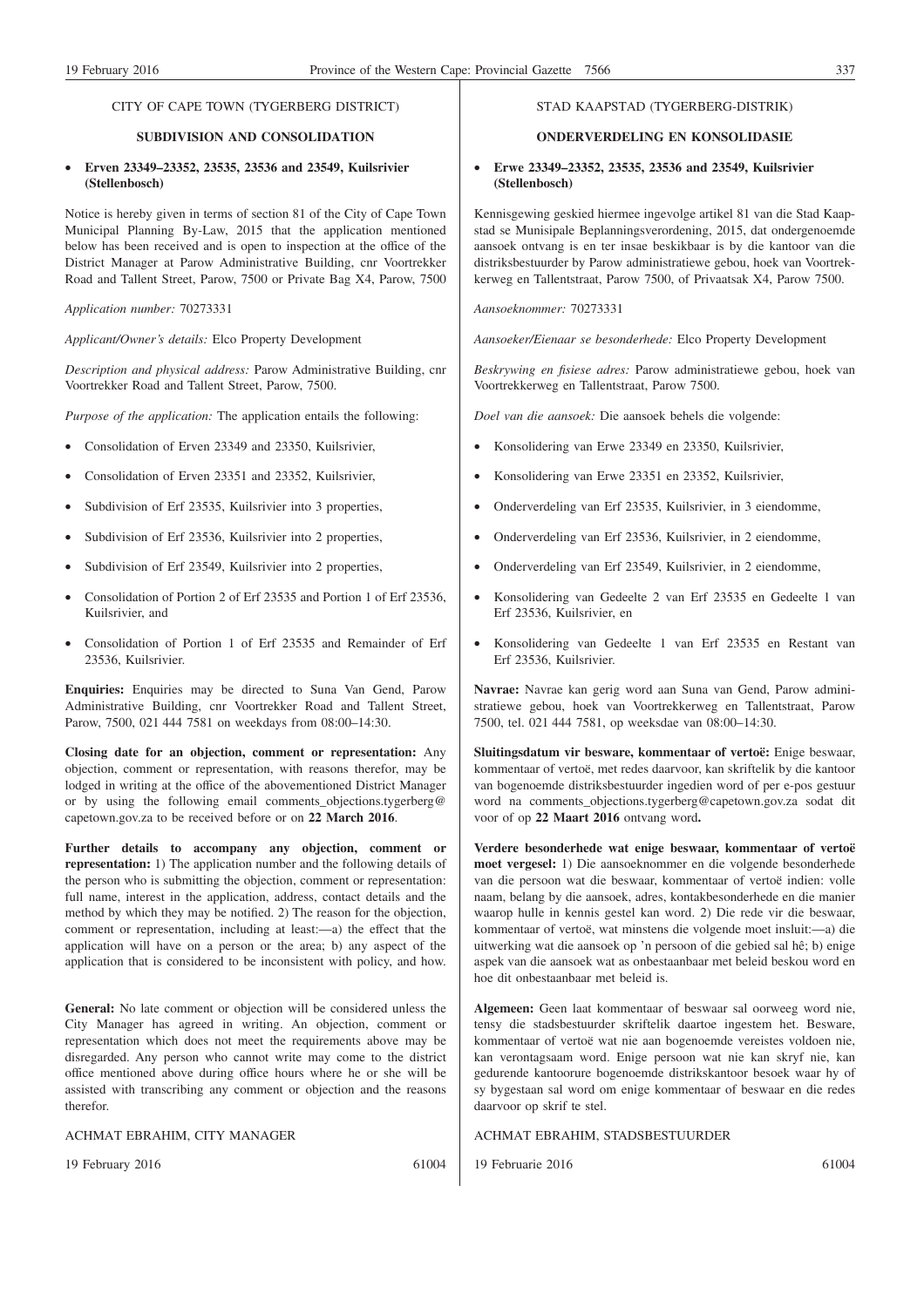CITY OF CAPE TOWN (TYGERBERG DISTRICT)

**SUBDIVISION AND CONSOLIDATION**

- **Erven 23349–23352, 23535, 23536 and 23549, Kuilsrivier (Stellenbosch)**

Notice is hereby given in terms of section 81 of the City of Cape Town Municipal Planning By-Law, 2015 that the application mentioned below has been received and is open to inspection at the office of the District Manager at Parow Administrative Building, cnr Voortrekker Road and Tallent Street, Parow, 7500 or Private Bag X4, Parow, 7500

*Application number:* 70273331

*Applicant/Owner's details:* Elco Property Development

*Description and physical address:* Parow Administrative Building, cnr Voortrekker Road and Tallent Street, Parow, 7500.

*Purpose of the application:* The application entails the following:

- Consolidation of Erven 23349 and 23350, Kuilsrivier,
- Consolidation of Erven 23351 and 23352, Kuilsrivier,
- Subdivision of Erf 23535, Kuilsrivier into 3 properties,
- Subdivision of Erf 23536, Kuilsrivier into 2 properties,
- Subdivision of Erf 23549, Kuilsrivier into 2 properties,
- Consolidation of Portion 2 of Erf 23535 and Portion 1 of Erf 23536, Kuilsrivier, and
- Consolidation of Portion 1 of Erf 23535 and Remainder of Erf 23536, Kuilsrivier.

**Enquiries:** Enquiries may be directed to Suna Van Gend, Parow Administrative Building, cnr Voortrekker Road and Tallent Street, Parow, 7500, 021 444 7581 on weekdays from 08:00–14:30.

**Closing date for an objection, comment or representation:** Any objection, comment or representation, with reasons therefor, may be lodged in writing at the office of the abovementioned District Manager or by using the following email comments_objections.tygerberg@capetown.gov.za to be received before or on **22 March 2016**.

**Further details to accompany any objection, comment or representation:** 1) The application number and the following details of the person who is submitting the objection, comment or representation: full name, interest in the application, address, contact details and the method by which they may be notified. 2) The reason for the objection, comment or representation, including at least:—a) the effect that the application will have on a person or the area; b) any aspect of the application that is considered to be inconsistent with policy, and how.

**General:** No late comment or objection will be considered unless the City Manager has agreed in writing. An objection, comment or representation which does not meet the requirements above may be disregarded. Any person who cannot write may come to the district office mentioned above during office hours where he or she will be assisted with transcribing any comment or objection and the reasons therefor.

ACHMAT EBRAHIM, CITY MANAGER

19 February 2016 61004

STAD KAAPSTAD (TYGERBERG-DISTRIK)

**ONDERVERDELING EN KONSOLIDASIE**

- **Erwe 23349–23352, 23535, 23536 and 23549, Kuilsrivier (Stellenbosch)**

Kennisgewing geskied hiermee ingevolge artikel 81 van die Stad Kaapstad se Munisipale Beplanningsverordening, 2015, dat ondergenoemde aansoek ontvang is en ter insae beskikbaar is by die kantoor van die distriksbestuurder by Parow administratiewe gebou, hoek van Voortrekkerweg en Tallentstraat, Parow 7500, of Privaatsak X4, Parow 7500.

*Aansoeknommer:* 70273331

*Aansoeker/Eienaar se besonderhede:* Elco Property Development

*Beskrywing en fisiese adres:* Parow administratiewe gebou, hoek van Voortrekkerweg en Tallentstraat, Parow 7500.

*Doel van die aansoek:* Die aansoek behels die volgende:

- Konsolidering van Erwe 23349 en 23350, Kuilsrivier,
- Konsolidering van Erwe 23351 en 23352, Kuilsrivier,
- Onderverdeling van Erf 23535, Kuilsrivier, in 3 eiendomme,
- Onderverdeling van Erf 23536, Kuilsrivier, in 2 eiendomme,
- Onderverdeling van Erf 23549, Kuilsrivier, in 2 eiendomme,
- Konsolidering van Gedeelte 2 van Erf 23535 en Gedeelte 1 van Erf 23536, Kuilsrivier, en
- Konsolidering van Gedeelte 1 van Erf 23535 en Restant van Erf 23536, Kuilsrivier.

**Navrae:** Navrae kan gerig word aan Suna van Gend, Parow administratiewe gebou, hoek van Voortrekkerweg en Tallentstraat, Parow 7500, tel. 021 444 7581, op weeksdae van 08:00–14:30.

**Sluitingsdatum vir besware, kommentaar of vertoë:** Enige beswaar, kommentaar of vertoë, met redes daarvoor, kan skriftelik by die kantoor van bogenoemde distriksbestuurder ingedien word of per e-pos gestuur word na comments_objections.tygerberg@capetown.gov.za sodat dit voor of op **22 Maart 2016** ontvang word**.**

**Verdere besonderhede wat enige beswaar, kommentaar of vertoë moet vergesel:** 1) Die aansoeknommer en die volgende besonderhede van die persoon wat die beswaar, kommentaar of vertoë indien: volle naam, belang by die aansoek, adres, kontakbesonderhede en die manier waarop hulle in kennis gestel kan word. 2) Die rede vir die beswaar, kommentaar of vertoë, wat minstens die volgende moet insluit:—a) die uitwerking wat die aansoek op 'n persoon of die gebied sal hê; b) enige aspek van die aansoek wat as onbestaanbaar met beleid beskou word en hoe dit onbestaanbaar met beleid is.

**Algemeen:** Geen laat kommentaar of beswaar sal oorweeg word nie, tensy die stadsbestuurder skriftelik daartoe ingestem het. Besware, kommentaar of vertoë wat nie aan bogenoemde vereistes voldoen nie, kan verontagsaam word. Enige persoon wat nie kan skryf nie, kan gedurende kantoorure bogenoemde distrikskantoor besoek waar hy of sy bygestaan sal word om enige kommentaar of beswaar en die redes daarvoor op skrif te stel.

ACHMAT EBRAHIM, STADSBESTUURDER

19 Februarie 2016 61004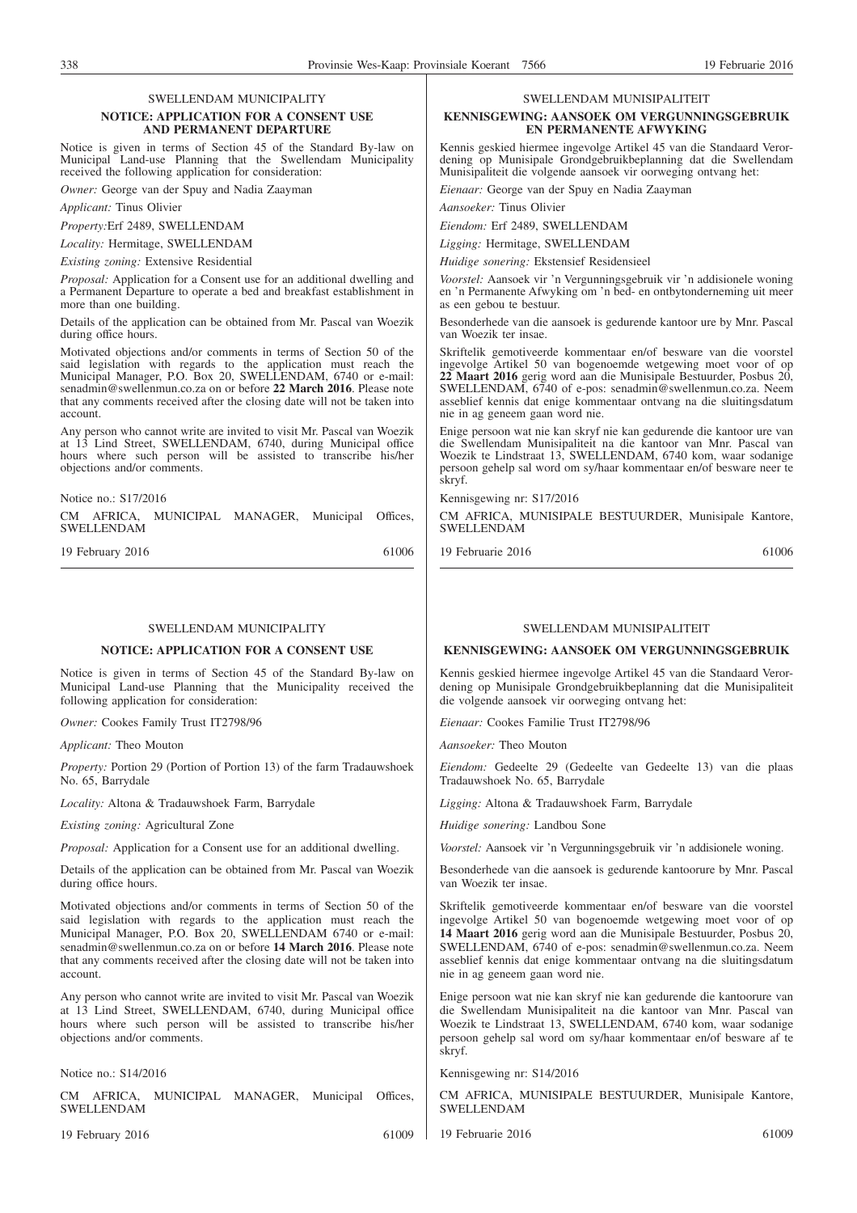## SWELLENDAM MUNICIPALITY

### NOTICE: APPLICATION FOR A CONSENT USE AND PERMANENT DEPARTURE

Notice is given in terms of Section 45 of the Standard By-law on Municipal Land-use Planning that the Swellendam Municipality received the following application for consideration:

*Owner:* George van der Spuy and Nadia Zaayman

*Applicant:* Tinus Olivier

*Property:*Erf 2489, SWELLENDAM

*Locality:* Hermitage, SWELLENDAM

*Existing zoning:* Extensive Residential

*Proposal:* Application for a Consent use for an additional dwelling and a Permanent Departure to operate a bed and breakfast establishment in more than one building.

Details of the application can be obtained from Mr. Pascal van Woezik during office hours.

Motivated objections and/or comments in terms of Section 50 of the said legislation with regards to the application must reach the Municipal Manager, P.O. Box 20, SWELLENDAM, 6740 or e-mail: senadmin@swellenmun.co.za on or before **22 March 2016**. Please note that any comments received after the closing date will not be taken into account.

Any person who cannot write are invited to visit Mr. Pascal van Woezik at 13 Lind Street, SWELLENDAM, 6740, during Municipal office hours where such person will be assisted to transcribe his/her objections and/or comments.

Notice no.: S17/2016

CM AFRICA, MUNICIPAL MANAGER, Municipal Offices, SWELLENDAM

19 February 2016 61006

## SWELLENDAM MUNISIPALITEIT

### KENNISGEWING: AANSOEK OM VERGUNNINGSGEBRUIK EN PERMANENTE AFWYKING

Kennis geskied hiermee ingevolge Artikel 45 van die Standaard Verordening op Munisipale Grondgebruikbeplanning dat die Swellendam Munisipaliteit die volgende aansoek vir oorweging ontvang het:

*Eienaar:* George van der Spuy en Nadia Zaayman

*Aansoeker:* Tinus Olivier

*Eiendom:* Erf 2489, SWELLENDAM

*Ligging:* Hermitage, SWELLENDAM

*Huidige sonering:* Ekstensief Residensieel

*Voorstel:* Aansoek vir 'n Vergunningsgebruik vir 'n addisionele woning en 'n Permanente Afwyking om 'n bed- en ontbytonderneming uit meer as een gebou te bestuur.

Besonderhede van die aansoek is gedurende kantoor ure by Mnr. Pascal van Woezik ter insae.

Skriftelik gemotiveerde kommentaar en/of besware van die voorstel ingevolge Artikel 50 van bogenoemde wetgewing moet voor of op **22 Maart 2016** gerig word aan die Munisipale Bestuurder, Posbus 20, SWELLENDAM, 6740 of e-pos: senadmin@swellenmun.co.za. Neem asseblief kennis dat enige kommentaar ontvang na die sluitingsdatum nie in ag geneem gaan word nie.

Enige persoon wat nie kan skryf nie kan gedurende die kantoor ure van die Swellendam Munisipaliteit na die kantoor van Mnr. Pascal van Woezik te Lindstraat 13, SWELLENDAM, 6740 kom, waar sodanige persoon gehelp sal word om sy/haar kommentaar en/of besware neer te skryf.

Kennisgewing nr: S17/2016

CM AFRICA, MUNISIPALE BESTUURDER, Munisipale Kantore, SWELLENDAM

19 Februarie 2016 61006

## SWELLENDAM MUNICIPALITY

### NOTICE: APPLICATION FOR A CONSENT USE

Notice is given in terms of Section 45 of the Standard By-law on Municipal Land-use Planning that the Municipality received the following application for consideration:

*Owner:* Cookes Family Trust IT2798/96

*Applicant:* Theo Mouton

*Property:* Portion 29 (Portion of Portion 13) of the farm Tradauwshoek No. 65, Barrydale

*Locality:* Altona & Tradauwshoek Farm, Barrydale

*Existing zoning:* Agricultural Zone

*Proposal:* Application for a Consent use for an additional dwelling.

Details of the application can be obtained from Mr. Pascal van Woezik during office hours.

Motivated objections and/or comments in terms of Section 50 of the said legislation with regards to the application must reach the Municipal Manager, P.O. Box 20, SWELLENDAM 6740 or e-mail: senadmin@swellenmun.co.za on or before **14 March 2016**. Please note that any comments received after the closing date will not be taken into account.

Any person who cannot write are invited to visit Mr. Pascal van Woezik at 13 Lind Street, SWELLENDAM, 6740, during Municipal office hours where such person will be assisted to transcribe his/her objections and/or comments.

Notice no.: S14/2016

CM AFRICA, MUNICIPAL MANAGER, Municipal Offices, SWELLENDAM

19 February 2016 61009

## SWELLENDAM MUNISIPALITEIT

### KENNISGEWING: AANSOEK OM VERGUNNINGSGEBRUIK

Kennis geskied hiermee ingevolge Artikel 45 van die Standaard Verordening op Munisipale Grondgebruikbeplanning dat die Munisipaliteit die volgende aansoek vir oorweging ontvang het:

*Eienaar:* Cookes Familie Trust IT2798/96

*Aansoeker:* Theo Mouton

*Eiendom:* Gedeelte 29 (Gedeelte van Gedeelte 13) van die plaas Tradauwshoek No. 65, Barrydale

*Ligging:* Altona & Tradauwshoek Farm, Barrydale

*Huidige sonering:* Landbou Sone

*Voorstel:* Aansoek vir 'n Vergunningsgebruik vir 'n addisionele woning.

Besonderhede van die aansoek is gedurende kantoorure by Mnr. Pascal van Woezik ter insae.

Skriftelik gemotiveerde kommentaar en/of besware van die voorstel ingevolge Artikel 50 van bogenoemde wetgewing moet voor of op **14 Maart 2016** gerig word aan die Munisipale Bestuurder, Posbus 20, SWELLENDAM, 6740 of e-pos: senadmin@swellenmun.co.za. Neem asseblief kennis dat enige kommentaar ontvang na die sluitingsdatum nie in ag geneem gaan word nie.

Enige persoon wat nie kan skryf nie kan gedurende die kantoorure van die Swellendam Munisipaliteit na die kantoor van Mnr. Pascal van Woezik te Lindstraat 13, SWELLENDAM, 6740 kom, waar sodanige persoon gehelp sal word om sy/haar kommentaar en/of besware af te skryf.

Kennisgewing nr: S14/2016

CM AFRICA, MUNISIPALE BESTUURDER, Munisipale Kantore, SWELLENDAM

19 Februarie 2016 61009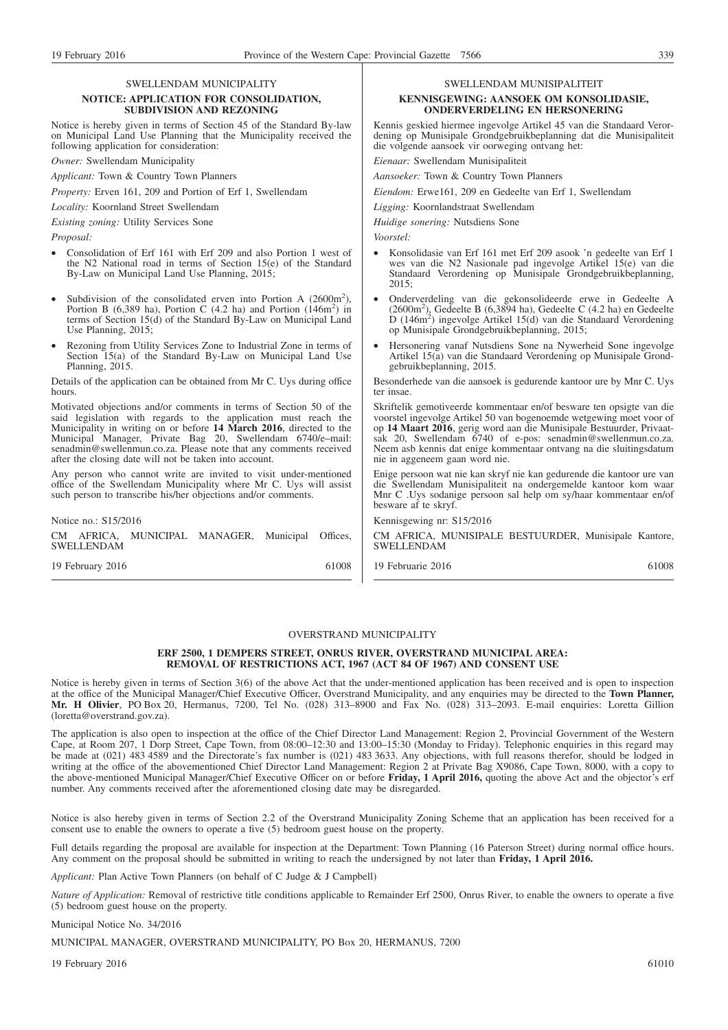SWELLENDAM MUNICIPALITY

**NOTICE: APPLICATION FOR CONSOLIDATION, SUBDIVISION AND REZONING**

Notice is hereby given in terms of Section 45 of the Standard By-law on Municipal Land Use Planning that the Municipality received the following application for consideration:

*Owner:* Swellendam Municipality

*Applicant:* Town & Country Town Planners

*Property:* Erven 161, 209 and Portion of Erf 1, Swellendam

*Locality:* Koornland Street Swellendam

*Existing zoning:* Utility Services Sone

*Proposal:*

- Consolidation of Erf 161 with Erf 209 and also Portion 1 west of the N2 National road in terms of Section 15(e) of the Standard By-Law on Municipal Land Use Planning, 2015;
- Subdivision of the consolidated erven into Portion A (2600m$^2$), Portion B (6,389 ha), Portion C (4.2 ha) and Portion (146m$^2$) in terms of Section 15(d) of the Standard By-Law on Municipal Land Use Planning, 2015;
- Rezoning from Utility Services Zone to Industrial Zone in terms of Section 15(a) of the Standard By-Law on Municipal Land Use Planning, 2015.

Details of the application can be obtained from Mr C. Uys during office hours.

Motivated objections and/or comments in terms of Section 50 of the said legislation with regards to the application must reach the Municipality in writing on or before **14 March 2016**, directed to the Municipal Manager, Private Bag 20, Swellendam 6740/e–mail: senadmin@swellenmun.co.za. Please note that any comments received after the closing date will not be taken into account.

Any person who cannot write are invited to visit under-mentioned office of the Swellendam Municipality where Mr C. Uys will assist such person to transcribe his/her objections and/or comments.

Notice no.: S15/2016

CM AFRICA, MUNICIPAL MANAGER, Municipal Offices, SWELLENDAM

19 February 2016 61008

SWELLENDAM MUNISIPALITEIT

**KENNISGEWING: AANSOEK OM KONSOLIDASIE, ONDERVERDELING EN HERSONERING**

Kennis geskied hiermee ingevolge Artikel 45 van die Standaard Verordening op Munisipale Grondgebruikbeplanning dat die Munisipaliteit die volgende aansoek vir oorweging ontvang het:

*Eienaar:* Swellendam Munisipaliteit

*Aansoeker:* Town & Country Town Planners

*Eiendom:* Erwe161, 209 en Gedeelte van Erf 1, Swellendam

*Ligging:* Koornlandstraat Swellendam

*Huidige sonering:* Nutsdiens Sone

*Voorstel:*

- Konsolidasie van Erf 161 met Erf 209 asook 'n gedeelte van Erf 1 wes van die N2 Nasionale pad ingevolge Artikel 15(e) van die Standaard Verordening op Munisipale Grondgebruikbeplanning, 2015;
- Onderverdeling van die gekonsolideerde erwe in Gedeelte A (2600m$^2$), Gedeelte B (6,3894 ha), Gedeelte C (4.2 ha) en Gedeelte D (146m$^2$) ingevolge Artikel 15(d) van die Standaard Verordening op Munisipale Grondgebruikbeplanning, 2015;
- Hersonering vanaf Nutsdiens Sone na Nywerheid Sone ingevolge Artikel 15(a) van die Standaard Verordening op Munisipale Grondgebruikbeplanning, 2015.

Besonderhede van die aansoek is gedurende kantoor ure by Mnr C. Uys ter insae.

Skriftelik gemotiveerde kommentaar en/of besware ten opsigte van die voorstel ingevolge Artikel 50 van bogenoemde wetgewing moet voor of op **14 Maart 2016**, gerig word aan die Munisipale Bestuurder, Privaatsak 20, Swellendam 6740 of e-pos: senadmin@swellenmun.co.za. Neem asb kennis dat enige kommentaar ontvang na die sluitingsdatum nie in aggeneem gaan word nie.

Enige persoon wat nie kan skryf nie kan gedurende die kantoor ure van die Swellendam Munisipaliteit na ondergemelde kantoor kom waar Mnr C .Uys sodanige persoon sal help om sy/haar kommentaar en/of besware af te skryf.

Kennisgewing nr: S15/2016

CM AFRICA, MUNISIPALE BESTUURDER, Munisipale Kantore, SWELLENDAM

19 Februarie 2016 61008

OVERSTRAND MUNICIPALITY

**ERF 2500, 1 DEMPERS STREET, ONRUS RIVER, OVERSTRAND MUNICIPAL AREA: REMOVAL OF RESTRICTIONS ACT, 1967 (ACT 84 OF 1967) AND CONSENT USE**

Notice is hereby given in terms of Section 3(6) of the above Act that the under-mentioned application has been received and is open to inspection at the office of the Municipal Manager/Chief Executive Officer, Overstrand Municipality, and any enquiries may be directed to the **Town Planner, Mr. H Olivier**, PO Box 20, Hermanus, 7200, Tel No. (028) 313–8900 and Fax No. (028) 313–2093. E-mail enquiries: Loretta Gillion (loretta@overstrand.gov.za).

The application is also open to inspection at the office of the Chief Director Land Management: Region 2, Provincial Government of the Western Cape, at Room 207, 1 Dorp Street, Cape Town, from 08:00–12:30 and 13:00–15:30 (Monday to Friday). Telephonic enquiries in this regard may be made at (021) 483 4589 and the Directorate's fax number is (021) 483 3633. Any objections, with full reasons therefor, should be lodged in writing at the office of the abovementioned Chief Director Land Management: Region 2 at Private Bag X9086, Cape Town, 8000, with a copy to the above-mentioned Municipal Manager/Chief Executive Officer on or before **Friday, 1 April 2016,** quoting the above Act and the objector's erf number. Any comments received after the aforementioned closing date may be disregarded.

Notice is also hereby given in terms of Section 2.2 of the Overstrand Municipality Zoning Scheme that an application has been received for a consent use to enable the owners to operate a five (5) bedroom guest house on the property.

Full details regarding the proposal are available for inspection at the Department: Town Planning (16 Paterson Street) during normal office hours. Any comment on the proposal should be submitted in writing to reach the undersigned by not later than **Friday, 1 April 2016.**

*Applicant:* Plan Active Town Planners (on behalf of C Judge & J Campbell)

*Nature of Application:* Removal of restrictive title conditions applicable to Remainder Erf 2500, Onrus River, to enable the owners to operate a five (5) bedroom guest house on the property.

Municipal Notice No. 34/2016

MUNICIPAL MANAGER, OVERSTRAND MUNICIPALITY, PO Box 20, HERMANUS, 7200

19 February 2016 61010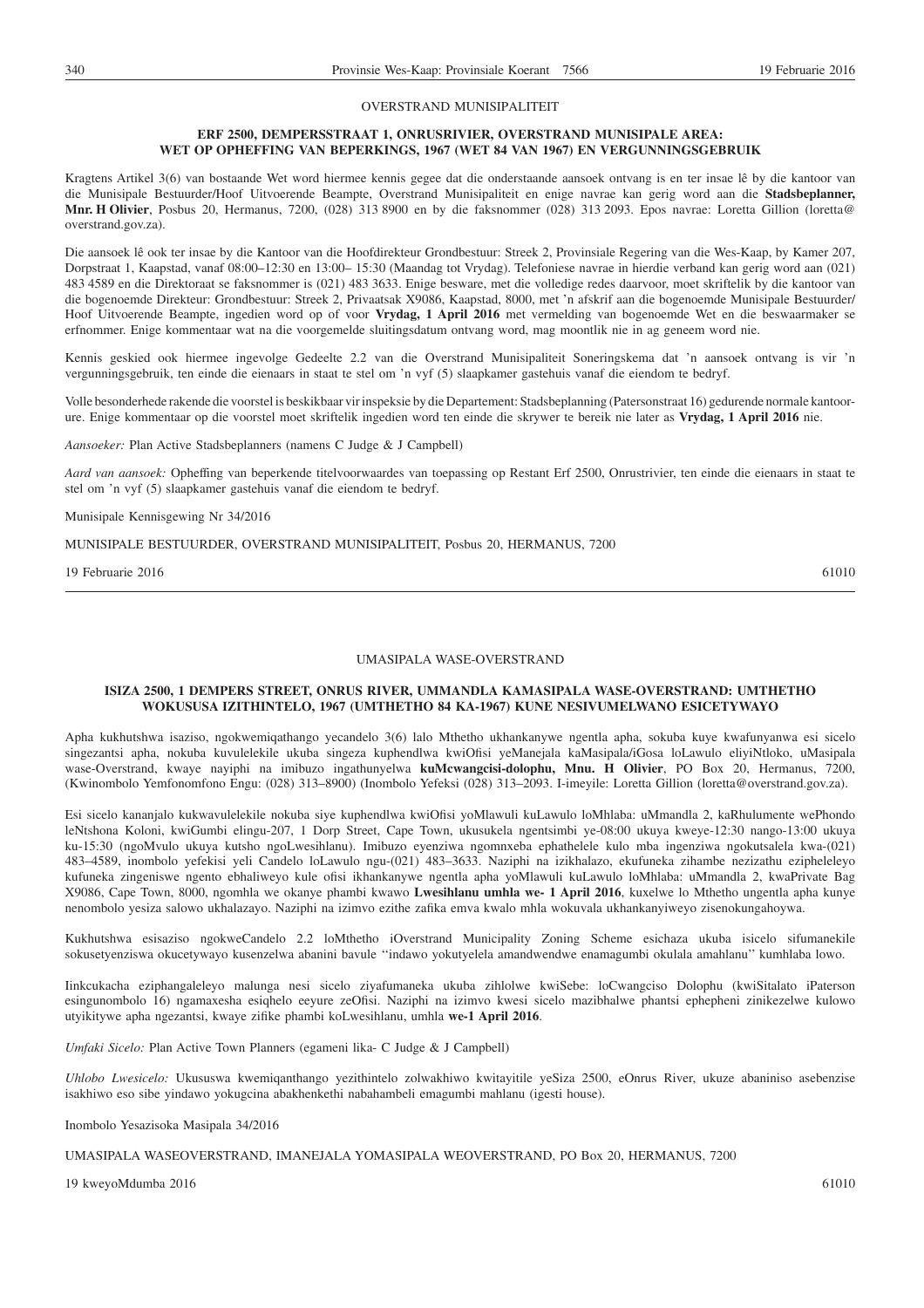OVERSTRAND MUNISIPALITEIT

**ERF 2500, DEMPERSSTRAAT 1, ONRUSRIVIER, OVERSTRAND MUNISIPALE AREA: WET OP OPHEFFING VAN BEPERKINGS, 1967 (WET 84 VAN 1967) EN VERGUNNINGSGEBRUIK**

Kragtens Artikel 3(6) van bostaande Wet word hiermee kennis gegee dat die onderstaande aansoek ontvang is en ter insae lê by die kantoor van die Munisipale Bestuurder/Hoof Uitvoerende Beampte, Overstrand Munisipaliteit en enige navrae kan gerig word aan die **Stadsbeplanner, Mnr. H Olivier**, Posbus 20, Hermanus, 7200, (028) 313 8900 en by die faksnommer (028) 313 2093. Epos navrae: Loretta Gillion (loretta@overstrand.gov.za).

Die aansoek lê ook ter insae by die Kantoor van die Hoofdirekteur Grondbestuur: Streek 2, Provinsiale Regering van die Wes-Kaap, by Kamer 207, Dorpstraat 1, Kaapstad, vanaf 08:00–12:30 en 13:00– 15:30 (Maandag tot Vrydag). Telefoniese navrae in hierdie verband kan gerig word aan (021) 483 4589 en die Direktoraat se faksnommer is (021) 483 3633. Enige besware, met die volledige redes daarvoor, moet skriftelik by die kantoor van die bogenoemde Direkteur: Grondbestuur: Streek 2, Privaatsak X9086, Kaapstad, 8000, met 'n afskrif aan die bogenoemde Munisipale Bestuurder/Hoof Uitvoerende Beampte, ingedien word op of voor **Vrydag, 1 April 2016** met vermelding van bogenoemde Wet en die beswaarmaker se erfnommer. Enige kommentaar wat na die voorgemelde sluitingsdatum ontvang word, mag moontlik nie in ag geneem word nie.

Kennis geskied ook hiermee ingevolge Gedeelte 2.2 van die Overstrand Munisipaliteit Soneringskema dat 'n aansoek ontvang is vir 'n vergunningsgebruik, ten einde die eienaars in staat te stel om 'n vyf (5) slaapkamer gastehuis vanaf die eiendom te bedryf.

Volle besonderhede rakende die voorstel is beskikbaar vir inspeksie by die Departement: Stadsbeplanning (Patersonstraat 16) gedurende normale kantoorure. Enige kommentaar op die voorstel moet skriftelik ingedien word ten einde die skrywer te bereik nie later as **Vrydag, 1 April 2016** nie.

*Aansoeker:* Plan Active Stadsbeplanners (namens C Judge & J Campbell)

*Aard van aansoek:* Opheffing van beperkende titelvoorwaardes van toepassing op Restant Erf 2500, Onrustrivier, ten einde die eienaars in staat te stel om 'n vyf (5) slaapkamer gastehuis vanaf die eiendom te bedryf.

Munisipale Kennisgewing Nr 34/2016

MUNISIPALE BESTUURDER, OVERSTRAND MUNISIPALITEIT, Posbus 20, HERMANUS, 7200

19 Februarie 2016 61010

---

UMASIPALA WASE-OVERSTRAND

**ISIZA 2500, 1 DEMPERS STREET, ONRUS RIVER, UMMANDLA KAMASIPALA WASE-OVERSTRAND: UMTHETHO WOKUSUSA IZITHINTELO, 1967 (UMTHETHO 84 KA-1967) KUNE NESIVUMELWANO ESICETYWAYO**

Apha kukhutshwa isaziso, ngokwemiqathango yecandelo 3(6) lalo Mthetho ukhankanywe ngentla apha, sokuba kuye kwafunyanwa esi sicelo singezantsi apha, nokuba kuvulelekile ukuba singeza kuphendlwa kwiOfisi yeManejala kaMasipala/iGosa loLawulo eliyiNtloko, uMasipala wase-Overstrand, kwaye nayiphi na imibuzo ingathunyelwa **kuMcwangcisi-dolophu, Mnu. H Olivier**, PO Box 20, Hermanus, 7200, (Kwinombolo Yemfonomfono Engu: (028) 313–8900) (Inombolo Yefeksi (028) 313–2093. I-imeyile: Loretta Gillion (loretta@overstrand.gov.za).

Esi sicelo kananjalo kukwavulelekile nokuba siye kuphendlwa kwiOfisi yoMlawuli kuLawulo loMhlaba: uMmandla 2, kaRhulumente wePhondo leNtshona Koloni, kwiGumbi elingu-207, 1 Dorp Street, Cape Town, ukusukela ngentsimbi ye-08:00 ukuya kweye-12:30 nango-13:00 ukuya ku-15:30 (ngoMvulo ukuya kutsho ngoLwesihlanu). Imibuzo eyenziwa ngomnxeba ephathelele kulo mba ingenziwa ngokutsalela kwa-(021) 483–4589, inombolo yefekisi yeli Candelo loLawulo ngu-(021) 483–3633. Naziphi na izikhalazo, ekufuneka zihambe nezizathu ezipheleleyo kufuneka zingeniswe ngento ebhaliweyo kule ofisi ikhankanywe ngentla apha yoMlawuli kuLawulo loMhlaba: uMmandla 2, kwaPrivate Bag X9086, Cape Town, 8000, ngomhla we okanye phambi kwawo **Lwesihlanu umhla we- 1 April 2016**, kuxelwe lo Mthetho ungentla apha kunye nenombolo yesiza salowo ukhalazayo. Naziphi na izimvo ezithe zafika emva kwalo mhla wokuvala ukhankanyiweyo zisenokungahoywa.

Kukhutshwa esisaziso ngokweCandelo 2.2 loMthetho iOverstrand Municipality Zoning Scheme esichaza ukuba isicelo sifumanekile sokusetyenziswa okucetywayo kusenzelwa abanini bavule ''indawo yokutyelela amandwendwe enamagumbi okulala amahlanu'' kumhlaba lowo.

Iinkcukacha eziphangaleleyo malunga nesi sicelo ziyafumaneka ukuba zihlolwe kwiSebe: loCwangciso Dolophu (kwiSitalato iPaterson esingunombolo 16) ngamaxesha esiqhelo eeyure zeOfisi. Naziphi na izimvo kwesi sicelo mazibhalwe phantsi ephepheni zinikezelwe kulowo utyikitywe apha ngezantsi, kwaye zifike phambi koLwesihlanu, umhla **we-1 April 2016**.

*Umfaki Sicelo:* Plan Active Town Planners (egameni lika- C Judge & J Campbell)

*Uhlobo Lwesicelo:* Ukususwa kwemiqanthango yezithintelo zolwakhiwo kwitayitile yeSiza 2500, eOnrus River, ukuze abaniniso asebenzise isakhiwo eso sibe yindawo yokugcina abakhenkethi nabahambeli emagumbi mahlanu (igesti house).

Inombolo Yesazisoka Masipala 34/2016

UMASIPALA WASEOVERSTRAND, IMANEJALA YOMASIPALA WEOVERSTRAND, PO Box 20, HERMANUS, 7200

19 kweyoMdumba 2016 61010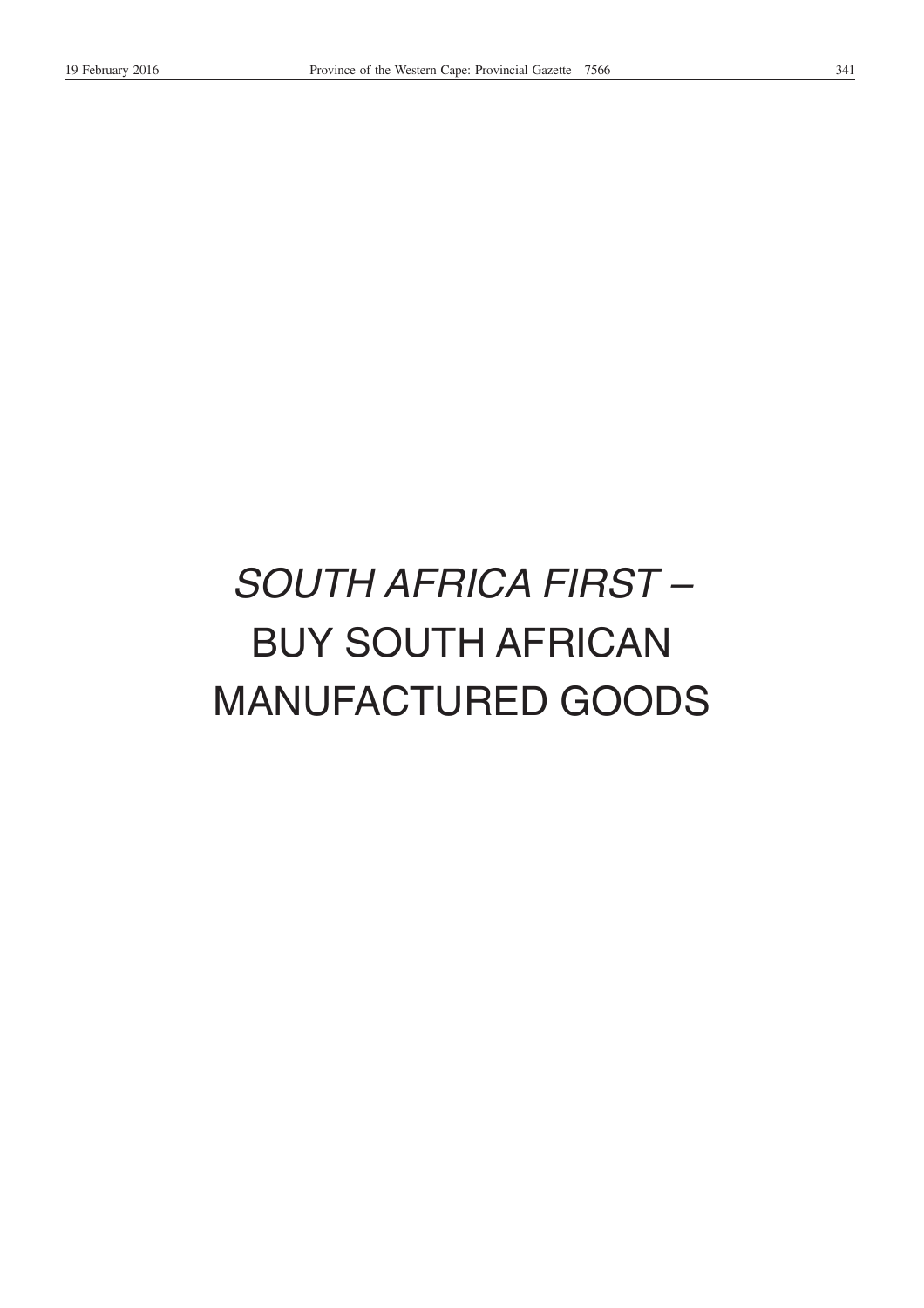*SOUTH AFRICA FIRST –*

BUY SOUTH AFRICAN MANUFACTURED GOODS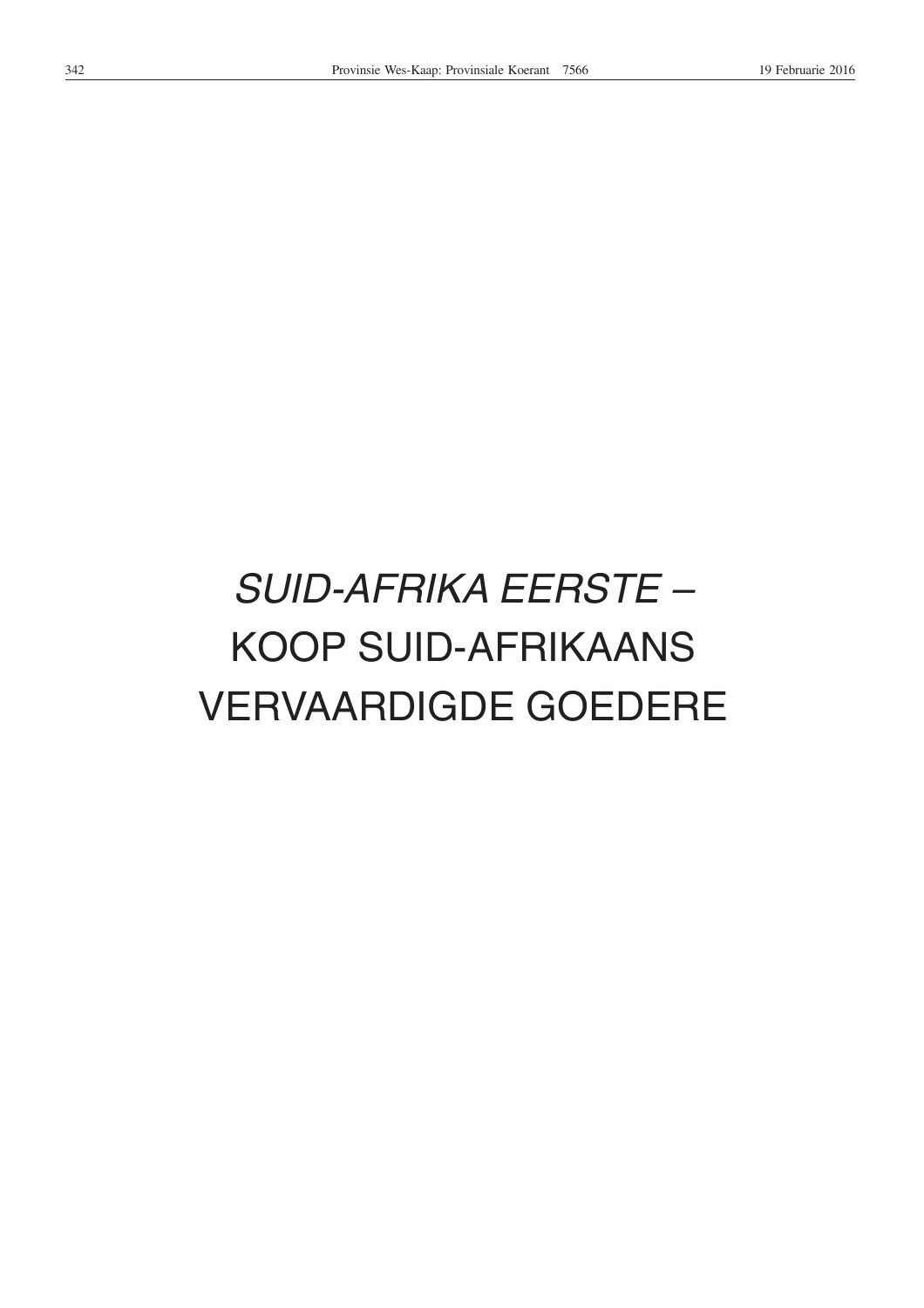*SUID-AFRIKA EERSTE –*

KOOP SUID-AFRIKAANS VERVAARDIGDE GOEDERE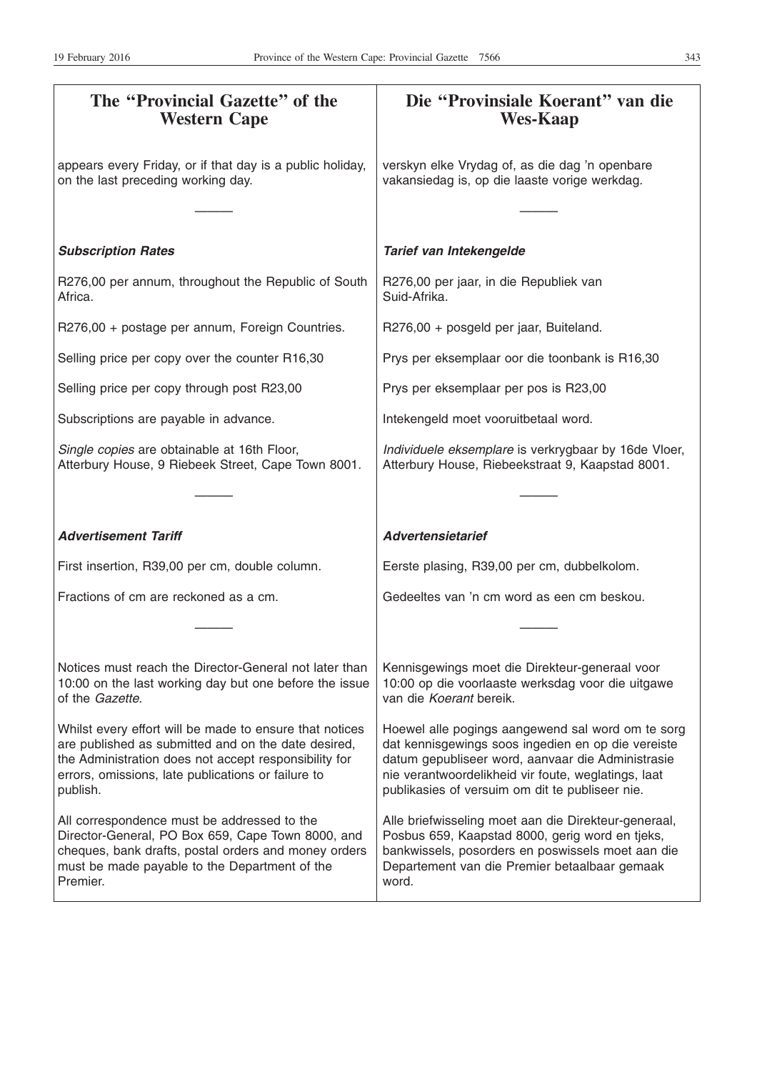# The "Provincial Gazette" of the Western Cape

appears every Friday, or if that day is a public holiday, on the last preceding working day.

---

***Subscription Rates***

R276,00 per annum, throughout the Republic of South Africa.

R276,00 + postage per annum, Foreign Countries.

Selling price per copy over the counter R16,30

Selling price per copy through post R23,00

Subscriptions are payable in advance.

*Single copies* are obtainable at 16th Floor, Atterbury House, 9 Riebeek Street, Cape Town 8001.

---

***Advertisement Tariff***

First insertion, R39,00 per cm, double column.

Fractions of cm are reckoned as a cm.

---

Notices must reach the Director-General not later than 10:00 on the last working day but one before the issue of the *Gazette.*

Whilst every effort will be made to ensure that notices are published as submitted and on the date desired, the Administration does not accept responsibility for errors, omissions, late publications or failure to publish.

All correspondence must be addressed to the Director-General, PO Box 659, Cape Town 8000, and cheques, bank drafts, postal orders and money orders must be made payable to the Department of the Premier.

# Die "Provinsiale Koerant" van die Wes-Kaap

verskyn elke Vrydag of, as die dag 'n openbare vakansiedag is, op die laaste vorige werkdag.

---

***Tarief van Intekengelde***

R276,00 per jaar, in die Republiek van Suid-Afrika.

R276,00 + posgeld per jaar, Buiteland.

Prys per eksemplaar oor die toonbank is R16,30

Prys per eksemplaar per pos is R23,00

Intekengeld moet vooruitbetaal word.

*Individuele eksemplare* is verkrygbaar by 16de Vloer, Atterbury House, Riebeekstraat 9, Kaapstad 8001.

---

***Advertensietarief***

Eerste plasing, R39,00 per cm, dubbelkolom.

Gedeeltes van 'n cm word as een cm beskou.

---

Kennisgewings moet die Direkteur-generaal voor 10:00 op die voorlaaste werksdag voor die uitgawe van die *Koerant* bereik.

Hoewel alle pogings aangewend sal word om te sorg dat kennisgewings soos ingedien en op die vereiste datum gepubliseer word, aanvaar die Administrasie nie verantwoordelikheid vir foute, weglatings, laat publikasies of versuim om dit te publiseer nie.

Alle briefwisseling moet aan die Direkteur-generaal, Posbus 659, Kaapstad 8000, gerig word en tjeks, bankwissels, posorders en poswissels moet aan die Departement van die Premier betaalbaar gemaak word.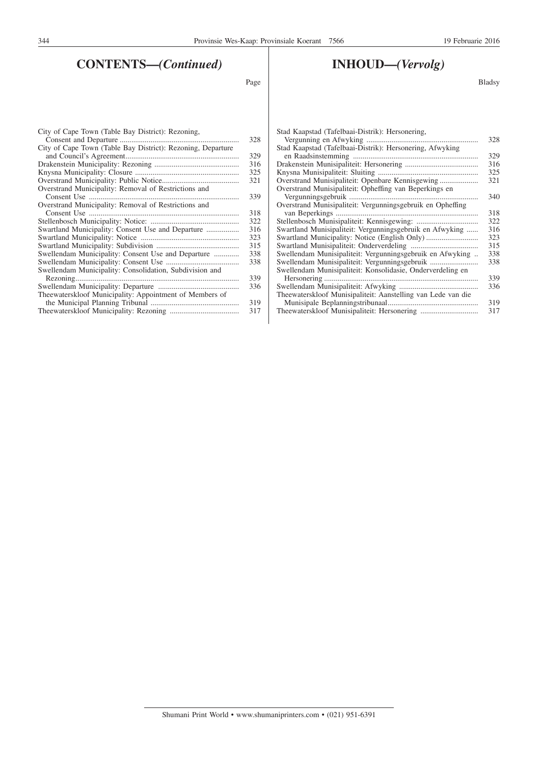## CONTENTS—*(Continued)*

| | Page |
|---|---|
| City of Cape Town (Table Bay District): Rezoning, Consent and Departure | 328 |
| City of Cape Town (Table Bay District): Rezoning, Departure and Council's Agreement | 329 |
| Drakenstein Municipality: Rezoning | 316 |
| Knysna Municipality: Closure | 325 |
| Overstrand Municipality: Public Notice | 321 |
| Overstrand Municipality: Removal of Restrictions and Consent Use | 339 |
| Overstrand Municipality: Removal of Restrictions and Consent Use | 318 |
| Stellenbosch Municipality: Notice: | 322 |
| Swartland Municipality: Consent Use and Departure | 316 |
| Swartland Municipality: Notice | 323 |
| Swartland Municipality: Subdivision | 315 |
| Swellendam Municipality: Consent Use and Departure | 338 |
| Swellendam Municipality: Consent Use | 338 |
| Swellendam Municipality: Consolidation, Subdivision and Rezoning | 339 |
| Swellendam Municipality: Departure | 336 |
| Theewaterskloof Municipality: Appointment of Members of the Municipal Planning Tribunal | 319 |
| Theewaterskloof Municipality: Rezoning | 317 |

## INHOUD—*(Vervolg)*

| | Bladsy |
|---|---|
| Stad Kaapstad (Tafelbaai-Distrik): Hersonering, Vergunning en Afwyking | 328 |
| Stad Kaapstad (Tafelbaai-Distrik): Hersonering, Afwyking en Raadsinstemming | 329 |
| Drakenstein Munisipaliteit: Hersonering | 316 |
| Knysna Munisipaliteit: Sluiting | 325 |
| Overstrand Munisipaliteit: Openbare Kennisgewing | 321 |
| Overstrand Munisipaliteit: Opheffing van Beperkings en Vergunningsgebruik | 340 |
| Overstrand Munisipaliteit: Vergunningsgebruik en Opheffing van Beperkings | 318 |
| Stellenbosch Munisipaliteit: Kennisgewing: | 322 |
| Swartland Munisipaliteit: Vergunningsgebruik en Afwyking | 316 |
| Swartland Municipality: Notice (English Only) | 323 |
| Swartland Munisipaliteit: Onderverdeling | 315 |
| Swellendam Munisipaliteit: Vergunningsgebruik en Afwyking | 338 |
| Swellendam Munisipaliteit: Vergunningsgebruik | 338 |
| Swellendam Munisipaliteit: Konsolidasie, Onderverdeling en Hersonering | 339 |
| Swellendam Munisipaliteit: Afwyking | 336 |
| Theewaterskloof Munisipaliteit: Aanstelling van Lede van die Munisipale Beplanningstribunaal | 319 |
| Theewaterskloof Munisipaliteit: Hersonering | 317 |

Shumani Print World • www.shumaniprinters.com • (021) 951-6391